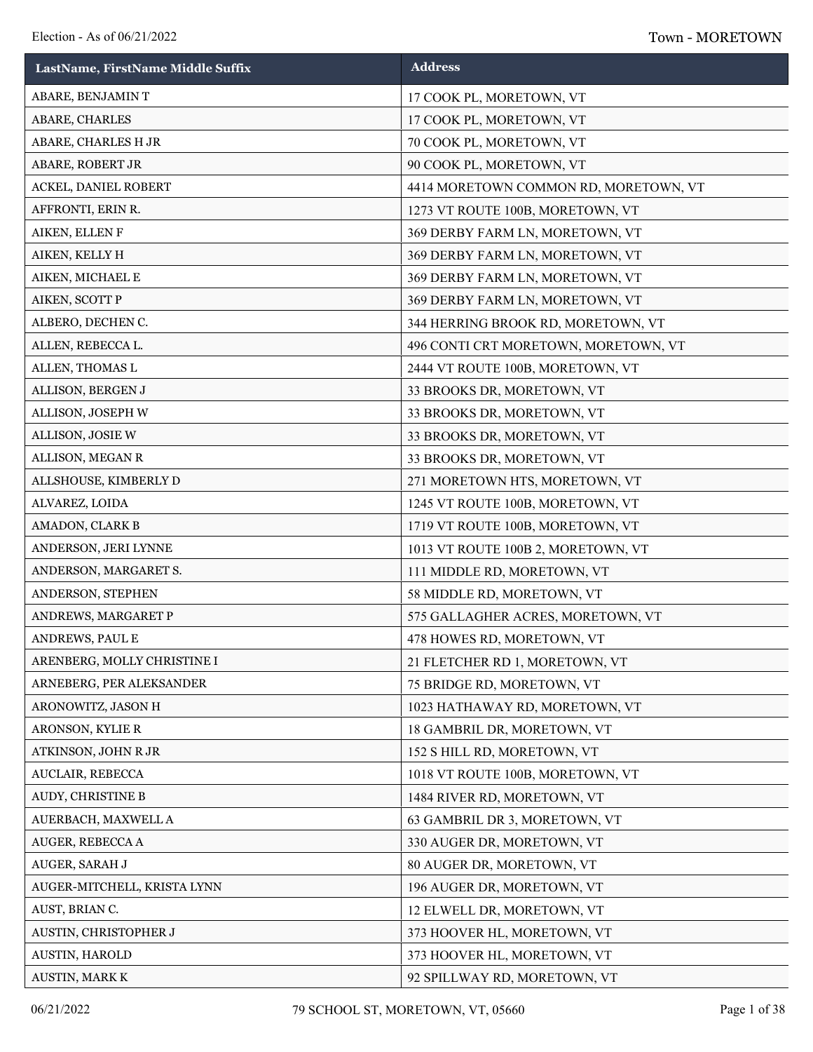| LastName, FirstName Middle Suffix | Address |
|---|---|
| ABARE, BENJAMIN T | 17 COOK PL, MORETOWN, VT |
| ABARE, CHARLES | 17 COOK PL, MORETOWN, VT |
| ABARE, CHARLES H JR | 70 COOK PL, MORETOWN, VT |
| ABARE, ROBERT JR | 90 COOK PL, MORETOWN, VT |
| ACKEL, DANIEL ROBERT | 4414 MORETOWN COMMON RD, MORETOWN, VT |
| AFFRONTI, ERIN R. | 1273 VT ROUTE 100B, MORETOWN, VT |
| AIKEN, ELLEN F | 369 DERBY FARM LN, MORETOWN, VT |
| AIKEN, KELLY H | 369 DERBY FARM LN, MORETOWN, VT |
| AIKEN, MICHAEL E | 369 DERBY FARM LN, MORETOWN, VT |
| AIKEN, SCOTT P | 369 DERBY FARM LN, MORETOWN, VT |
| ALBERO, DECHEN C. | 344 HERRING BROOK RD, MORETOWN, VT |
| ALLEN, REBECCA L. | 496 CONTI CRT MORETOWN, MORETOWN, VT |
| ALLEN, THOMAS L | 2444 VT ROUTE 100B, MORETOWN, VT |
| ALLISON, BERGEN J | 33 BROOKS DR, MORETOWN, VT |
| ALLISON, JOSEPH W | 33 BROOKS DR, MORETOWN, VT |
| ALLISON, JOSIE W | 33 BROOKS DR, MORETOWN, VT |
| ALLISON, MEGAN R | 33 BROOKS DR, MORETOWN, VT |
| ALLSHOUSE, KIMBERLY D | 271 MORETOWN HTS, MORETOWN, VT |
| ALVAREZ, LOIDA | 1245 VT ROUTE 100B, MORETOWN, VT |
| AMADON, CLARK B | 1719 VT ROUTE 100B, MORETOWN, VT |
| ANDERSON, JERI LYNNE | 1013 VT ROUTE 100B 2, MORETOWN, VT |
| ANDERSON, MARGARET S. | 111 MIDDLE RD, MORETOWN, VT |
| ANDERSON, STEPHEN | 58 MIDDLE RD, MORETOWN, VT |
| ANDREWS, MARGARET P | 575 GALLAGHER ACRES, MORETOWN, VT |
| ANDREWS, PAUL E | 478 HOWES RD, MORETOWN, VT |
| ARENBERG, MOLLY CHRISTINE I | 21 FLETCHER RD 1, MORETOWN, VT |
| ARNEBERG, PER ALEKSANDER | 75 BRIDGE RD, MORETOWN, VT |
| ARONOWITZ, JASON H | 1023 HATHAWAY RD, MORETOWN, VT |
| ARONSON, KYLIE R | 18 GAMBRIL DR, MORETOWN, VT |
| ATKINSON, JOHN R JR | 152 S HILL RD, MORETOWN, VT |
| AUCLAIR, REBECCA | 1018 VT ROUTE 100B, MORETOWN, VT |
| AUDY, CHRISTINE B | 1484 RIVER RD, MORETOWN, VT |
| AUERBACH, MAXWELL A | 63 GAMBRIL DR 3, MORETOWN, VT |
| AUGER, REBECCA A | 330 AUGER DR, MORETOWN, VT |
| AUGER, SARAH J | 80 AUGER DR, MORETOWN, VT |
| AUGER-MITCHELL, KRISTA LYNN | 196 AUGER DR, MORETOWN, VT |
| AUST, BRIAN C. | 12 ELWELL DR, MORETOWN, VT |
| AUSTIN, CHRISTOPHER J | 373 HOOVER HL, MORETOWN, VT |
| AUSTIN, HAROLD | 373 HOOVER HL, MORETOWN, VT |
| AUSTIN, MARK K | 92 SPILLWAY RD, MORETOWN, VT |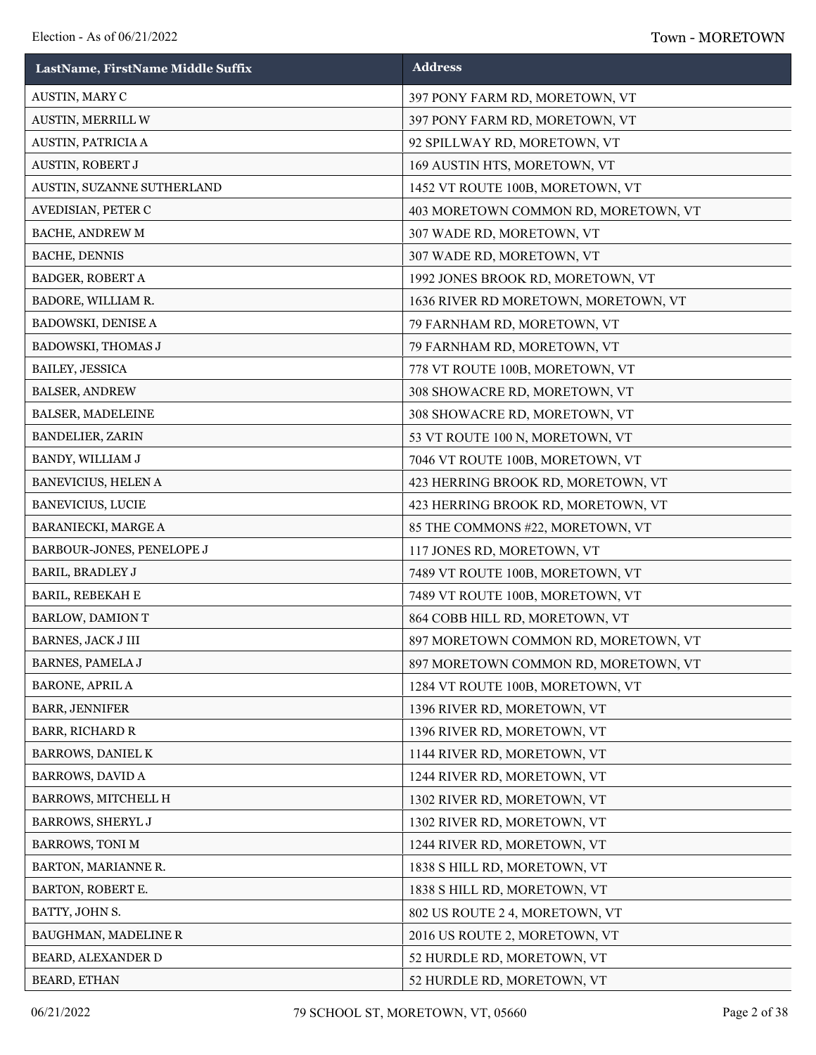| LastName, FirstName Middle Suffix | Address |
|---|---|
| AUSTIN, MARY C | 397 PONY FARM RD, MORETOWN, VT |
| AUSTIN, MERRILL W | 397 PONY FARM RD, MORETOWN, VT |
| AUSTIN, PATRICIA A | 92 SPILLWAY RD, MORETOWN, VT |
| AUSTIN, ROBERT J | 169 AUSTIN HTS, MORETOWN, VT |
| AUSTIN, SUZANNE SUTHERLAND | 1452 VT ROUTE 100B, MORETOWN, VT |
| AVEDISIAN, PETER C | 403 MORETOWN COMMON RD, MORETOWN, VT |
| BACHE, ANDREW M | 307 WADE RD, MORETOWN, VT |
| BACHE, DENNIS | 307 WADE RD, MORETOWN, VT |
| BADGER, ROBERT A | 1992 JONES BROOK RD, MORETOWN, VT |
| BADORE, WILLIAM R. | 1636 RIVER RD MORETOWN, MORETOWN, VT |
| BADOWSKI, DENISE A | 79 FARNHAM RD, MORETOWN, VT |
| BADOWSKI, THOMAS J | 79 FARNHAM RD, MORETOWN, VT |
| BAILEY, JESSICA | 778 VT ROUTE 100B, MORETOWN, VT |
| BALSER, ANDREW | 308 SHOWACRE RD, MORETOWN, VT |
| BALSER, MADELEINE | 308 SHOWACRE RD, MORETOWN, VT |
| BANDELIER, ZARIN | 53 VT ROUTE 100 N, MORETOWN, VT |
| BANDY, WILLIAM J | 7046 VT ROUTE 100B, MORETOWN, VT |
| BANEVICIUS, HELEN A | 423 HERRING BROOK RD, MORETOWN, VT |
| BANEVICIUS, LUCIE | 423 HERRING BROOK RD, MORETOWN, VT |
| BARANIECKI, MARGE A | 85 THE COMMONS #22, MORETOWN, VT |
| BARBOUR-JONES, PENELOPE J | 117 JONES RD, MORETOWN, VT |
| BARIL, BRADLEY J | 7489 VT ROUTE 100B, MORETOWN, VT |
| BARIL, REBEKAH E | 7489 VT ROUTE 100B, MORETOWN, VT |
| BARLOW, DAMION T | 864 COBB HILL RD, MORETOWN, VT |
| BARNES, JACK J III | 897 MORETOWN COMMON RD, MORETOWN, VT |
| BARNES, PAMELA J | 897 MORETOWN COMMON RD, MORETOWN, VT |
| BARONE, APRIL A | 1284 VT ROUTE 100B, MORETOWN, VT |
| BARR, JENNIFER | 1396 RIVER RD, MORETOWN, VT |
| BARR, RICHARD R | 1396 RIVER RD, MORETOWN, VT |
| BARROWS, DANIEL K | 1144 RIVER RD, MORETOWN, VT |
| BARROWS, DAVID A | 1244 RIVER RD, MORETOWN, VT |
| BARROWS, MITCHELL H | 1302 RIVER RD, MORETOWN, VT |
| BARROWS, SHERYL J | 1302 RIVER RD, MORETOWN, VT |
| BARROWS, TONI M | 1244 RIVER RD, MORETOWN, VT |
| BARTON, MARIANNE R. | 1838 S HILL RD, MORETOWN, VT |
| BARTON, ROBERT E. | 1838 S HILL RD, MORETOWN, VT |
| BATTY, JOHN S. | 802 US ROUTE 2 4, MORETOWN, VT |
| BAUGHMAN, MADELINE R | 2016 US ROUTE 2, MORETOWN, VT |
| BEARD, ALEXANDER D | 52 HURDLE RD, MORETOWN, VT |
| BEARD, ETHAN | 52 HURDLE RD, MORETOWN, VT |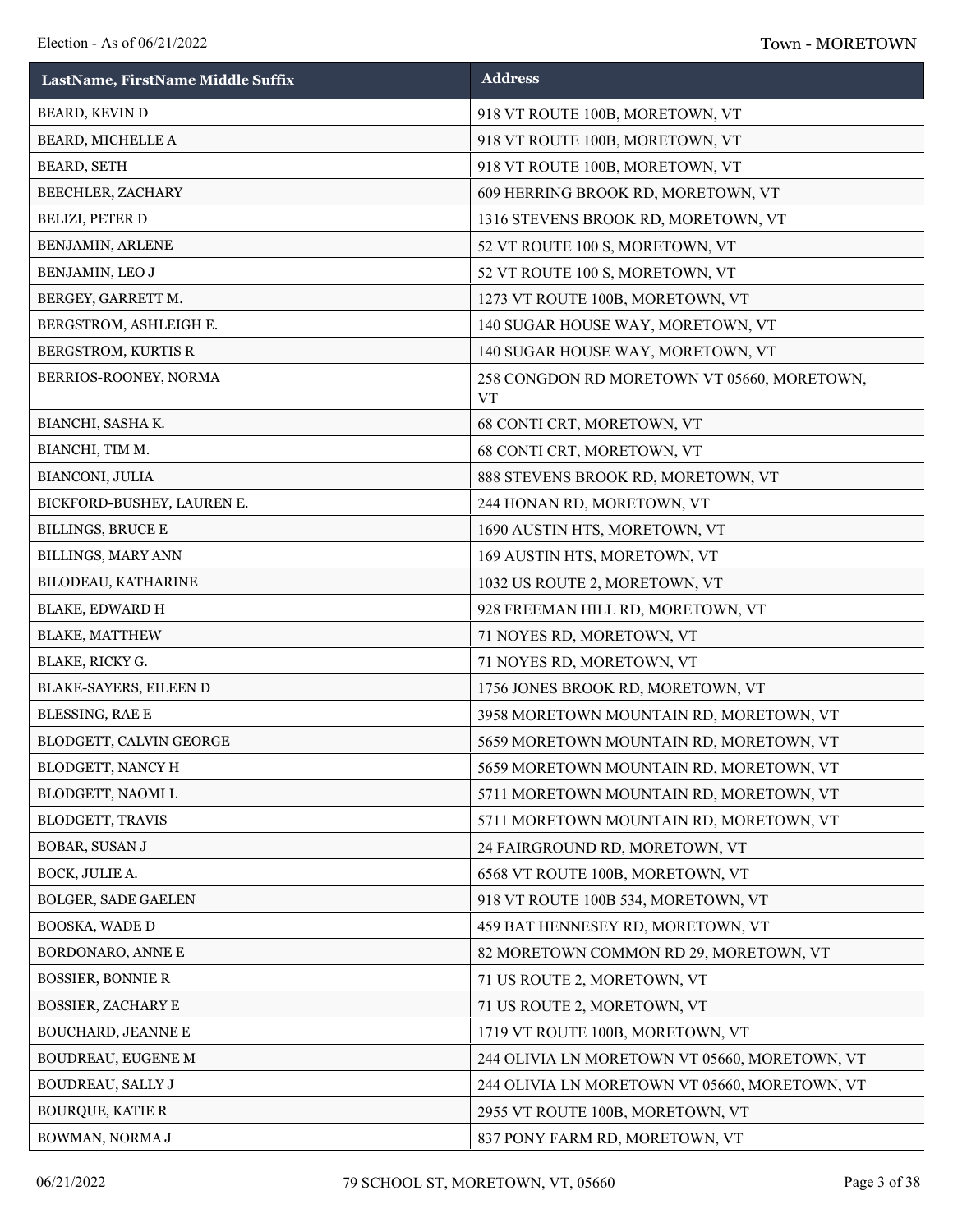| LastName, FirstName Middle Suffix | Address |
|---|---|
| BEARD, KEVIN D | 918 VT ROUTE 100B, MORETOWN, VT |
| BEARD, MICHELLE A | 918 VT ROUTE 100B, MORETOWN, VT |
| BEARD, SETH | 918 VT ROUTE 100B, MORETOWN, VT |
| BEECHLER, ZACHARY | 609 HERRING BROOK RD, MORETOWN, VT |
| BELIZI, PETER D | 1316 STEVENS BROOK RD, MORETOWN, VT |
| BENJAMIN, ARLENE | 52 VT ROUTE 100 S, MORETOWN, VT |
| BENJAMIN, LEO J | 52 VT ROUTE 100 S, MORETOWN, VT |
| BERGEY, GARRETT M. | 1273 VT ROUTE 100B, MORETOWN, VT |
| BERGSTROM, ASHLEIGH E. | 140 SUGAR HOUSE WAY, MORETOWN, VT |
| BERGSTROM, KURTIS R | 140 SUGAR HOUSE WAY, MORETOWN, VT |
| BERRIOS-ROONEY, NORMA | 258 CONGDON RD MORETOWN VT 05660, MORETOWN, VT |
| BIANCHI, SASHA K. | 68 CONTI CRT, MORETOWN, VT |
| BIANCHI, TIM M. | 68 CONTI CRT, MORETOWN, VT |
| BIANCONI, JULIA | 888 STEVENS BROOK RD, MORETOWN, VT |
| BICKFORD-BUSHEY, LAUREN E. | 244 HONAN RD, MORETOWN, VT |
| BILLINGS, BRUCE E | 1690 AUSTIN HTS, MORETOWN, VT |
| BILLINGS, MARY ANN | 169 AUSTIN HTS, MORETOWN, VT |
| BILODEAU, KATHARINE | 1032 US ROUTE 2, MORETOWN, VT |
| BLAKE, EDWARD H | 928 FREEMAN HILL RD, MORETOWN, VT |
| BLAKE, MATTHEW | 71 NOYES RD, MORETOWN, VT |
| BLAKE, RICKY G. | 71 NOYES RD, MORETOWN, VT |
| BLAKE-SAYERS, EILEEN D | 1756 JONES BROOK RD, MORETOWN, VT |
| BLESSING, RAE E | 3958 MORETOWN MOUNTAIN RD, MORETOWN, VT |
| BLODGETT, CALVIN GEORGE | 5659 MORETOWN MOUNTAIN RD, MORETOWN, VT |
| BLODGETT, NANCY H | 5659 MORETOWN MOUNTAIN RD, MORETOWN, VT |
| BLODGETT, NAOMI L | 5711 MORETOWN MOUNTAIN RD, MORETOWN, VT |
| BLODGETT, TRAVIS | 5711 MORETOWN MOUNTAIN RD, MORETOWN, VT |
| BOBAR, SUSAN J | 24 FAIRGROUND RD, MORETOWN, VT |
| BOCK, JULIE A. | 6568 VT ROUTE 100B, MORETOWN, VT |
| BOLGER, SADE GAELEN | 918 VT ROUTE 100B 534, MORETOWN, VT |
| BOOSKA, WADE D | 459 BAT HENNESEY RD, MORETOWN, VT |
| BORDONARO, ANNE E | 82 MORETOWN COMMON RD 29, MORETOWN, VT |
| BOSSIER, BONNIE R | 71 US ROUTE 2, MORETOWN, VT |
| BOSSIER, ZACHARY E | 71 US ROUTE 2, MORETOWN, VT |
| BOUCHARD, JEANNE E | 1719 VT ROUTE 100B, MORETOWN, VT |
| BOUDREAU, EUGENE M | 244 OLIVIA LN MORETOWN VT 05660, MORETOWN, VT |
| BOUDREAU, SALLY J | 244 OLIVIA LN MORETOWN VT 05660, MORETOWN, VT |
| BOURQUE, KATIE R | 2955 VT ROUTE 100B, MORETOWN, VT |
| BOWMAN, NORMA J | 837 PONY FARM RD, MORETOWN, VT |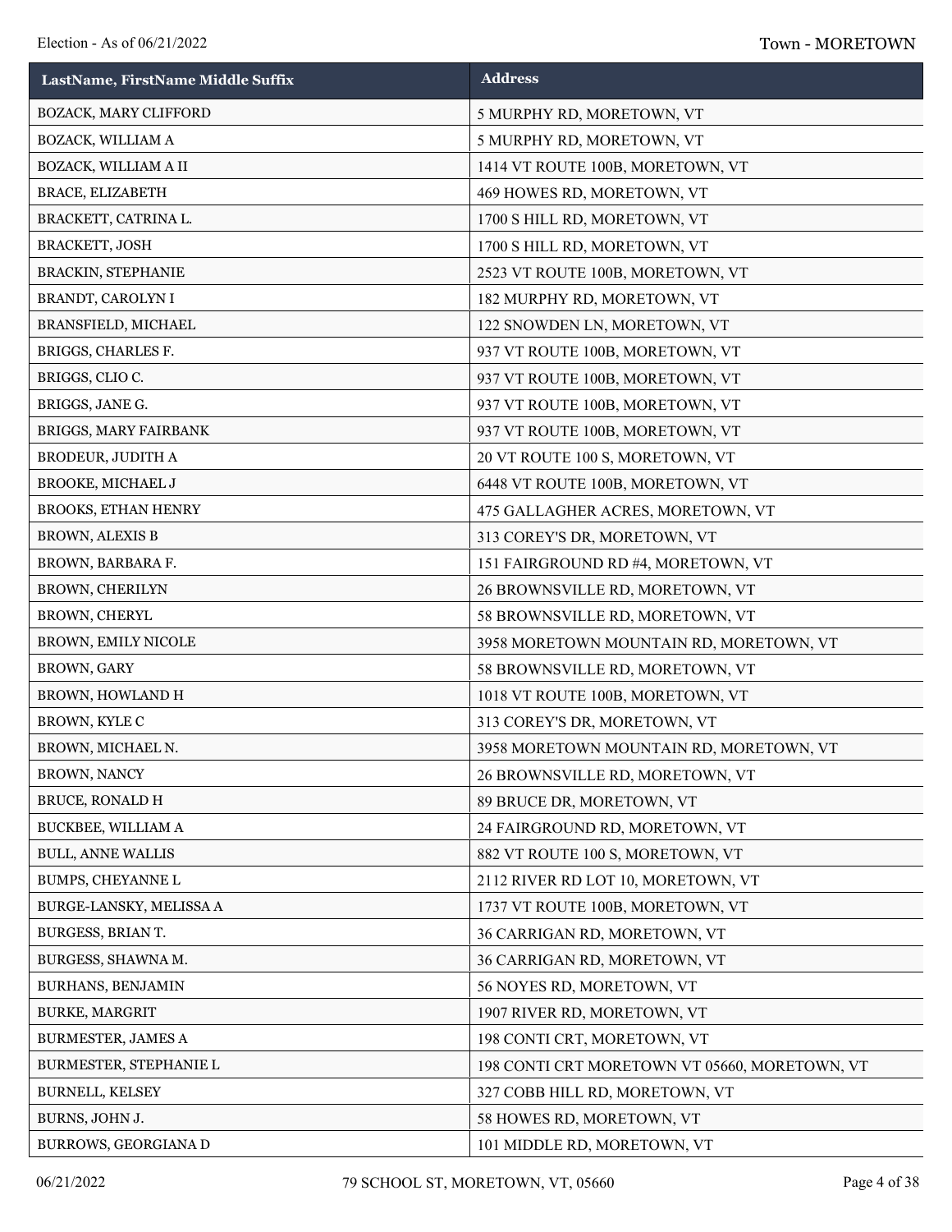| LastName, FirstName Middle Suffix | Address |
|---|---|
| BOZACK, MARY CLIFFORD | 5 MURPHY RD, MORETOWN, VT |
| BOZACK, WILLIAM A | 5 MURPHY RD, MORETOWN, VT |
| BOZACK, WILLIAM A II | 1414 VT ROUTE 100B, MORETOWN, VT |
| BRACE, ELIZABETH | 469 HOWES RD, MORETOWN, VT |
| BRACKETT, CATRINA L. | 1700 S HILL RD, MORETOWN, VT |
| BRACKETT, JOSH | 1700 S HILL RD, MORETOWN, VT |
| BRACKIN, STEPHANIE | 2523 VT ROUTE 100B, MORETOWN, VT |
| BRANDT, CAROLYN I | 182 MURPHY RD, MORETOWN, VT |
| BRANSFIELD, MICHAEL | 122 SNOWDEN LN, MORETOWN, VT |
| BRIGGS, CHARLES F. | 937 VT ROUTE 100B, MORETOWN, VT |
| BRIGGS, CLIO C. | 937 VT ROUTE 100B, MORETOWN, VT |
| BRIGGS, JANE G. | 937 VT ROUTE 100B, MORETOWN, VT |
| BRIGGS, MARY FAIRBANK | 937 VT ROUTE 100B, MORETOWN, VT |
| BRODEUR, JUDITH A | 20 VT ROUTE 100 S, MORETOWN, VT |
| BROOKE, MICHAEL J | 6448 VT ROUTE 100B, MORETOWN, VT |
| BROOKS, ETHAN HENRY | 475 GALLAGHER ACRES, MORETOWN, VT |
| BROWN, ALEXIS B | 313 COREY'S DR, MORETOWN, VT |
| BROWN, BARBARA F. | 151 FAIRGROUND RD #4, MORETOWN, VT |
| BROWN, CHERILYN | 26 BROWNSVILLE RD, MORETOWN, VT |
| BROWN, CHERYL | 58 BROWNSVILLE RD, MORETOWN, VT |
| BROWN, EMILY NICOLE | 3958 MORETOWN MOUNTAIN RD, MORETOWN, VT |
| BROWN, GARY | 58 BROWNSVILLE RD, MORETOWN, VT |
| BROWN, HOWLAND H | 1018 VT ROUTE 100B, MORETOWN, VT |
| BROWN, KYLE C | 313 COREY'S DR, MORETOWN, VT |
| BROWN, MICHAEL N. | 3958 MORETOWN MOUNTAIN RD, MORETOWN, VT |
| BROWN, NANCY | 26 BROWNSVILLE RD, MORETOWN, VT |
| BRUCE, RONALD H | 89 BRUCE DR, MORETOWN, VT |
| BUCKBEE, WILLIAM A | 24 FAIRGROUND RD, MORETOWN, VT |
| BULL, ANNE WALLIS | 882 VT ROUTE 100 S, MORETOWN, VT |
| BUMPS, CHEYANNE L | 2112 RIVER RD LOT 10, MORETOWN, VT |
| BURGE-LANSKY, MELISSA A | 1737 VT ROUTE 100B, MORETOWN, VT |
| BURGESS, BRIAN T. | 36 CARRIGAN RD, MORETOWN, VT |
| BURGESS, SHAWNA M. | 36 CARRIGAN RD, MORETOWN, VT |
| BURHANS, BENJAMIN | 56 NOYES RD, MORETOWN, VT |
| BURKE, MARGRIT | 1907 RIVER RD, MORETOWN, VT |
| BURMESTER, JAMES A | 198 CONTI CRT, MORETOWN, VT |
| BURMESTER, STEPHANIE L | 198 CONTI CRT MORETOWN VT 05660, MORETOWN, VT |
| BURNELL, KELSEY | 327 COBB HILL RD, MORETOWN, VT |
| BURNS, JOHN J. | 58 HOWES RD, MORETOWN, VT |
| BURROWS, GEORGIANA D | 101 MIDDLE RD, MORETOWN, VT |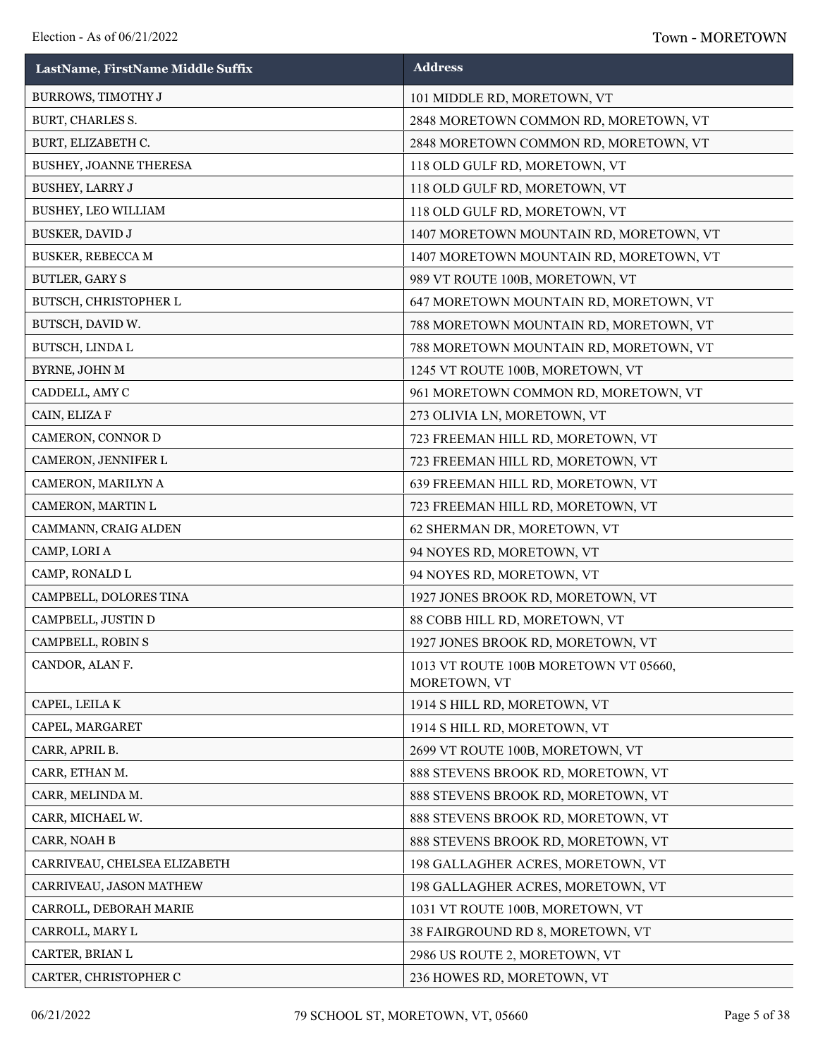| LastName, FirstName Middle Suffix | Address |
| --- | --- |
| BURROWS, TIMOTHY J | 101 MIDDLE RD, MORETOWN, VT |
| BURT, CHARLES S. | 2848 MORETOWN COMMON RD, MORETOWN, VT |
| BURT, ELIZABETH C. | 2848 MORETOWN COMMON RD, MORETOWN, VT |
| BUSHEY, JOANNE THERESA | 118 OLD GULF RD, MORETOWN, VT |
| BUSHEY, LARRY J | 118 OLD GULF RD, MORETOWN, VT |
| BUSHEY, LEO WILLIAM | 118 OLD GULF RD, MORETOWN, VT |
| BUSKER, DAVID J | 1407 MORETOWN MOUNTAIN RD, MORETOWN, VT |
| BUSKER, REBECCA M | 1407 MORETOWN MOUNTAIN RD, MORETOWN, VT |
| BUTLER, GARY S | 989 VT ROUTE 100B, MORETOWN, VT |
| BUTSCH, CHRISTOPHER L | 647 MORETOWN MOUNTAIN RD, MORETOWN, VT |
| BUTSCH, DAVID W. | 788 MORETOWN MOUNTAIN RD, MORETOWN, VT |
| BUTSCH, LINDA L | 788 MORETOWN MOUNTAIN RD, MORETOWN, VT |
| BYRNE, JOHN M | 1245 VT ROUTE 100B, MORETOWN, VT |
| CADDELL, AMY C | 961 MORETOWN COMMON RD, MORETOWN, VT |
| CAIN, ELIZA F | 273 OLIVIA LN, MORETOWN, VT |
| CAMERON, CONNOR D | 723 FREEMAN HILL RD, MORETOWN, VT |
| CAMERON, JENNIFER L | 723 FREEMAN HILL RD, MORETOWN, VT |
| CAMERON, MARILYN A | 639 FREEMAN HILL RD, MORETOWN, VT |
| CAMERON, MARTIN L | 723 FREEMAN HILL RD, MORETOWN, VT |
| CAMMANN, CRAIG ALDEN | 62 SHERMAN DR, MORETOWN, VT |
| CAMP, LORI A | 94 NOYES RD, MORETOWN, VT |
| CAMP, RONALD L | 94 NOYES RD, MORETOWN, VT |
| CAMPBELL, DOLORES TINA | 1927 JONES BROOK RD, MORETOWN, VT |
| CAMPBELL, JUSTIN D | 88 COBB HILL RD, MORETOWN, VT |
| CAMPBELL, ROBIN S | 1927 JONES BROOK RD, MORETOWN, VT |
| CANDOR, ALAN F. | 1013 VT ROUTE 100B MORETOWN VT 05660, MORETOWN, VT |
| CAPEL, LEILA K | 1914 S HILL RD, MORETOWN, VT |
| CAPEL, MARGARET | 1914 S HILL RD, MORETOWN, VT |
| CARR, APRIL B. | 2699 VT ROUTE 100B, MORETOWN, VT |
| CARR, ETHAN M. | 888 STEVENS BROOK RD, MORETOWN, VT |
| CARR, MELINDA M. | 888 STEVENS BROOK RD, MORETOWN, VT |
| CARR, MICHAEL W. | 888 STEVENS BROOK RD, MORETOWN, VT |
| CARR, NOAH B | 888 STEVENS BROOK RD, MORETOWN, VT |
| CARRIVEAU, CHELSEA ELIZABETH | 198 GALLAGHER ACRES, MORETOWN, VT |
| CARRIVEAU, JASON MATHEW | 198 GALLAGHER ACRES, MORETOWN, VT |
| CARROLL, DEBORAH MARIE | 1031 VT ROUTE 100B, MORETOWN, VT |
| CARROLL, MARY L | 38 FAIRGROUND RD 8, MORETOWN, VT |
| CARTER, BRIAN L | 2986 US ROUTE 2, MORETOWN, VT |
| CARTER, CHRISTOPHER C | 236 HOWES RD, MORETOWN, VT |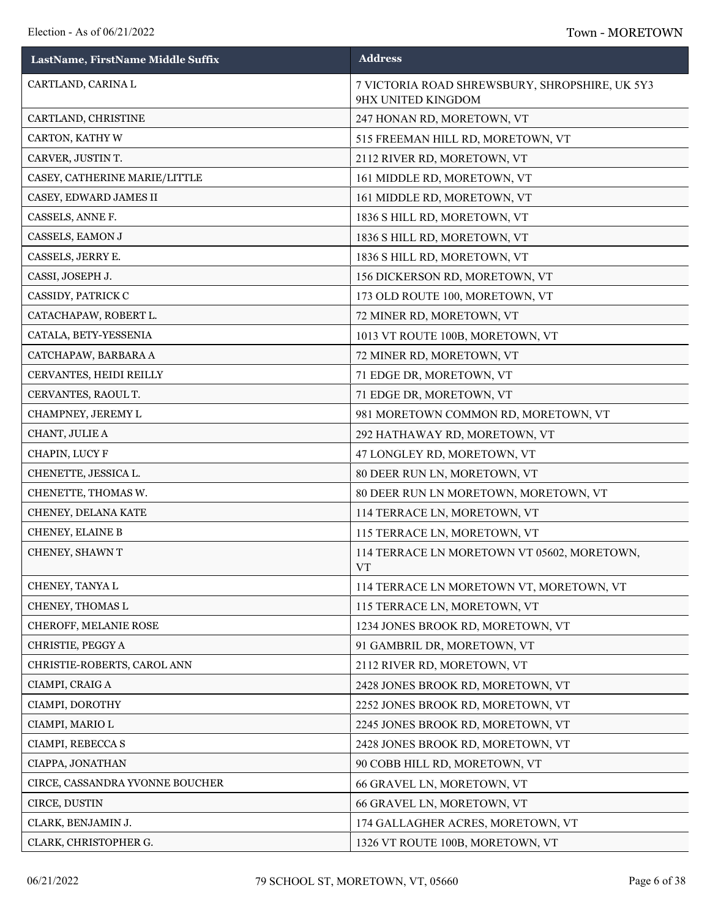| LastName, FirstName Middle Suffix | Address |
|---|---|
| CARTLAND, CARINA L | 7 VICTORIA ROAD SHREWSBURY, SHROPSHIRE, UK 5Y3 9HX UNITED KINGDOM |
| CARTLAND, CHRISTINE | 247 HONAN RD, MORETOWN, VT |
| CARTON, KATHY W | 515 FREEMAN HILL RD, MORETOWN, VT |
| CARVER, JUSTIN T. | 2112 RIVER RD, MORETOWN, VT |
| CASEY, CATHERINE MARIE/LITTLE | 161 MIDDLE RD, MORETOWN, VT |
| CASEY, EDWARD JAMES II | 161 MIDDLE RD, MORETOWN, VT |
| CASSELS, ANNE F. | 1836 S HILL RD, MORETOWN, VT |
| CASSELS, EAMON J | 1836 S HILL RD, MORETOWN, VT |
| CASSELS, JERRY E. | 1836 S HILL RD, MORETOWN, VT |
| CASSI, JOSEPH J. | 156 DICKERSON RD, MORETOWN, VT |
| CASSIDY, PATRICK C | 173 OLD ROUTE 100, MORETOWN, VT |
| CATACHAPAW, ROBERT L. | 72 MINER RD, MORETOWN, VT |
| CATALA, BETY-YESSENIA | 1013 VT ROUTE 100B, MORETOWN, VT |
| CATCHAPAW, BARBARA A | 72 MINER RD, MORETOWN, VT |
| CERVANTES, HEIDI REILLY | 71 EDGE DR, MORETOWN, VT |
| CERVANTES, RAOUL T. | 71 EDGE DR, MORETOWN, VT |
| CHAMPNEY, JEREMY L | 981 MORETOWN COMMON RD, MORETOWN, VT |
| CHANT, JULIE A | 292 HATHAWAY RD, MORETOWN, VT |
| CHAPIN, LUCY F | 47 LONGLEY RD, MORETOWN, VT |
| CHENETTE, JESSICA L. | 80 DEER RUN LN, MORETOWN, VT |
| CHENETTE, THOMAS W. | 80 DEER RUN LN MORETOWN, MORETOWN, VT |
| CHENEY, DELANA KATE | 114 TERRACE LN, MORETOWN, VT |
| CHENEY, ELAINE B | 115 TERRACE LN, MORETOWN, VT |
| CHENEY, SHAWN T | 114 TERRACE LN MORETOWN VT 05602, MORETOWN, VT |
| CHENEY, TANYA L | 114 TERRACE LN MORETOWN VT, MORETOWN, VT |
| CHENEY, THOMAS L | 115 TERRACE LN, MORETOWN, VT |
| CHEROFF, MELANIE ROSE | 1234 JONES BROOK RD, MORETOWN, VT |
| CHRISTIE, PEGGY A | 91 GAMBRIL DR, MORETOWN, VT |
| CHRISTIE-ROBERTS, CAROL ANN | 2112 RIVER RD, MORETOWN, VT |
| CIAMPI, CRAIG A | 2428 JONES BROOK RD, MORETOWN, VT |
| CIAMPI, DOROTHY | 2252 JONES BROOK RD, MORETOWN, VT |
| CIAMPI, MARIO L | 2245 JONES BROOK RD, MORETOWN, VT |
| CIAMPI, REBECCA S | 2428 JONES BROOK RD, MORETOWN, VT |
| CIAPPA, JONATHAN | 90 COBB HILL RD, MORETOWN, VT |
| CIRCE, CASSANDRA YVONNE BOUCHER | 66 GRAVEL LN, MORETOWN, VT |
| CIRCE, DUSTIN | 66 GRAVEL LN, MORETOWN, VT |
| CLARK, BENJAMIN J. | 174 GALLAGHER ACRES, MORETOWN, VT |
| CLARK, CHRISTOPHER G. | 1326 VT ROUTE 100B, MORETOWN, VT |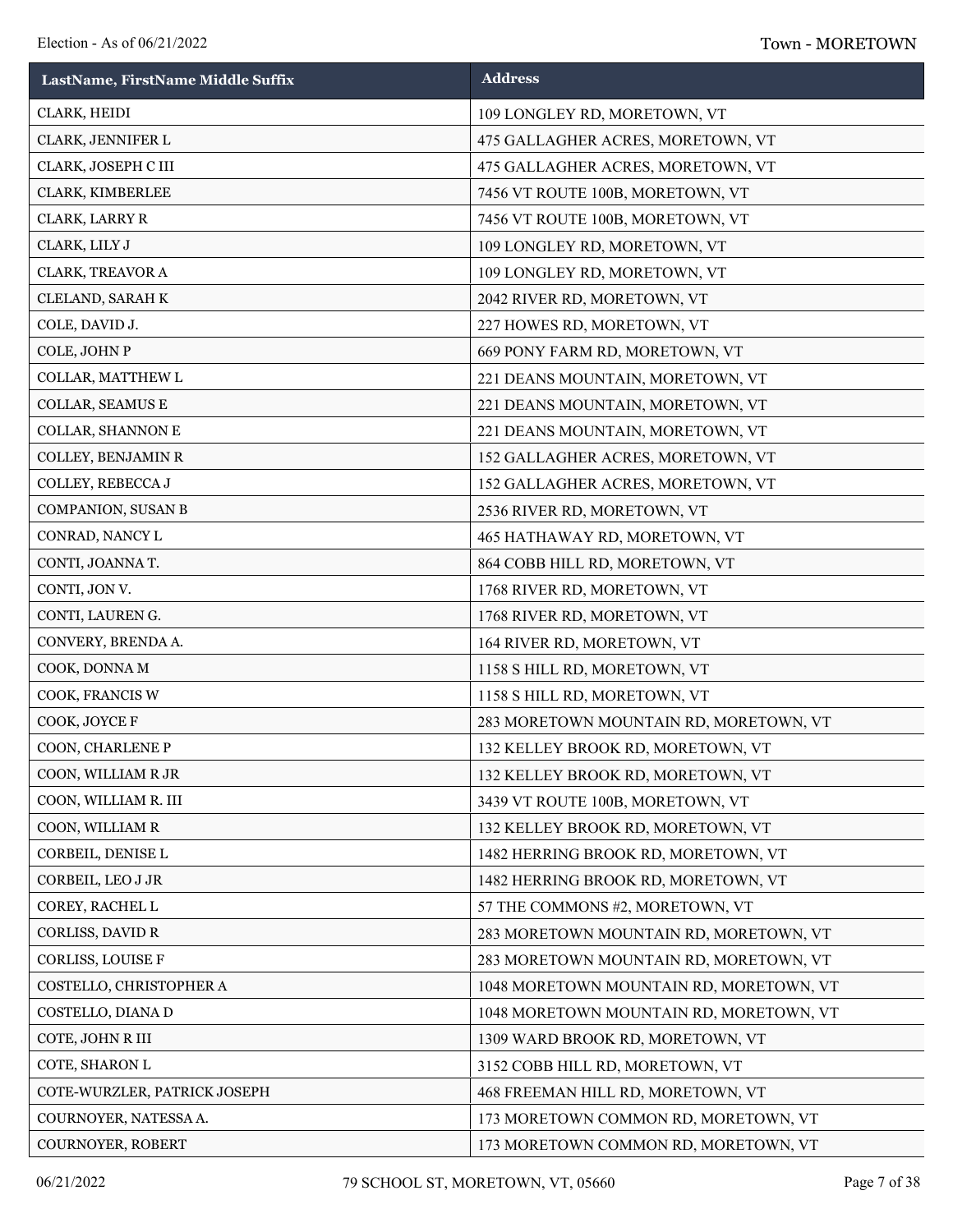| LastName, FirstName Middle Suffix | Address |
| --- | --- |
| CLARK, HEIDI | 109 LONGLEY RD, MORETOWN, VT |
| CLARK, JENNIFER L | 475 GALLAGHER ACRES, MORETOWN, VT |
| CLARK, JOSEPH C III | 475 GALLAGHER ACRES, MORETOWN, VT |
| CLARK, KIMBERLEE | 7456 VT ROUTE 100B, MORETOWN, VT |
| CLARK, LARRY R | 7456 VT ROUTE 100B, MORETOWN, VT |
| CLARK, LILY J | 109 LONGLEY RD, MORETOWN, VT |
| CLARK, TREAVOR A | 109 LONGLEY RD, MORETOWN, VT |
| CLELAND, SARAH K | 2042 RIVER RD, MORETOWN, VT |
| COLE, DAVID J. | 227 HOWES RD, MORETOWN, VT |
| COLE, JOHN P | 669 PONY FARM RD, MORETOWN, VT |
| COLLAR, MATTHEW L | 221 DEANS MOUNTAIN, MORETOWN, VT |
| COLLAR, SEAMUS E | 221 DEANS MOUNTAIN, MORETOWN, VT |
| COLLAR, SHANNON E | 221 DEANS MOUNTAIN, MORETOWN, VT |
| COLLEY, BENJAMIN R | 152 GALLAGHER ACRES, MORETOWN, VT |
| COLLEY, REBECCA J | 152 GALLAGHER ACRES, MORETOWN, VT |
| COMPANION, SUSAN B | 2536 RIVER RD, MORETOWN, VT |
| CONRAD, NANCY L | 465 HATHAWAY RD, MORETOWN, VT |
| CONTI, JOANNA T. | 864 COBB HILL RD, MORETOWN, VT |
| CONTI, JON V. | 1768 RIVER RD, MORETOWN, VT |
| CONTI, LAUREN G. | 1768 RIVER RD, MORETOWN, VT |
| CONVERY, BRENDA A. | 164 RIVER RD, MORETOWN, VT |
| COOK, DONNA M | 1158 S HILL RD, MORETOWN, VT |
| COOK, FRANCIS W | 1158 S HILL RD, MORETOWN, VT |
| COOK, JOYCE F | 283 MORETOWN MOUNTAIN RD, MORETOWN, VT |
| COON, CHARLENE P | 132 KELLEY BROOK RD, MORETOWN, VT |
| COON, WILLIAM R JR | 132 KELLEY BROOK RD, MORETOWN, VT |
| COON, WILLIAM R. III | 3439 VT ROUTE 100B, MORETOWN, VT |
| COON, WILLIAM R | 132 KELLEY BROOK RD, MORETOWN, VT |
| CORBEIL, DENISE L | 1482 HERRING BROOK RD, MORETOWN, VT |
| CORBEIL, LEO J JR | 1482 HERRING BROOK RD, MORETOWN, VT |
| COREY, RACHEL L | 57 THE COMMONS #2, MORETOWN, VT |
| CORLISS, DAVID R | 283 MORETOWN MOUNTAIN RD, MORETOWN, VT |
| CORLISS, LOUISE F | 283 MORETOWN MOUNTAIN RD, MORETOWN, VT |
| COSTELLO, CHRISTOPHER A | 1048 MORETOWN MOUNTAIN RD, MORETOWN, VT |
| COSTELLO, DIANA D | 1048 MORETOWN MOUNTAIN RD, MORETOWN, VT |
| COTE, JOHN R III | 1309 WARD BROOK RD, MORETOWN, VT |
| COTE, SHARON L | 3152 COBB HILL RD, MORETOWN, VT |
| COTE-WURZLER, PATRICK JOSEPH | 468 FREEMAN HILL RD, MORETOWN, VT |
| COURNOYER, NATESSA A. | 173 MORETOWN COMMON RD, MORETOWN, VT |
| COURNOYER, ROBERT | 173 MORETOWN COMMON RD, MORETOWN, VT |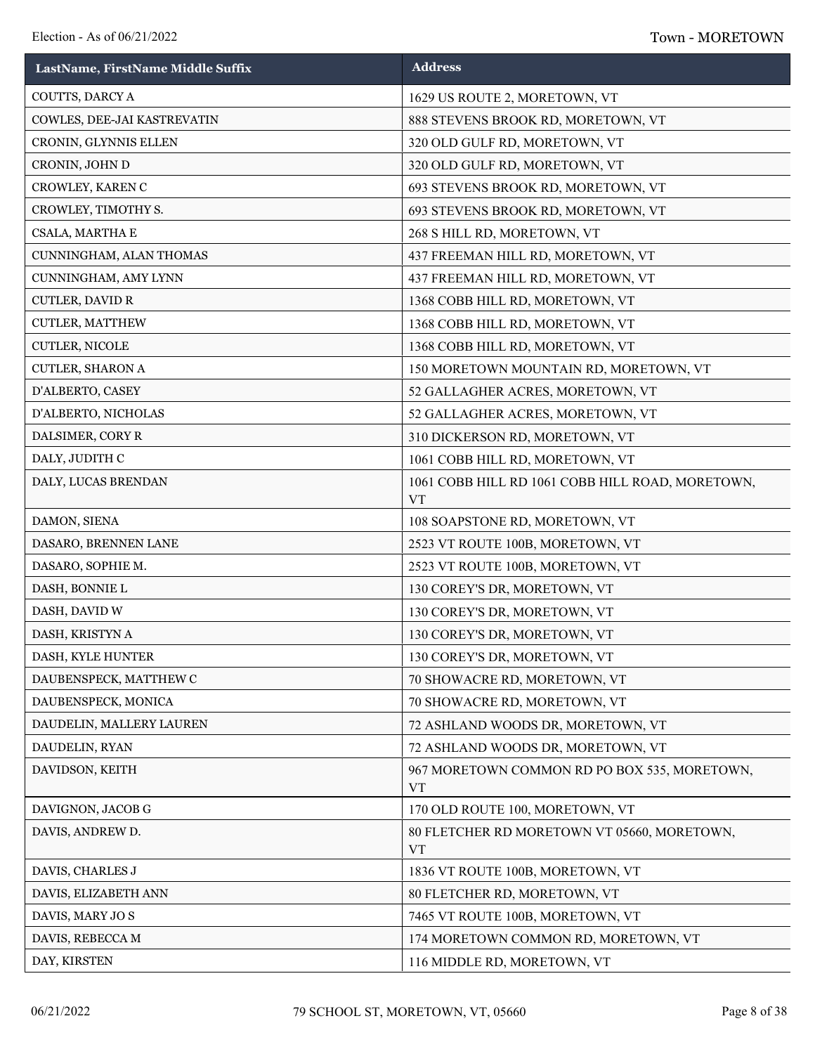| LastName, FirstName Middle Suffix | Address |
|---|---|
| COUTTS, DARCY A | 1629 US ROUTE 2, MORETOWN, VT |
| COWLES, DEE-JAI KASTREVATIN | 888 STEVENS BROOK RD, MORETOWN, VT |
| CRONIN, GLYNNIS ELLEN | 320 OLD GULF RD, MORETOWN, VT |
| CRONIN, JOHN D | 320 OLD GULF RD, MORETOWN, VT |
| CROWLEY, KAREN C | 693 STEVENS BROOK RD, MORETOWN, VT |
| CROWLEY, TIMOTHY S. | 693 STEVENS BROOK RD, MORETOWN, VT |
| CSALA, MARTHA E | 268 S HILL RD, MORETOWN, VT |
| CUNNINGHAM, ALAN THOMAS | 437 FREEMAN HILL RD, MORETOWN, VT |
| CUNNINGHAM, AMY LYNN | 437 FREEMAN HILL RD, MORETOWN, VT |
| CUTLER, DAVID R | 1368 COBB HILL RD, MORETOWN, VT |
| CUTLER, MATTHEW | 1368 COBB HILL RD, MORETOWN, VT |
| CUTLER, NICOLE | 1368 COBB HILL RD, MORETOWN, VT |
| CUTLER, SHARON A | 150 MORETOWN MOUNTAIN RD, MORETOWN, VT |
| D'ALBERTO, CASEY | 52 GALLAGHER ACRES, MORETOWN, VT |
| D'ALBERTO, NICHOLAS | 52 GALLAGHER ACRES, MORETOWN, VT |
| DALSIMER, CORY R | 310 DICKERSON RD, MORETOWN, VT |
| DALY, JUDITH C | 1061 COBB HILL RD, MORETOWN, VT |
| DALY, LUCAS BRENDAN | 1061 COBB HILL RD 1061 COBB HILL ROAD, MORETOWN, VT |
| DAMON, SIENA | 108 SOAPSTONE RD, MORETOWN, VT |
| DASARO, BRENNEN LANE | 2523 VT ROUTE 100B, MORETOWN, VT |
| DASARO, SOPHIE M. | 2523 VT ROUTE 100B, MORETOWN, VT |
| DASH, BONNIE L | 130 COREY'S DR, MORETOWN, VT |
| DASH, DAVID W | 130 COREY'S DR, MORETOWN, VT |
| DASH, KRISTYN A | 130 COREY'S DR, MORETOWN, VT |
| DASH, KYLE HUNTER | 130 COREY'S DR, MORETOWN, VT |
| DAUBENSPECK, MATTHEW C | 70 SHOWACRE RD, MORETOWN, VT |
| DAUBENSPECK, MONICA | 70 SHOWACRE RD, MORETOWN, VT |
| DAUDELIN, MALLERY LAUREN | 72 ASHLAND WOODS DR, MORETOWN, VT |
| DAUDELIN, RYAN | 72 ASHLAND WOODS DR, MORETOWN, VT |
| DAVIDSON, KEITH | 967 MORETOWN COMMON RD PO BOX 535, MORETOWN, VT |
| DAVIGNON, JACOB G | 170 OLD ROUTE 100, MORETOWN, VT |
| DAVIS, ANDREW D. | 80 FLETCHER RD MORETOWN VT 05660, MORETOWN, VT |
| DAVIS, CHARLES J | 1836 VT ROUTE 100B, MORETOWN, VT |
| DAVIS, ELIZABETH ANN | 80 FLETCHER RD, MORETOWN, VT |
| DAVIS, MARY JO S | 7465 VT ROUTE 100B, MORETOWN, VT |
| DAVIS, REBECCA M | 174 MORETOWN COMMON RD, MORETOWN, VT |
| DAY, KIRSTEN | 116 MIDDLE RD, MORETOWN, VT |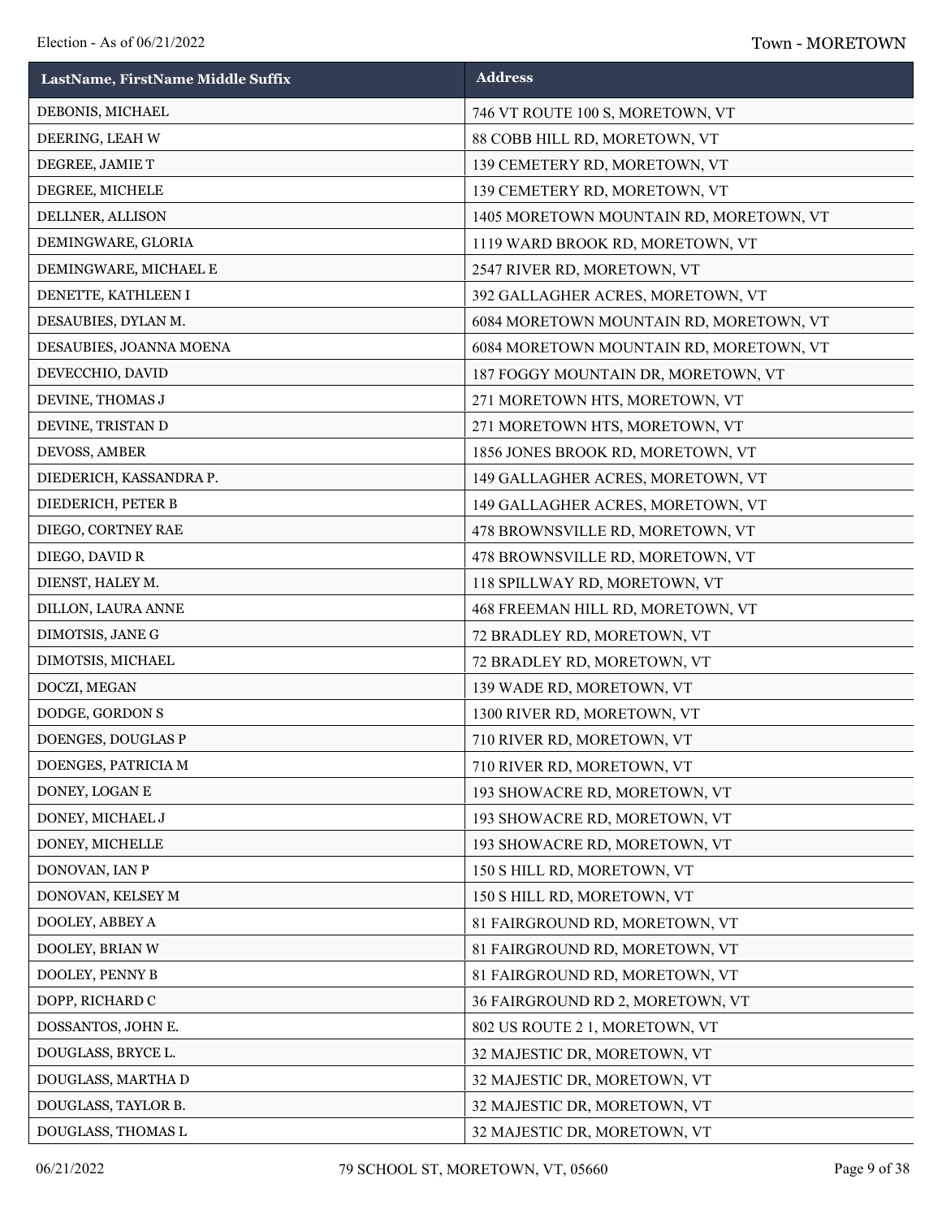| LastName, FirstName Middle Suffix | Address |
| --- | --- |
| DEBONIS, MICHAEL | 746 VT ROUTE 100 S, MORETOWN, VT |
| DEERING, LEAH W | 88 COBB HILL RD, MORETOWN, VT |
| DEGREE, JAMIE T | 139 CEMETERY RD, MORETOWN, VT |
| DEGREE, MICHELE | 139 CEMETERY RD, MORETOWN, VT |
| DELLNER, ALLISON | 1405 MORETOWN MOUNTAIN RD, MORETOWN, VT |
| DEMINGWARE, GLORIA | 1119 WARD BROOK RD, MORETOWN, VT |
| DEMINGWARE, MICHAEL E | 2547 RIVER RD, MORETOWN, VT |
| DENETTE, KATHLEEN I | 392 GALLAGHER ACRES, MORETOWN, VT |
| DESAUBIES, DYLAN M. | 6084 MORETOWN MOUNTAIN RD, MORETOWN, VT |
| DESAUBIES, JOANNA MOENA | 6084 MORETOWN MOUNTAIN RD, MORETOWN, VT |
| DEVECCHIO, DAVID | 187 FOGGY MOUNTAIN DR, MORETOWN, VT |
| DEVINE, THOMAS J | 271 MORETOWN HTS, MORETOWN, VT |
| DEVINE, TRISTAN D | 271 MORETOWN HTS, MORETOWN, VT |
| DEVOSS, AMBER | 1856 JONES BROOK RD, MORETOWN, VT |
| DIEDERICH, KASSANDRA P. | 149 GALLAGHER ACRES, MORETOWN, VT |
| DIEDERICH, PETER B | 149 GALLAGHER ACRES, MORETOWN, VT |
| DIEGO, CORTNEY RAE | 478 BROWNSVILLE RD, MORETOWN, VT |
| DIEGO, DAVID R | 478 BROWNSVILLE RD, MORETOWN, VT |
| DIENST, HALEY M. | 118 SPILLWAY RD, MORETOWN, VT |
| DILLON, LAURA ANNE | 468 FREEMAN HILL RD, MORETOWN, VT |
| DIMOTSIS, JANE G | 72 BRADLEY RD, MORETOWN, VT |
| DIMOTSIS, MICHAEL | 72 BRADLEY RD, MORETOWN, VT |
| DOCZI, MEGAN | 139 WADE RD, MORETOWN, VT |
| DODGE, GORDON S | 1300 RIVER RD, MORETOWN, VT |
| DOENGES, DOUGLAS P | 710 RIVER RD, MORETOWN, VT |
| DOENGES, PATRICIA M | 710 RIVER RD, MORETOWN, VT |
| DONEY, LOGAN E | 193 SHOWACRE RD, MORETOWN, VT |
| DONEY, MICHAEL J | 193 SHOWACRE RD, MORETOWN, VT |
| DONEY, MICHELLE | 193 SHOWACRE RD, MORETOWN, VT |
| DONOVAN, IAN P | 150 S HILL RD, MORETOWN, VT |
| DONOVAN, KELSEY M | 150 S HILL RD, MORETOWN, VT |
| DOOLEY, ABBEY A | 81 FAIRGROUND RD, MORETOWN, VT |
| DOOLEY, BRIAN W | 81 FAIRGROUND RD, MORETOWN, VT |
| DOOLEY, PENNY B | 81 FAIRGROUND RD, MORETOWN, VT |
| DOPP, RICHARD C | 36 FAIRGROUND RD 2, MORETOWN, VT |
| DOSSANTOS, JOHN E. | 802 US ROUTE 2 1, MORETOWN, VT |
| DOUGLASS, BRYCE L. | 32 MAJESTIC DR, MORETOWN, VT |
| DOUGLASS, MARTHA D | 32 MAJESTIC DR, MORETOWN, VT |
| DOUGLASS, TAYLOR B. | 32 MAJESTIC DR, MORETOWN, VT |
| DOUGLASS, THOMAS L | 32 MAJESTIC DR, MORETOWN, VT |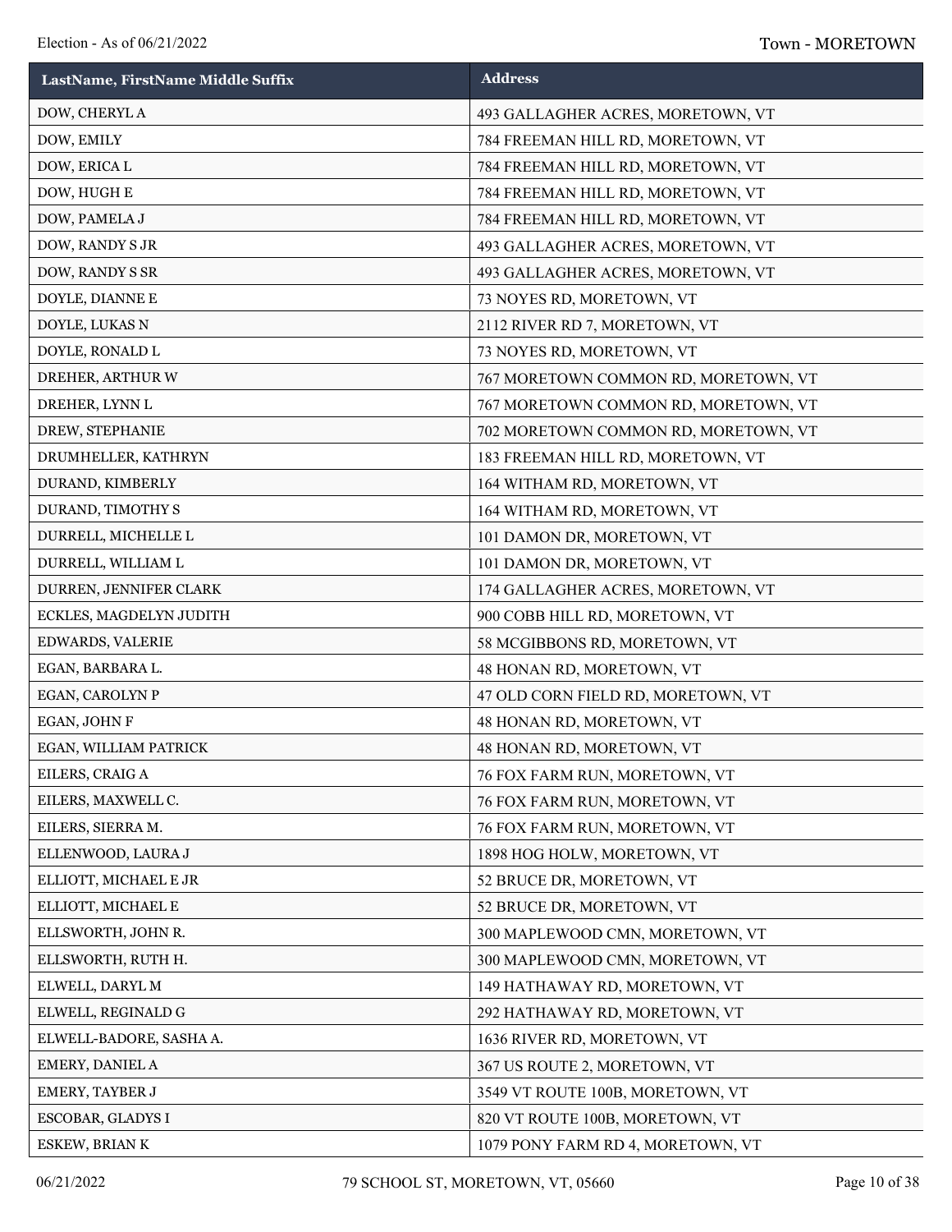| LastName, FirstName Middle Suffix | Address |
|---|---|
| DOW, CHERYL A | 493 GALLAGHER ACRES, MORETOWN, VT |
| DOW, EMILY | 784 FREEMAN HILL RD, MORETOWN, VT |
| DOW, ERICA L | 784 FREEMAN HILL RD, MORETOWN, VT |
| DOW, HUGH E | 784 FREEMAN HILL RD, MORETOWN, VT |
| DOW, PAMELA J | 784 FREEMAN HILL RD, MORETOWN, VT |
| DOW, RANDY S JR | 493 GALLAGHER ACRES, MORETOWN, VT |
| DOW, RANDY S SR | 493 GALLAGHER ACRES, MORETOWN, VT |
| DOYLE, DIANNE E | 73 NOYES RD, MORETOWN, VT |
| DOYLE, LUKAS N | 2112 RIVER RD 7, MORETOWN, VT |
| DOYLE, RONALD L | 73 NOYES RD, MORETOWN, VT |
| DREHER, ARTHUR W | 767 MORETOWN COMMON RD, MORETOWN, VT |
| DREHER, LYNN L | 767 MORETOWN COMMON RD, MORETOWN, VT |
| DREW, STEPHANIE | 702 MORETOWN COMMON RD, MORETOWN, VT |
| DRUMHELLER, KATHRYN | 183 FREEMAN HILL RD, MORETOWN, VT |
| DURAND, KIMBERLY | 164 WITHAM RD, MORETOWN, VT |
| DURAND, TIMOTHY S | 164 WITHAM RD, MORETOWN, VT |
| DURRELL, MICHELLE L | 101 DAMON DR, MORETOWN, VT |
| DURRELL, WILLIAM L | 101 DAMON DR, MORETOWN, VT |
| DURREN, JENNIFER CLARK | 174 GALLAGHER ACRES, MORETOWN, VT |
| ECKLES, MAGDELYN JUDITH | 900 COBB HILL RD, MORETOWN, VT |
| EDWARDS, VALERIE | 58 MCGIBBONS RD, MORETOWN, VT |
| EGAN, BARBARA L. | 48 HONAN RD, MORETOWN, VT |
| EGAN, CAROLYN P | 47 OLD CORN FIELD RD, MORETOWN, VT |
| EGAN, JOHN F | 48 HONAN RD, MORETOWN, VT |
| EGAN, WILLIAM PATRICK | 48 HONAN RD, MORETOWN, VT |
| EILERS, CRAIG A | 76 FOX FARM RUN, MORETOWN, VT |
| EILERS, MAXWELL C. | 76 FOX FARM RUN, MORETOWN, VT |
| EILERS, SIERRA M. | 76 FOX FARM RUN, MORETOWN, VT |
| ELLENWOOD, LAURA J | 1898 HOG HOLW, MORETOWN, VT |
| ELLIOTT, MICHAEL E JR | 52 BRUCE DR, MORETOWN, VT |
| ELLIOTT, MICHAEL E | 52 BRUCE DR, MORETOWN, VT |
| ELLSWORTH, JOHN R. | 300 MAPLEWOOD CMN, MORETOWN, VT |
| ELLSWORTH, RUTH H. | 300 MAPLEWOOD CMN, MORETOWN, VT |
| ELWELL, DARYL M | 149 HATHAWAY RD, MORETOWN, VT |
| ELWELL, REGINALD G | 292 HATHAWAY RD, MORETOWN, VT |
| ELWELL-BADORE, SASHA A. | 1636 RIVER RD, MORETOWN, VT |
| EMERY, DANIEL A | 367 US ROUTE 2, MORETOWN, VT |
| EMERY, TAYBER J | 3549 VT ROUTE 100B, MORETOWN, VT |
| ESCOBAR, GLADYS I | 820 VT ROUTE 100B, MORETOWN, VT |
| ESKEW, BRIAN K | 1079 PONY FARM RD 4, MORETOWN, VT |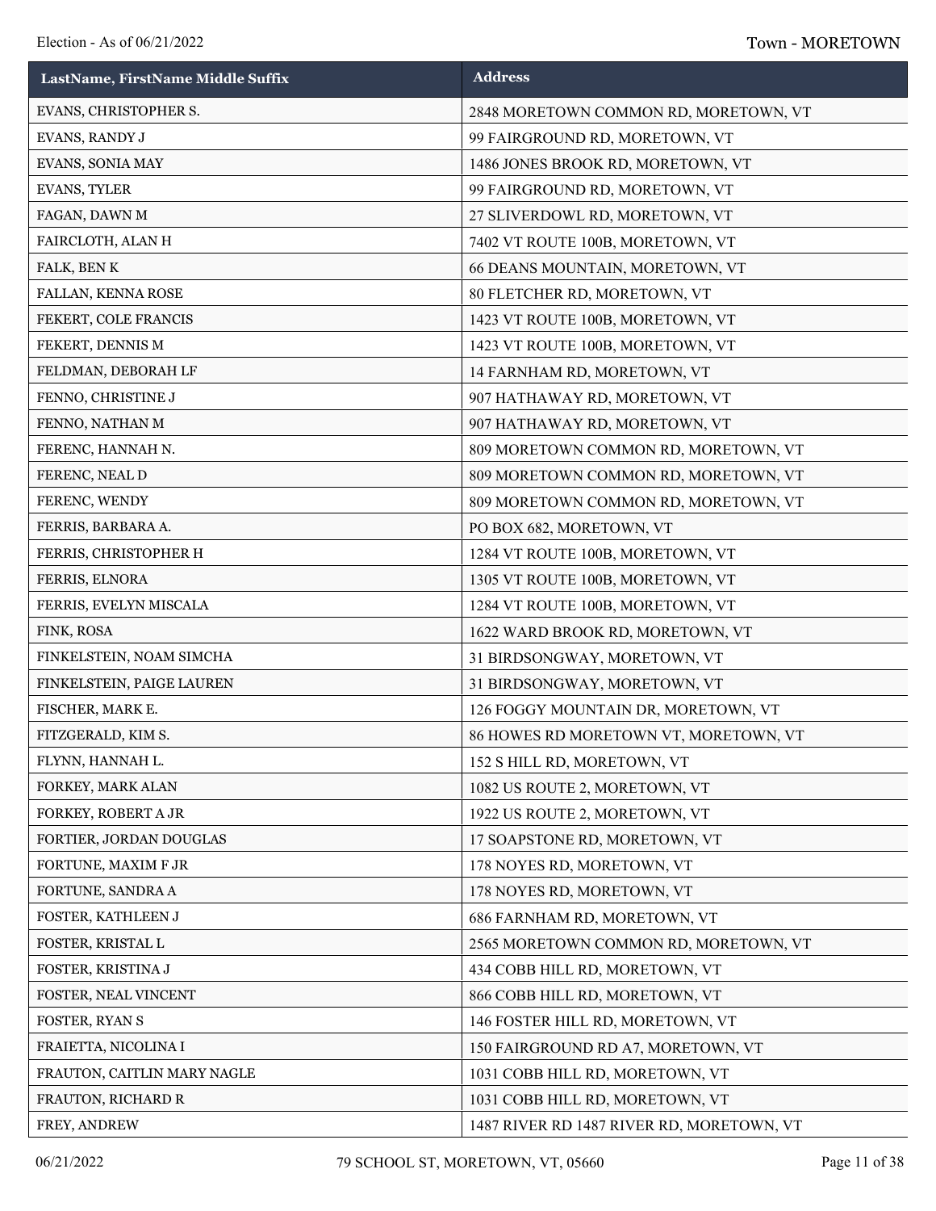| LastName, FirstName Middle Suffix | Address |
|---|---|
| EVANS, CHRISTOPHER S. | 2848 MORETOWN COMMON RD, MORETOWN, VT |
| EVANS, RANDY J | 99 FAIRGROUND RD, MORETOWN, VT |
| EVANS, SONIA MAY | 1486 JONES BROOK RD, MORETOWN, VT |
| EVANS, TYLER | 99 FAIRGROUND RD, MORETOWN, VT |
| FAGAN, DAWN M | 27 SLIVERDOWL RD, MORETOWN, VT |
| FAIRCLOTH, ALAN H | 7402 VT ROUTE 100B, MORETOWN, VT |
| FALK, BEN K | 66 DEANS MOUNTAIN, MORETOWN, VT |
| FALLAN, KENNA ROSE | 80 FLETCHER RD, MORETOWN, VT |
| FEKERT, COLE FRANCIS | 1423 VT ROUTE 100B, MORETOWN, VT |
| FEKERT, DENNIS M | 1423 VT ROUTE 100B, MORETOWN, VT |
| FELDMAN, DEBORAH LF | 14 FARNHAM RD, MORETOWN, VT |
| FENNO, CHRISTINE J | 907 HATHAWAY RD, MORETOWN, VT |
| FENNO, NATHAN M | 907 HATHAWAY RD, MORETOWN, VT |
| FERENC, HANNAH N. | 809 MORETOWN COMMON RD, MORETOWN, VT |
| FERENC, NEAL D | 809 MORETOWN COMMON RD, MORETOWN, VT |
| FERENC, WENDY | 809 MORETOWN COMMON RD, MORETOWN, VT |
| FERRIS, BARBARA A. | PO BOX 682, MORETOWN, VT |
| FERRIS, CHRISTOPHER H | 1284 VT ROUTE 100B, MORETOWN, VT |
| FERRIS, ELNORA | 1305 VT ROUTE 100B, MORETOWN, VT |
| FERRIS, EVELYN MISCALA | 1284 VT ROUTE 100B, MORETOWN, VT |
| FINK, ROSA | 1622 WARD BROOK RD, MORETOWN, VT |
| FINKELSTEIN, NOAM SIMCHA | 31 BIRDSONGWAY, MORETOWN, VT |
| FINKELSTEIN, PAIGE LAUREN | 31 BIRDSONGWAY, MORETOWN, VT |
| FISCHER, MARK E. | 126 FOGGY MOUNTAIN DR, MORETOWN, VT |
| FITZGERALD, KIM S. | 86 HOWES RD MORETOWN VT, MORETOWN, VT |
| FLYNN, HANNAH L. | 152 S HILL RD, MORETOWN, VT |
| FORKEY, MARK ALAN | 1082 US ROUTE 2, MORETOWN, VT |
| FORKEY, ROBERT A JR | 1922 US ROUTE 2, MORETOWN, VT |
| FORTIER, JORDAN DOUGLAS | 17 SOAPSTONE RD, MORETOWN, VT |
| FORTUNE, MAXIM F JR | 178 NOYES RD, MORETOWN, VT |
| FORTUNE, SANDRA A | 178 NOYES RD, MORETOWN, VT |
| FOSTER, KATHLEEN J | 686 FARNHAM RD, MORETOWN, VT |
| FOSTER, KRISTAL L | 2565 MORETOWN COMMON RD, MORETOWN, VT |
| FOSTER, KRISTINA J | 434 COBB HILL RD, MORETOWN, VT |
| FOSTER, NEAL VINCENT | 866 COBB HILL RD, MORETOWN, VT |
| FOSTER, RYAN S | 146 FOSTER HILL RD, MORETOWN, VT |
| FRAIETTA, NICOLINA I | 150 FAIRGROUND RD A7, MORETOWN, VT |
| FRAUTON, CAITLIN MARY NAGLE | 1031 COBB HILL RD, MORETOWN, VT |
| FRAUTON, RICHARD R | 1031 COBB HILL RD, MORETOWN, VT |
| FREY, ANDREW | 1487 RIVER RD 1487 RIVER RD, MORETOWN, VT |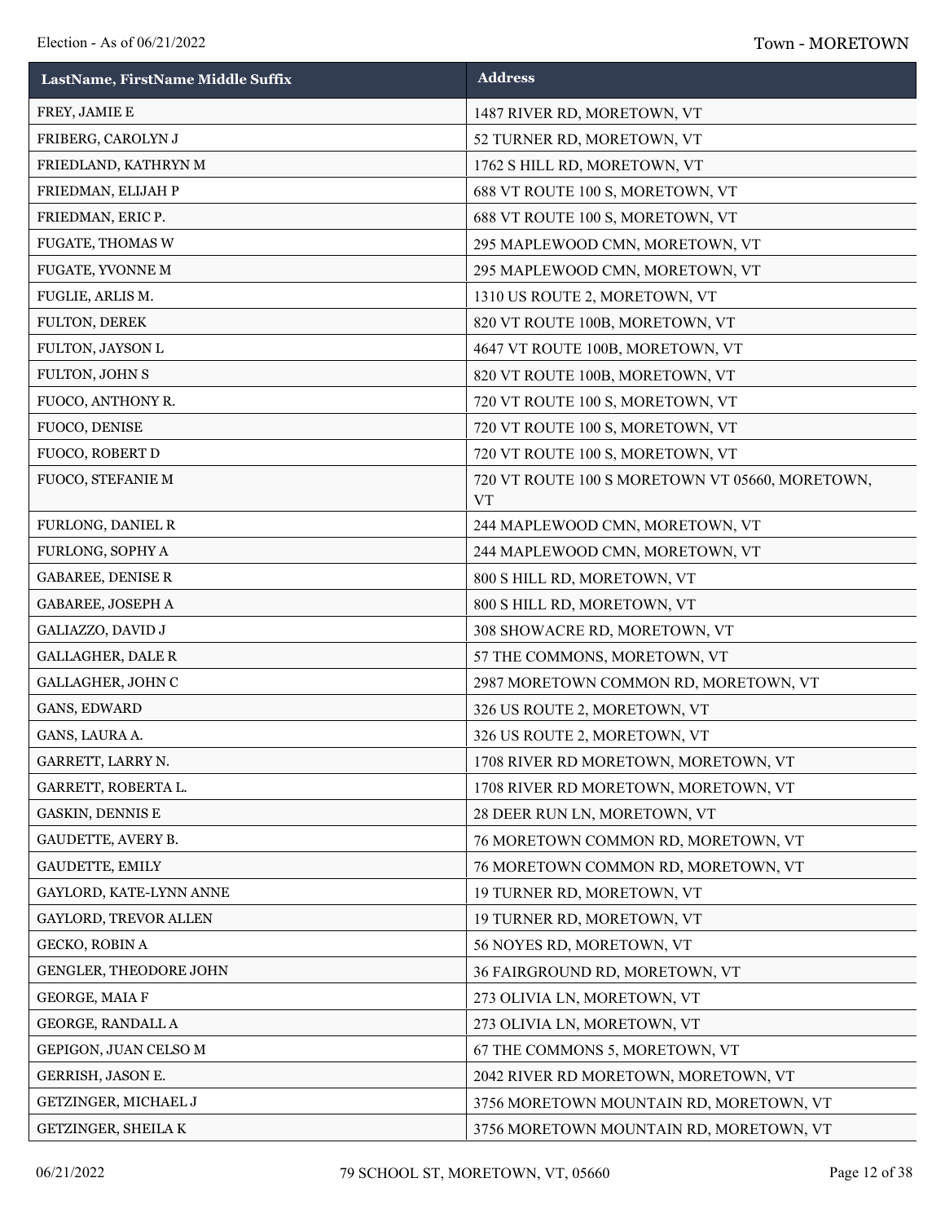| LastName, FirstName Middle Suffix | Address |
|---|---|
| FREY, JAMIE E | 1487 RIVER RD, MORETOWN, VT |
| FRIBERG, CAROLYN J | 52 TURNER RD, MORETOWN, VT |
| FRIEDLAND, KATHRYN M | 1762 S HILL RD, MORETOWN, VT |
| FRIEDMAN, ELIJAH P | 688 VT ROUTE 100 S, MORETOWN, VT |
| FRIEDMAN, ERIC P. | 688 VT ROUTE 100 S, MORETOWN, VT |
| FUGATE, THOMAS W | 295 MAPLEWOOD CMN, MORETOWN, VT |
| FUGATE, YVONNE M | 295 MAPLEWOOD CMN, MORETOWN, VT |
| FUGLIE, ARLIS M. | 1310 US ROUTE 2, MORETOWN, VT |
| FULTON, DEREK | 820 VT ROUTE 100B, MORETOWN, VT |
| FULTON, JAYSON L | 4647 VT ROUTE 100B, MORETOWN, VT |
| FULTON, JOHN S | 820 VT ROUTE 100B, MORETOWN, VT |
| FUOCO, ANTHONY R. | 720 VT ROUTE 100 S, MORETOWN, VT |
| FUOCO, DENISE | 720 VT ROUTE 100 S, MORETOWN, VT |
| FUOCO, ROBERT D | 720 VT ROUTE 100 S, MORETOWN, VT |
| FUOCO, STEFANIE M | 720 VT ROUTE 100 S MORETOWN VT 05660, MORETOWN, VT |
| FURLONG, DANIEL R | 244 MAPLEWOOD CMN, MORETOWN, VT |
| FURLONG, SOPHY A | 244 MAPLEWOOD CMN, MORETOWN, VT |
| GABAREE, DENISE R | 800 S HILL RD, MORETOWN, VT |
| GABAREE, JOSEPH A | 800 S HILL RD, MORETOWN, VT |
| GALIAZZO, DAVID J | 308 SHOWACRE RD, MORETOWN, VT |
| GALLAGHER, DALE R | 57 THE COMMONS, MORETOWN, VT |
| GALLAGHER, JOHN C | 2987 MORETOWN COMMON RD, MORETOWN, VT |
| GANS, EDWARD | 326 US ROUTE 2, MORETOWN, VT |
| GANS, LAURA A. | 326 US ROUTE 2, MORETOWN, VT |
| GARRETT, LARRY N. | 1708 RIVER RD MORETOWN, MORETOWN, VT |
| GARRETT, ROBERTA L. | 1708 RIVER RD MORETOWN, MORETOWN, VT |
| GASKIN, DENNIS E | 28 DEER RUN LN, MORETOWN, VT |
| GAUDETTE, AVERY B. | 76 MORETOWN COMMON RD, MORETOWN, VT |
| GAUDETTE, EMILY | 76 MORETOWN COMMON RD, MORETOWN, VT |
| GAYLORD, KATE-LYNN ANNE | 19 TURNER RD, MORETOWN, VT |
| GAYLORD, TREVOR ALLEN | 19 TURNER RD, MORETOWN, VT |
| GECKO, ROBIN A | 56 NOYES RD, MORETOWN, VT |
| GENGLER, THEODORE JOHN | 36 FAIRGROUND RD, MORETOWN, VT |
| GEORGE, MAIA F | 273 OLIVIA LN, MORETOWN, VT |
| GEORGE, RANDALL A | 273 OLIVIA LN, MORETOWN, VT |
| GEPIGON, JUAN CELSO M | 67 THE COMMONS 5, MORETOWN, VT |
| GERRISH, JASON E. | 2042 RIVER RD MORETOWN, MORETOWN, VT |
| GETZINGER, MICHAEL J | 3756 MORETOWN MOUNTAIN RD, MORETOWN, VT |
| GETZINGER, SHEILA K | 3756 MORETOWN MOUNTAIN RD, MORETOWN, VT |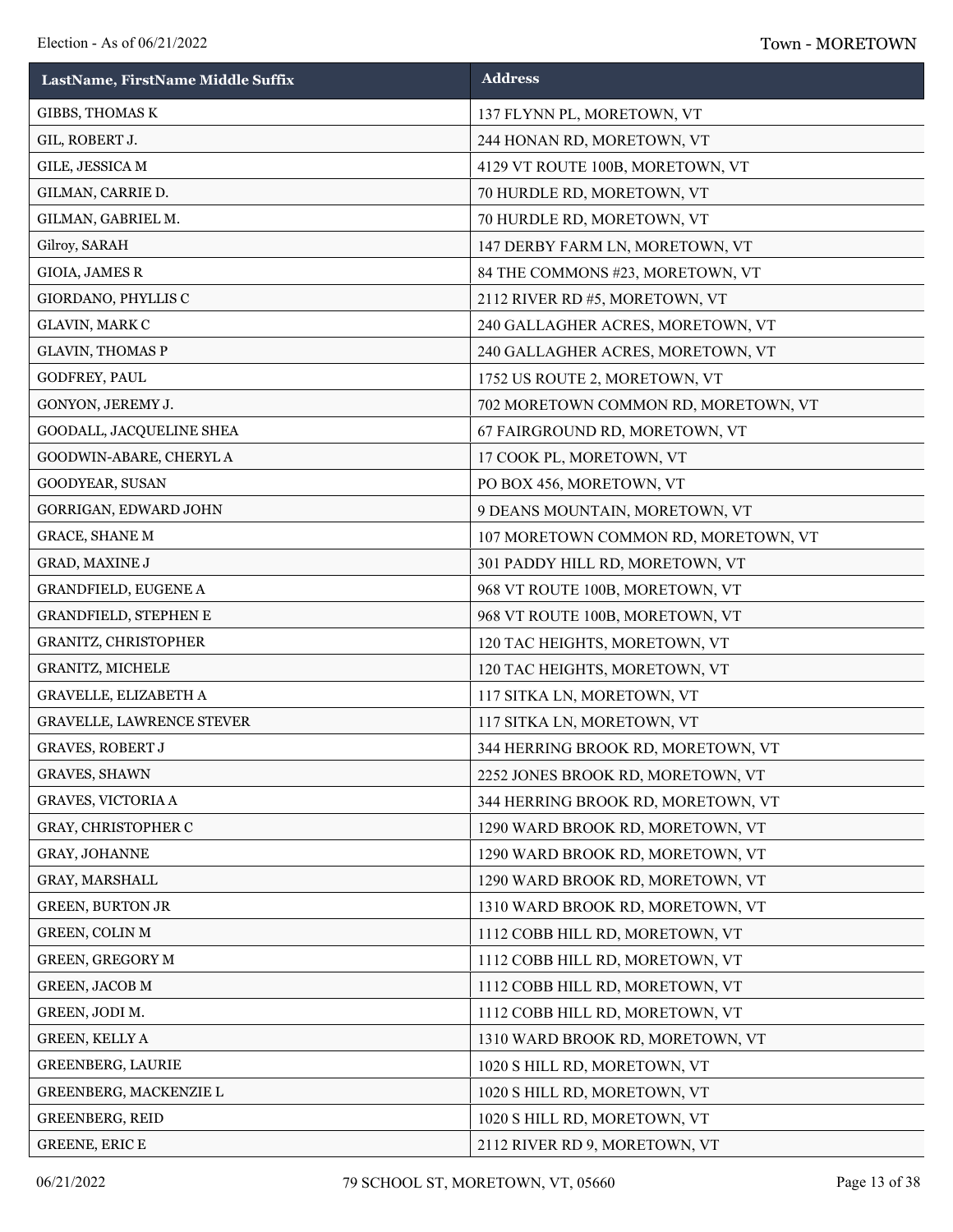| LastName, FirstName Middle Suffix | Address |
|---|---|
| GIBBS, THOMAS K | 137 FLYNN PL, MORETOWN, VT |
| GIL, ROBERT J. | 244 HONAN RD, MORETOWN, VT |
| GILE, JESSICA M | 4129 VT ROUTE 100B, MORETOWN, VT |
| GILMAN, CARRIE D. | 70 HURDLE RD, MORETOWN, VT |
| GILMAN, GABRIEL M. | 70 HURDLE RD, MORETOWN, VT |
| Gilroy, SARAH | 147 DERBY FARM LN, MORETOWN, VT |
| GIOIA, JAMES R | 84 THE COMMONS #23, MORETOWN, VT |
| GIORDANO, PHYLLIS C | 2112 RIVER RD #5, MORETOWN, VT |
| GLAVIN, MARK C | 240 GALLAGHER ACRES, MORETOWN, VT |
| GLAVIN, THOMAS P | 240 GALLAGHER ACRES, MORETOWN, VT |
| GODFREY, PAUL | 1752 US ROUTE 2, MORETOWN, VT |
| GONYON, JEREMY J. | 702 MORETOWN COMMON RD, MORETOWN, VT |
| GOODALL, JACQUELINE SHEA | 67 FAIRGROUND RD, MORETOWN, VT |
| GOODWIN-ABARE, CHERYL A | 17 COOK PL, MORETOWN, VT |
| GOODYEAR, SUSAN | PO BOX 456, MORETOWN, VT |
| GORRIGAN, EDWARD JOHN | 9 DEANS MOUNTAIN, MORETOWN, VT |
| GRACE, SHANE M | 107 MORETOWN COMMON RD, MORETOWN, VT |
| GRAD, MAXINE J | 301 PADDY HILL RD, MORETOWN, VT |
| GRANDFIELD, EUGENE A | 968 VT ROUTE 100B, MORETOWN, VT |
| GRANDFIELD, STEPHEN E | 968 VT ROUTE 100B, MORETOWN, VT |
| GRANITZ, CHRISTOPHER | 120 TAC HEIGHTS, MORETOWN, VT |
| GRANITZ, MICHELE | 120 TAC HEIGHTS, MORETOWN, VT |
| GRAVELLE, ELIZABETH A | 117 SITKA LN, MORETOWN, VT |
| GRAVELLE, LAWRENCE STEVER | 117 SITKA LN, MORETOWN, VT |
| GRAVES, ROBERT J | 344 HERRING BROOK RD, MORETOWN, VT |
| GRAVES, SHAWN | 2252 JONES BROOK RD, MORETOWN, VT |
| GRAVES, VICTORIA A | 344 HERRING BROOK RD, MORETOWN, VT |
| GRAY, CHRISTOPHER C | 1290 WARD BROOK RD, MORETOWN, VT |
| GRAY, JOHANNE | 1290 WARD BROOK RD, MORETOWN, VT |
| GRAY, MARSHALL | 1290 WARD BROOK RD, MORETOWN, VT |
| GREEN, BURTON JR | 1310 WARD BROOK RD, MORETOWN, VT |
| GREEN, COLIN M | 1112 COBB HILL RD, MORETOWN, VT |
| GREEN, GREGORY M | 1112 COBB HILL RD, MORETOWN, VT |
| GREEN, JACOB M | 1112 COBB HILL RD, MORETOWN, VT |
| GREEN, JODI M. | 1112 COBB HILL RD, MORETOWN, VT |
| GREEN, KELLY A | 1310 WARD BROOK RD, MORETOWN, VT |
| GREENBERG, LAURIE | 1020 S HILL RD, MORETOWN, VT |
| GREENBERG, MACKENZIE L | 1020 S HILL RD, MORETOWN, VT |
| GREENBERG, REID | 1020 S HILL RD, MORETOWN, VT |
| GREENE, ERIC E | 2112 RIVER RD 9, MORETOWN, VT |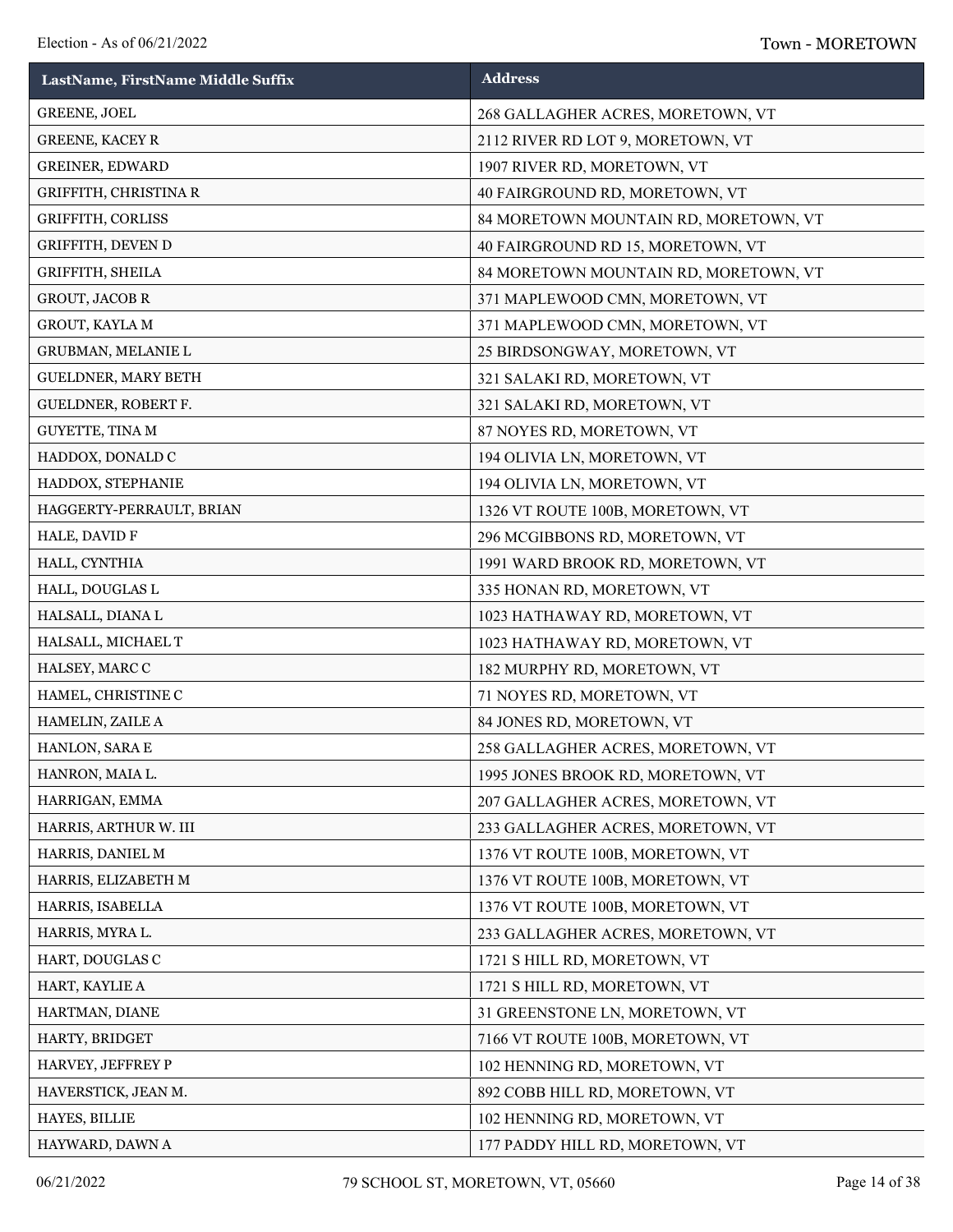| LastName, FirstName Middle Suffix | Address |
|---|---|
| GREENE, JOEL | 268 GALLAGHER ACRES, MORETOWN, VT |
| GREENE, KACEY R | 2112 RIVER RD LOT 9, MORETOWN, VT |
| GREINER, EDWARD | 1907 RIVER RD, MORETOWN, VT |
| GRIFFITH, CHRISTINA R | 40 FAIRGROUND RD, MORETOWN, VT |
| GRIFFITH, CORLISS | 84 MORETOWN MOUNTAIN RD, MORETOWN, VT |
| GRIFFITH, DEVEN D | 40 FAIRGROUND RD 15, MORETOWN, VT |
| GRIFFITH, SHEILA | 84 MORETOWN MOUNTAIN RD, MORETOWN, VT |
| GROUT, JACOB R | 371 MAPLEWOOD CMN, MORETOWN, VT |
| GROUT, KAYLA M | 371 MAPLEWOOD CMN, MORETOWN, VT |
| GRUBMAN, MELANIE L | 25 BIRDSONGWAY, MORETOWN, VT |
| GUELDNER, MARY BETH | 321 SALAKI RD, MORETOWN, VT |
| GUELDNER, ROBERT F. | 321 SALAKI RD, MORETOWN, VT |
| GUYETTE, TINA M | 87 NOYES RD, MORETOWN, VT |
| HADDOX, DONALD C | 194 OLIVIA LN, MORETOWN, VT |
| HADDOX, STEPHANIE | 194 OLIVIA LN, MORETOWN, VT |
| HAGGERTY-PERRAULT, BRIAN | 1326 VT ROUTE 100B, MORETOWN, VT |
| HALE, DAVID F | 296 MCGIBBONS RD, MORETOWN, VT |
| HALL, CYNTHIA | 1991 WARD BROOK RD, MORETOWN, VT |
| HALL, DOUGLAS L | 335 HONAN RD, MORETOWN, VT |
| HALSALL, DIANA L | 1023 HATHAWAY RD, MORETOWN, VT |
| HALSALL, MICHAEL T | 1023 HATHAWAY RD, MORETOWN, VT |
| HALSEY, MARC C | 182 MURPHY RD, MORETOWN, VT |
| HAMEL, CHRISTINE C | 71 NOYES RD, MORETOWN, VT |
| HAMELIN, ZAILE A | 84 JONES RD, MORETOWN, VT |
| HANLON, SARA E | 258 GALLAGHER ACRES, MORETOWN, VT |
| HANRON, MAIA L. | 1995 JONES BROOK RD, MORETOWN, VT |
| HARRIGAN, EMMA | 207 GALLAGHER ACRES, MORETOWN, VT |
| HARRIS, ARTHUR W. III | 233 GALLAGHER ACRES, MORETOWN, VT |
| HARRIS, DANIEL M | 1376 VT ROUTE 100B, MORETOWN, VT |
| HARRIS, ELIZABETH M | 1376 VT ROUTE 100B, MORETOWN, VT |
| HARRIS, ISABELLA | 1376 VT ROUTE 100B, MORETOWN, VT |
| HARRIS, MYRA L. | 233 GALLAGHER ACRES, MORETOWN, VT |
| HART, DOUGLAS C | 1721 S HILL RD, MORETOWN, VT |
| HART, KAYLIE A | 1721 S HILL RD, MORETOWN, VT |
| HARTMAN, DIANE | 31 GREENSTONE LN, MORETOWN, VT |
| HARTY, BRIDGET | 7166 VT ROUTE 100B, MORETOWN, VT |
| HARVEY, JEFFREY P | 102 HENNING RD, MORETOWN, VT |
| HAVERSTICK, JEAN M. | 892 COBB HILL RD, MORETOWN, VT |
| HAYES, BILLIE | 102 HENNING RD, MORETOWN, VT |
| HAYWARD, DAWN A | 177 PADDY HILL RD, MORETOWN, VT |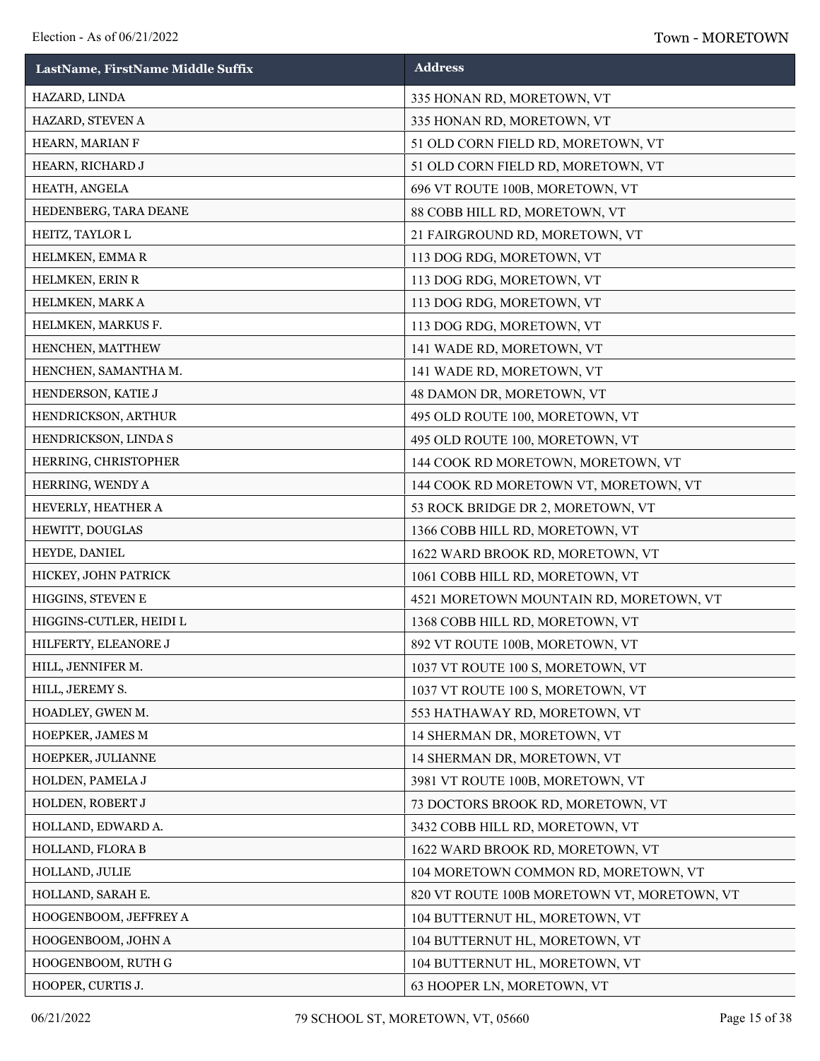| LastName, FirstName Middle Suffix | Address |
|---|---|
| HAZARD, LINDA | 335 HONAN RD, MORETOWN, VT |
| HAZARD, STEVEN A | 335 HONAN RD, MORETOWN, VT |
| HEARN, MARIAN F | 51 OLD CORN FIELD RD, MORETOWN, VT |
| HEARN, RICHARD J | 51 OLD CORN FIELD RD, MORETOWN, VT |
| HEATH, ANGELA | 696 VT ROUTE 100B, MORETOWN, VT |
| HEDENBERG, TARA DEANE | 88 COBB HILL RD, MORETOWN, VT |
| HEITZ, TAYLOR L | 21 FAIRGROUND RD, MORETOWN, VT |
| HELMKEN, EMMA R | 113 DOG RDG, MORETOWN, VT |
| HELMKEN, ERIN R | 113 DOG RDG, MORETOWN, VT |
| HELMKEN, MARK A | 113 DOG RDG, MORETOWN, VT |
| HELMKEN, MARKUS F. | 113 DOG RDG, MORETOWN, VT |
| HENCHEN, MATTHEW | 141 WADE RD, MORETOWN, VT |
| HENCHEN, SAMANTHA M. | 141 WADE RD, MORETOWN, VT |
| HENDERSON, KATIE J | 48 DAMON DR, MORETOWN, VT |
| HENDRICKSON, ARTHUR | 495 OLD ROUTE 100, MORETOWN, VT |
| HENDRICKSON, LINDA S | 495 OLD ROUTE 100, MORETOWN, VT |
| HERRING, CHRISTOPHER | 144 COOK RD MORETOWN, MORETOWN, VT |
| HERRING, WENDY A | 144 COOK RD MORETOWN VT, MORETOWN, VT |
| HEVERLY, HEATHER A | 53 ROCK BRIDGE DR 2, MORETOWN, VT |
| HEWITT, DOUGLAS | 1366 COBB HILL RD, MORETOWN, VT |
| HEYDE, DANIEL | 1622 WARD BROOK RD, MORETOWN, VT |
| HICKEY, JOHN PATRICK | 1061 COBB HILL RD, MORETOWN, VT |
| HIGGINS, STEVEN E | 4521 MORETOWN MOUNTAIN RD, MORETOWN, VT |
| HIGGINS-CUTLER, HEIDI L | 1368 COBB HILL RD, MORETOWN, VT |
| HILFERTY, ELEANORE J | 892 VT ROUTE 100B, MORETOWN, VT |
| HILL, JENNIFER M. | 1037 VT ROUTE 100 S, MORETOWN, VT |
| HILL, JEREMY S. | 1037 VT ROUTE 100 S, MORETOWN, VT |
| HOADLEY, GWEN M. | 553 HATHAWAY RD, MORETOWN, VT |
| HOEPKER, JAMES M | 14 SHERMAN DR, MORETOWN, VT |
| HOEPKER, JULIANNE | 14 SHERMAN DR, MORETOWN, VT |
| HOLDEN, PAMELA J | 3981 VT ROUTE 100B, MORETOWN, VT |
| HOLDEN, ROBERT J | 73 DOCTORS BROOK RD, MORETOWN, VT |
| HOLLAND, EDWARD A. | 3432 COBB HILL RD, MORETOWN, VT |
| HOLLAND, FLORA B | 1622 WARD BROOK RD, MORETOWN, VT |
| HOLLAND, JULIE | 104 MORETOWN COMMON RD, MORETOWN, VT |
| HOLLAND, SARAH E. | 820 VT ROUTE 100B MORETOWN VT, MORETOWN, VT |
| HOOGENBOOM, JEFFREY A | 104 BUTTERNUT HL, MORETOWN, VT |
| HOOGENBOOM, JOHN A | 104 BUTTERNUT HL, MORETOWN, VT |
| HOOGENBOOM, RUTH G | 104 BUTTERNUT HL, MORETOWN, VT |
| HOOPER, CURTIS J. | 63 HOOPER LN, MORETOWN, VT |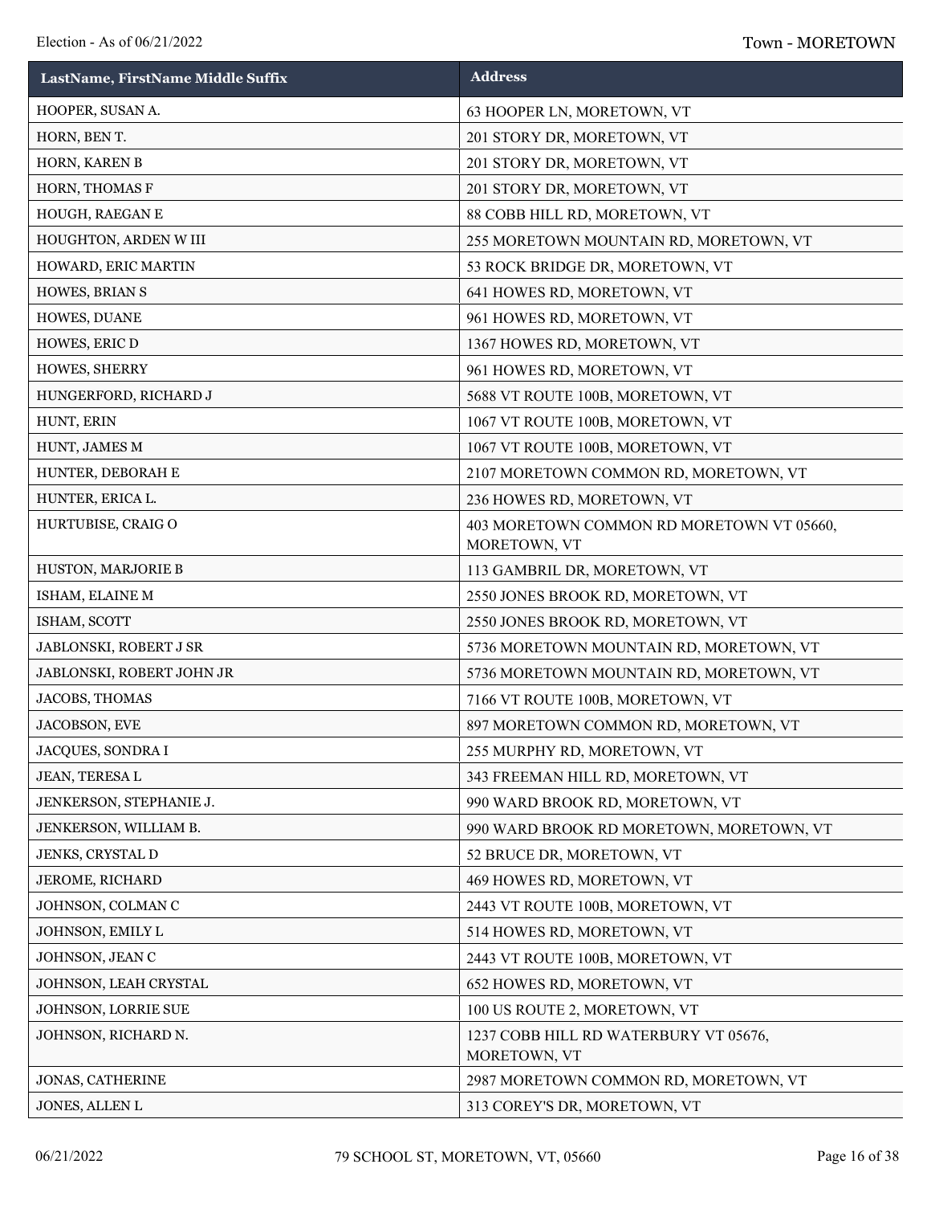| LastName, FirstName Middle Suffix | Address |
| --- | --- |
| HOOPER, SUSAN A. | 63 HOOPER LN, MORETOWN, VT |
| HORN, BEN T. | 201 STORY DR, MORETOWN, VT |
| HORN, KAREN B | 201 STORY DR, MORETOWN, VT |
| HORN, THOMAS F | 201 STORY DR, MORETOWN, VT |
| HOUGH, RAEGAN E | 88 COBB HILL RD, MORETOWN, VT |
| HOUGHTON, ARDEN W III | 255 MORETOWN MOUNTAIN RD, MORETOWN, VT |
| HOWARD, ERIC MARTIN | 53 ROCK BRIDGE DR, MORETOWN, VT |
| HOWES, BRIAN S | 641 HOWES RD, MORETOWN, VT |
| HOWES, DUANE | 961 HOWES RD, MORETOWN, VT |
| HOWES, ERIC D | 1367 HOWES RD, MORETOWN, VT |
| HOWES, SHERRY | 961 HOWES RD, MORETOWN, VT |
| HUNGERFORD, RICHARD J | 5688 VT ROUTE 100B, MORETOWN, VT |
| HUNT, ERIN | 1067 VT ROUTE 100B, MORETOWN, VT |
| HUNT, JAMES M | 1067 VT ROUTE 100B, MORETOWN, VT |
| HUNTER, DEBORAH E | 2107 MORETOWN COMMON RD, MORETOWN, VT |
| HUNTER, ERICA L. | 236 HOWES RD, MORETOWN, VT |
| HURTUBISE, CRAIG O | 403 MORETOWN COMMON RD MORETOWN VT 05660, MORETOWN, VT |
| HUSTON, MARJORIE B | 113 GAMBRIL DR, MORETOWN, VT |
| ISHAM, ELAINE M | 2550 JONES BROOK RD, MORETOWN, VT |
| ISHAM, SCOTT | 2550 JONES BROOK RD, MORETOWN, VT |
| JABLONSKI, ROBERT J SR | 5736 MORETOWN MOUNTAIN RD, MORETOWN, VT |
| JABLONSKI, ROBERT JOHN JR | 5736 MORETOWN MOUNTAIN RD, MORETOWN, VT |
| JACOBS, THOMAS | 7166 VT ROUTE 100B, MORETOWN, VT |
| JACOBSON, EVE | 897 MORETOWN COMMON RD, MORETOWN, VT |
| JACQUES, SONDRA I | 255 MURPHY RD, MORETOWN, VT |
| JEAN, TERESA L | 343 FREEMAN HILL RD, MORETOWN, VT |
| JENKERSON, STEPHANIE J. | 990 WARD BROOK RD, MORETOWN, VT |
| JENKERSON, WILLIAM B. | 990 WARD BROOK RD MORETOWN, MORETOWN, VT |
| JENKS, CRYSTAL D | 52 BRUCE DR, MORETOWN, VT |
| JEROME, RICHARD | 469 HOWES RD, MORETOWN, VT |
| JOHNSON, COLMAN C | 2443 VT ROUTE 100B, MORETOWN, VT |
| JOHNSON, EMILY L | 514 HOWES RD, MORETOWN, VT |
| JOHNSON, JEAN C | 2443 VT ROUTE 100B, MORETOWN, VT |
| JOHNSON, LEAH CRYSTAL | 652 HOWES RD, MORETOWN, VT |
| JOHNSON, LORRIE SUE | 100 US ROUTE 2, MORETOWN, VT |
| JOHNSON, RICHARD N. | 1237 COBB HILL RD WATERBURY VT 05676, MORETOWN, VT |
| JONAS, CATHERINE | 2987 MORETOWN COMMON RD, MORETOWN, VT |
| JONES, ALLEN L | 313 COREY'S DR, MORETOWN, VT |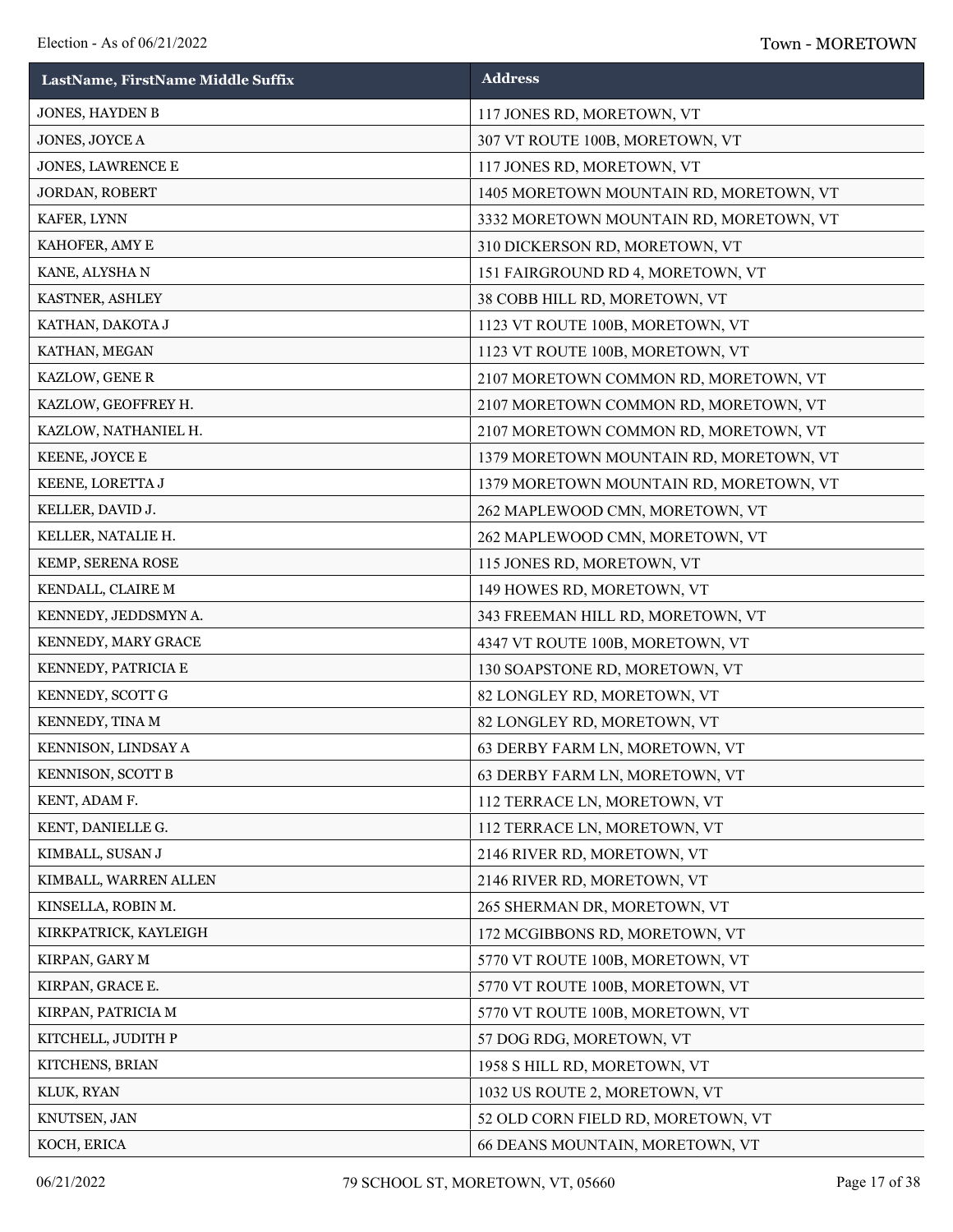| LastName, FirstName Middle Suffix | Address |
| --- | --- |
| JONES, HAYDEN B | 117 JONES RD, MORETOWN, VT |
| JONES, JOYCE A | 307 VT ROUTE 100B, MORETOWN, VT |
| JONES, LAWRENCE E | 117 JONES RD, MORETOWN, VT |
| JORDAN, ROBERT | 1405 MORETOWN MOUNTAIN RD, MORETOWN, VT |
| KAFER, LYNN | 3332 MORETOWN MOUNTAIN RD, MORETOWN, VT |
| KAHOFER, AMY E | 310 DICKERSON RD, MORETOWN, VT |
| KANE, ALYSHA N | 151 FAIRGROUND RD 4, MORETOWN, VT |
| KASTNER, ASHLEY | 38 COBB HILL RD, MORETOWN, VT |
| KATHAN, DAKOTA J | 1123 VT ROUTE 100B, MORETOWN, VT |
| KATHAN, MEGAN | 1123 VT ROUTE 100B, MORETOWN, VT |
| KAZLOW, GENE R | 2107 MORETOWN COMMON RD, MORETOWN, VT |
| KAZLOW, GEOFFREY H. | 2107 MORETOWN COMMON RD, MORETOWN, VT |
| KAZLOW, NATHANIEL H. | 2107 MORETOWN COMMON RD, MORETOWN, VT |
| KEENE, JOYCE E | 1379 MORETOWN MOUNTAIN RD, MORETOWN, VT |
| KEENE, LORETTA J | 1379 MORETOWN MOUNTAIN RD, MORETOWN, VT |
| KELLER, DAVID J. | 262 MAPLEWOOD CMN, MORETOWN, VT |
| KELLER, NATALIE H. | 262 MAPLEWOOD CMN, MORETOWN, VT |
| KEMP, SERENA ROSE | 115 JONES RD, MORETOWN, VT |
| KENDALL, CLAIRE M | 149 HOWES RD, MORETOWN, VT |
| KENNEDY, JEDDSMYN A. | 343 FREEMAN HILL RD, MORETOWN, VT |
| KENNEDY, MARY GRACE | 4347 VT ROUTE 100B, MORETOWN, VT |
| KENNEDY, PATRICIA E | 130 SOAPSTONE RD, MORETOWN, VT |
| KENNEDY, SCOTT G | 82 LONGLEY RD, MORETOWN, VT |
| KENNEDY, TINA M | 82 LONGLEY RD, MORETOWN, VT |
| KENNISON, LINDSAY A | 63 DERBY FARM LN, MORETOWN, VT |
| KENNISON, SCOTT B | 63 DERBY FARM LN, MORETOWN, VT |
| KENT, ADAM F. | 112 TERRACE LN, MORETOWN, VT |
| KENT, DANIELLE G. | 112 TERRACE LN, MORETOWN, VT |
| KIMBALL, SUSAN J | 2146 RIVER RD, MORETOWN, VT |
| KIMBALL, WARREN ALLEN | 2146 RIVER RD, MORETOWN, VT |
| KINSELLA, ROBIN M. | 265 SHERMAN DR, MORETOWN, VT |
| KIRKPATRICK, KAYLEIGH | 172 MCGIBBONS RD, MORETOWN, VT |
| KIRPAN, GARY M | 5770 VT ROUTE 100B, MORETOWN, VT |
| KIRPAN, GRACE E. | 5770 VT ROUTE 100B, MORETOWN, VT |
| KIRPAN, PATRICIA M | 5770 VT ROUTE 100B, MORETOWN, VT |
| KITCHELL, JUDITH P | 57 DOG RDG, MORETOWN, VT |
| KITCHENS, BRIAN | 1958 S HILL RD, MORETOWN, VT |
| KLUK, RYAN | 1032 US ROUTE 2, MORETOWN, VT |
| KNUTSEN, JAN | 52 OLD CORN FIELD RD, MORETOWN, VT |
| KOCH, ERICA | 66 DEANS MOUNTAIN, MORETOWN, VT |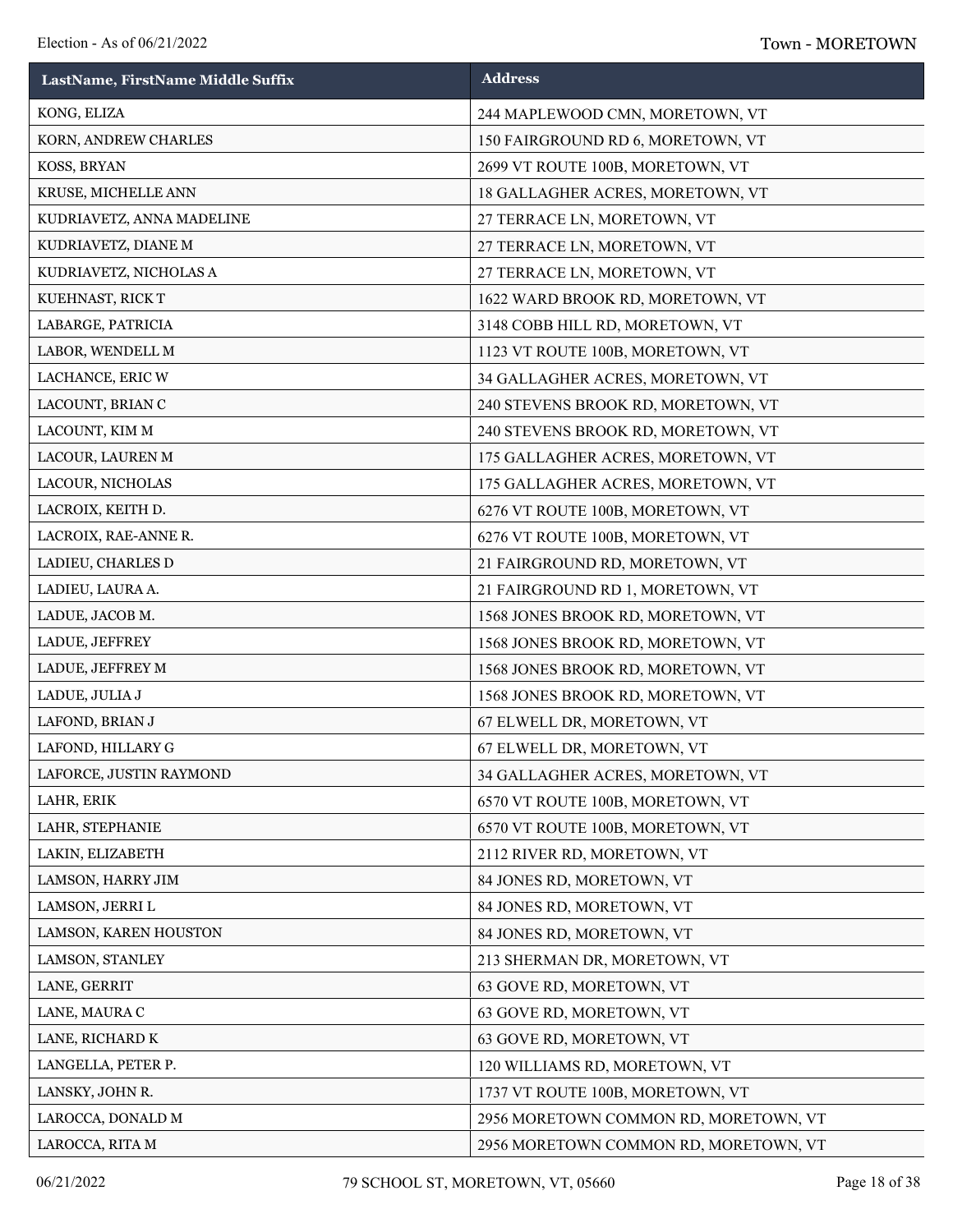| LastName, FirstName Middle Suffix | Address |
| --- | --- |
| KONG, ELIZA | 244 MAPLEWOOD CMN, MORETOWN, VT |
| KORN, ANDREW CHARLES | 150 FAIRGROUND RD 6, MORETOWN, VT |
| KOSS, BRYAN | 2699 VT ROUTE 100B, MORETOWN, VT |
| KRUSE, MICHELLE ANN | 18 GALLAGHER ACRES, MORETOWN, VT |
| KUDRIAVETZ, ANNA MADELINE | 27 TERRACE LN, MORETOWN, VT |
| KUDRIAVETZ, DIANE M | 27 TERRACE LN, MORETOWN, VT |
| KUDRIAVETZ, NICHOLAS A | 27 TERRACE LN, MORETOWN, VT |
| KUEHNAST, RICK T | 1622 WARD BROOK RD, MORETOWN, VT |
| LABARGE, PATRICIA | 3148 COBB HILL RD, MORETOWN, VT |
| LABOR, WENDELL M | 1123 VT ROUTE 100B, MORETOWN, VT |
| LACHANCE, ERIC W | 34 GALLAGHER ACRES, MORETOWN, VT |
| LACOUNT, BRIAN C | 240 STEVENS BROOK RD, MORETOWN, VT |
| LACOUNT, KIM M | 240 STEVENS BROOK RD, MORETOWN, VT |
| LACOUR, LAUREN M | 175 GALLAGHER ACRES, MORETOWN, VT |
| LACOUR, NICHOLAS | 175 GALLAGHER ACRES, MORETOWN, VT |
| LACROIX, KEITH D. | 6276 VT ROUTE 100B, MORETOWN, VT |
| LACROIX, RAE-ANNE R. | 6276 VT ROUTE 100B, MORETOWN, VT |
| LADIEU, CHARLES D | 21 FAIRGROUND RD, MORETOWN, VT |
| LADIEU, LAURA A. | 21 FAIRGROUND RD 1, MORETOWN, VT |
| LADUE, JACOB M. | 1568 JONES BROOK RD, MORETOWN, VT |
| LADUE, JEFFREY | 1568 JONES BROOK RD, MORETOWN, VT |
| LADUE, JEFFREY M | 1568 JONES BROOK RD, MORETOWN, VT |
| LADUE, JULIA J | 1568 JONES BROOK RD, MORETOWN, VT |
| LAFOND, BRIAN J | 67 ELWELL DR, MORETOWN, VT |
| LAFOND, HILLARY G | 67 ELWELL DR, MORETOWN, VT |
| LAFORCE, JUSTIN RAYMOND | 34 GALLAGHER ACRES, MORETOWN, VT |
| LAHR, ERIK | 6570 VT ROUTE 100B, MORETOWN, VT |
| LAHR, STEPHANIE | 6570 VT ROUTE 100B, MORETOWN, VT |
| LAKIN, ELIZABETH | 2112 RIVER RD, MORETOWN, VT |
| LAMSON, HARRY JIM | 84 JONES RD, MORETOWN, VT |
| LAMSON, JERRI L | 84 JONES RD, MORETOWN, VT |
| LAMSON, KAREN HOUSTON | 84 JONES RD, MORETOWN, VT |
| LAMSON, STANLEY | 213 SHERMAN DR, MORETOWN, VT |
| LANE, GERRIT | 63 GOVE RD, MORETOWN, VT |
| LANE, MAURA C | 63 GOVE RD, MORETOWN, VT |
| LANE, RICHARD K | 63 GOVE RD, MORETOWN, VT |
| LANGELLA, PETER P. | 120 WILLIAMS RD, MORETOWN, VT |
| LANSKY, JOHN R. | 1737 VT ROUTE 100B, MORETOWN, VT |
| LAROCCA, DONALD M | 2956 MORETOWN COMMON RD, MORETOWN, VT |
| LAROCCA, RITA M | 2956 MORETOWN COMMON RD, MORETOWN, VT |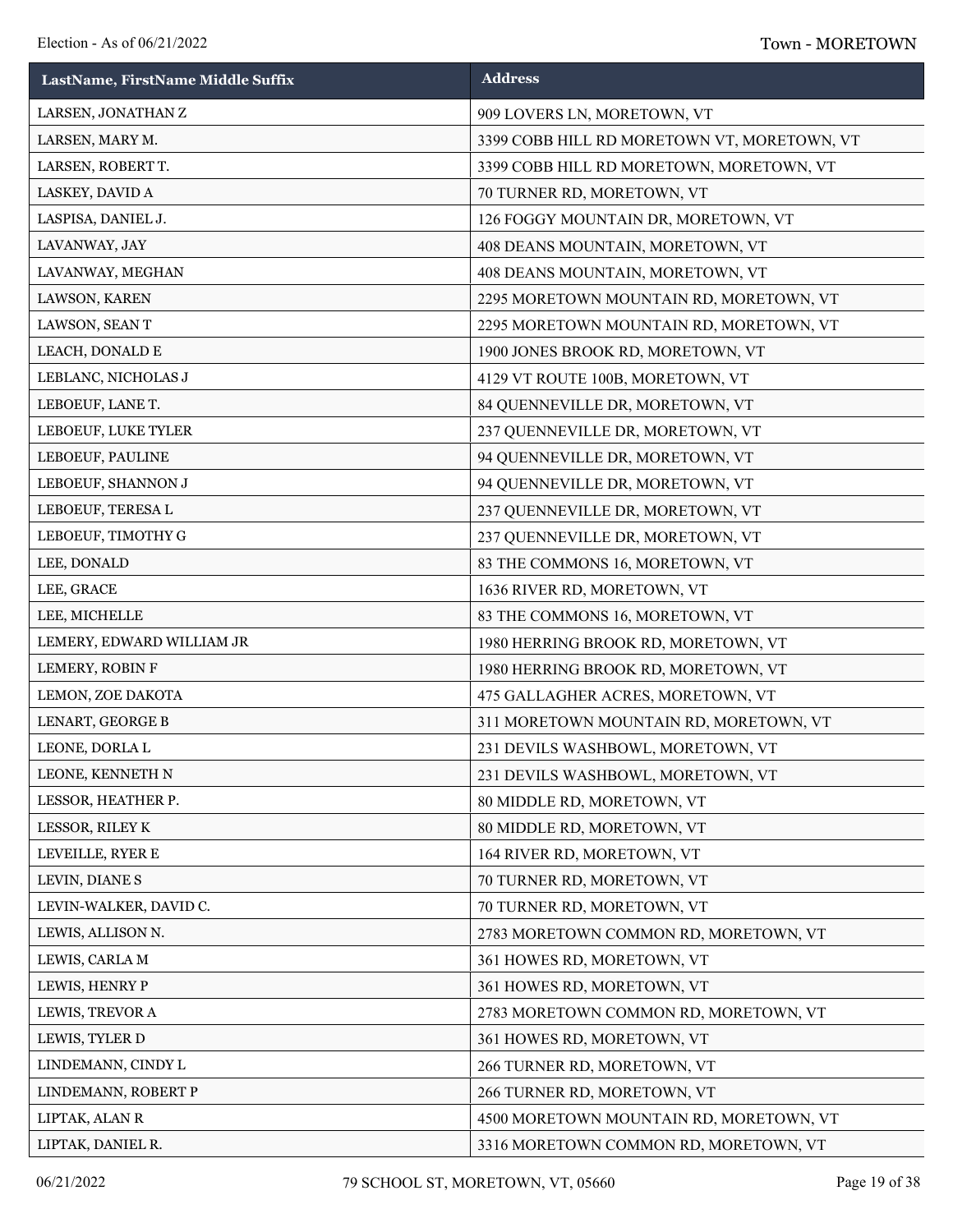| LastName, FirstName Middle Suffix | Address |
|---|---|
| LARSEN, JONATHAN Z | 909 LOVERS LN, MORETOWN, VT |
| LARSEN, MARY M. | 3399 COBB HILL RD MORETOWN VT, MORETOWN, VT |
| LARSEN, ROBERT T. | 3399 COBB HILL RD MORETOWN, MORETOWN, VT |
| LASKEY, DAVID A | 70 TURNER RD, MORETOWN, VT |
| LASPISA, DANIEL J. | 126 FOGGY MOUNTAIN DR, MORETOWN, VT |
| LAVANWAY, JAY | 408 DEANS MOUNTAIN, MORETOWN, VT |
| LAVANWAY, MEGHAN | 408 DEANS MOUNTAIN, MORETOWN, VT |
| LAWSON, KAREN | 2295 MORETOWN MOUNTAIN RD, MORETOWN, VT |
| LAWSON, SEAN T | 2295 MORETOWN MOUNTAIN RD, MORETOWN, VT |
| LEACH, DONALD E | 1900 JONES BROOK RD, MORETOWN, VT |
| LEBLANC, NICHOLAS J | 4129 VT ROUTE 100B, MORETOWN, VT |
| LEBOEUF, LANE T. | 84 QUENNEVILLE DR, MORETOWN, VT |
| LEBOEUF, LUKE TYLER | 237 QUENNEVILLE DR, MORETOWN, VT |
| LEBOEUF, PAULINE | 94 QUENNEVILLE DR, MORETOWN, VT |
| LEBOEUF, SHANNON J | 94 QUENNEVILLE DR, MORETOWN, VT |
| LEBOEUF, TERESA L | 237 QUENNEVILLE DR, MORETOWN, VT |
| LEBOEUF, TIMOTHY G | 237 QUENNEVILLE DR, MORETOWN, VT |
| LEE, DONALD | 83 THE COMMONS 16, MORETOWN, VT |
| LEE, GRACE | 1636 RIVER RD, MORETOWN, VT |
| LEE, MICHELLE | 83 THE COMMONS 16, MORETOWN, VT |
| LEMERY, EDWARD WILLIAM JR | 1980 HERRING BROOK RD, MORETOWN, VT |
| LEMERY, ROBIN F | 1980 HERRING BROOK RD, MORETOWN, VT |
| LEMON, ZOE DAKOTA | 475 GALLAGHER ACRES, MORETOWN, VT |
| LENART, GEORGE B | 311 MORETOWN MOUNTAIN RD, MORETOWN, VT |
| LEONE, DORLA L | 231 DEVILS WASHBOWL, MORETOWN, VT |
| LEONE, KENNETH N | 231 DEVILS WASHBOWL, MORETOWN, VT |
| LESSOR, HEATHER P. | 80 MIDDLE RD, MORETOWN, VT |
| LESSOR, RILEY K | 80 MIDDLE RD, MORETOWN, VT |
| LEVEILLE, RYER E | 164 RIVER RD, MORETOWN, VT |
| LEVIN, DIANE S | 70 TURNER RD, MORETOWN, VT |
| LEVIN-WALKER, DAVID C. | 70 TURNER RD, MORETOWN, VT |
| LEWIS, ALLISON N. | 2783 MORETOWN COMMON RD, MORETOWN, VT |
| LEWIS, CARLA M | 361 HOWES RD, MORETOWN, VT |
| LEWIS, HENRY P | 361 HOWES RD, MORETOWN, VT |
| LEWIS, TREVOR A | 2783 MORETOWN COMMON RD, MORETOWN, VT |
| LEWIS, TYLER D | 361 HOWES RD, MORETOWN, VT |
| LINDEMANN, CINDY L | 266 TURNER RD, MORETOWN, VT |
| LINDEMANN, ROBERT P | 266 TURNER RD, MORETOWN, VT |
| LIPTAK, ALAN R | 4500 MORETOWN MOUNTAIN RD, MORETOWN, VT |
| LIPTAK, DANIEL R. | 3316 MORETOWN COMMON RD, MORETOWN, VT |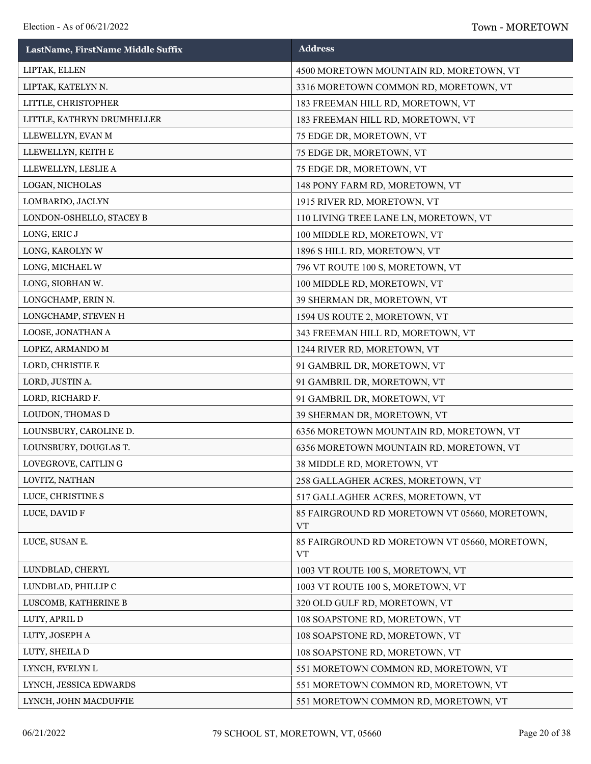| LastName, FirstName Middle Suffix | Address |
|---|---|
| LIPTAK, ELLEN | 4500 MORETOWN MOUNTAIN RD, MORETOWN, VT |
| LIPTAK, KATELYN N. | 3316 MORETOWN COMMON RD, MORETOWN, VT |
| LITTLE, CHRISTOPHER | 183 FREEMAN HILL RD, MORETOWN, VT |
| LITTLE, KATHRYN DRUMHELLER | 183 FREEMAN HILL RD, MORETOWN, VT |
| LLEWELLYN, EVAN M | 75 EDGE DR, MORETOWN, VT |
| LLEWELLYN, KEITH E | 75 EDGE DR, MORETOWN, VT |
| LLEWELLYN, LESLIE A | 75 EDGE DR, MORETOWN, VT |
| LOGAN, NICHOLAS | 148 PONY FARM RD, MORETOWN, VT |
| LOMBARDO, JACLYN | 1915 RIVER RD, MORETOWN, VT |
| LONDON-OSHELLO, STACEY B | 110 LIVING TREE LANE LN, MORETOWN, VT |
| LONG, ERIC J | 100 MIDDLE RD, MORETOWN, VT |
| LONG, KAROLYN W | 1896 S HILL RD, MORETOWN, VT |
| LONG, MICHAEL W | 796 VT ROUTE 100 S, MORETOWN, VT |
| LONG, SIOBHAN W. | 100 MIDDLE RD, MORETOWN, VT |
| LONGCHAMP, ERIN N. | 39 SHERMAN DR, MORETOWN, VT |
| LONGCHAMP, STEVEN H | 1594 US ROUTE 2, MORETOWN, VT |
| LOOSE, JONATHAN A | 343 FREEMAN HILL RD, MORETOWN, VT |
| LOPEZ, ARMANDO M | 1244 RIVER RD, MORETOWN, VT |
| LORD, CHRISTIE E | 91 GAMBRIL DR, MORETOWN, VT |
| LORD, JUSTIN A. | 91 GAMBRIL DR, MORETOWN, VT |
| LORD, RICHARD F. | 91 GAMBRIL DR, MORETOWN, VT |
| LOUDON, THOMAS D | 39 SHERMAN DR, MORETOWN, VT |
| LOUNSBURY, CAROLINE D. | 6356 MORETOWN MOUNTAIN RD, MORETOWN, VT |
| LOUNSBURY, DOUGLAS T. | 6356 MORETOWN MOUNTAIN RD, MORETOWN, VT |
| LOVEGROVE, CAITLIN G | 38 MIDDLE RD, MORETOWN, VT |
| LOVITZ, NATHAN | 258 GALLAGHER ACRES, MORETOWN, VT |
| LUCE, CHRISTINE S | 517 GALLAGHER ACRES, MORETOWN, VT |
| LUCE, DAVID F | 85 FAIRGROUND RD MORETOWN VT 05660, MORETOWN, VT |
| LUCE, SUSAN E. | 85 FAIRGROUND RD MORETOWN VT 05660, MORETOWN, VT |
| LUNDBLAD, CHERYL | 1003 VT ROUTE 100 S, MORETOWN, VT |
| LUNDBLAD, PHILLIP C | 1003 VT ROUTE 100 S, MORETOWN, VT |
| LUSCOMB, KATHERINE B | 320 OLD GULF RD, MORETOWN, VT |
| LUTY, APRIL D | 108 SOAPSTONE RD, MORETOWN, VT |
| LUTY, JOSEPH A | 108 SOAPSTONE RD, MORETOWN, VT |
| LUTY, SHEILA D | 108 SOAPSTONE RD, MORETOWN, VT |
| LYNCH, EVELYN L | 551 MORETOWN COMMON RD, MORETOWN, VT |
| LYNCH, JESSICA EDWARDS | 551 MORETOWN COMMON RD, MORETOWN, VT |
| LYNCH, JOHN MACDUFFIE | 551 MORETOWN COMMON RD, MORETOWN, VT |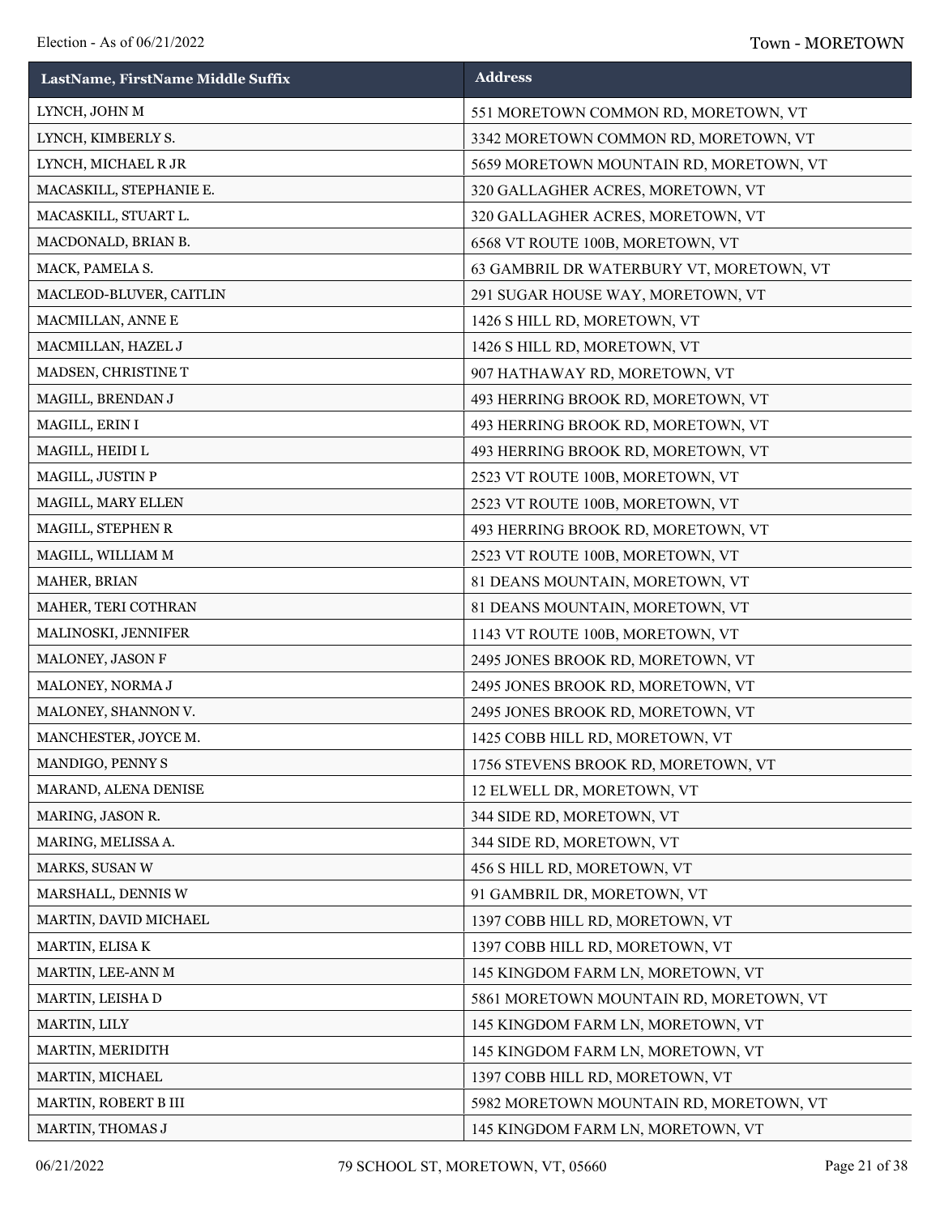| LastName, FirstName Middle Suffix | Address |
| --- | --- |
| LYNCH, JOHN M | 551 MORETOWN COMMON RD, MORETOWN, VT |
| LYNCH, KIMBERLY S. | 3342 MORETOWN COMMON RD, MORETOWN, VT |
| LYNCH, MICHAEL R JR | 5659 MORETOWN MOUNTAIN RD, MORETOWN, VT |
| MACASKILL, STEPHANIE E. | 320 GALLAGHER ACRES, MORETOWN, VT |
| MACASKILL, STUART L. | 320 GALLAGHER ACRES, MORETOWN, VT |
| MACDONALD, BRIAN B. | 6568 VT ROUTE 100B, MORETOWN, VT |
| MACK, PAMELA S. | 63 GAMBRIL DR WATERBURY VT, MORETOWN, VT |
| MACLEOD-BLUVER, CAITLIN | 291 SUGAR HOUSE WAY, MORETOWN, VT |
| MACMILLAN, ANNE E | 1426 S HILL RD, MORETOWN, VT |
| MACMILLAN, HAZEL J | 1426 S HILL RD, MORETOWN, VT |
| MADSEN, CHRISTINE T | 907 HATHAWAY RD, MORETOWN, VT |
| MAGILL, BRENDAN J | 493 HERRING BROOK RD, MORETOWN, VT |
| MAGILL, ERIN I | 493 HERRING BROOK RD, MORETOWN, VT |
| MAGILL, HEIDI L | 493 HERRING BROOK RD, MORETOWN, VT |
| MAGILL, JUSTIN P | 2523 VT ROUTE 100B, MORETOWN, VT |
| MAGILL, MARY ELLEN | 2523 VT ROUTE 100B, MORETOWN, VT |
| MAGILL, STEPHEN R | 493 HERRING BROOK RD, MORETOWN, VT |
| MAGILL, WILLIAM M | 2523 VT ROUTE 100B, MORETOWN, VT |
| MAHER, BRIAN | 81 DEANS MOUNTAIN, MORETOWN, VT |
| MAHER, TERI COTHRAN | 81 DEANS MOUNTAIN, MORETOWN, VT |
| MALINOSKI, JENNIFER | 1143 VT ROUTE 100B, MORETOWN, VT |
| MALONEY, JASON F | 2495 JONES BROOK RD, MORETOWN, VT |
| MALONEY, NORMA J | 2495 JONES BROOK RD, MORETOWN, VT |
| MALONEY, SHANNON V. | 2495 JONES BROOK RD, MORETOWN, VT |
| MANCHESTER, JOYCE M. | 1425 COBB HILL RD, MORETOWN, VT |
| MANDIGO, PENNY S | 1756 STEVENS BROOK RD, MORETOWN, VT |
| MARAND, ALENA DENISE | 12 ELWELL DR, MORETOWN, VT |
| MARING, JASON R. | 344 SIDE RD, MORETOWN, VT |
| MARING, MELISSA A. | 344 SIDE RD, MORETOWN, VT |
| MARKS, SUSAN W | 456 S HILL RD, MORETOWN, VT |
| MARSHALL, DENNIS W | 91 GAMBRIL DR, MORETOWN, VT |
| MARTIN, DAVID MICHAEL | 1397 COBB HILL RD, MORETOWN, VT |
| MARTIN, ELISA K | 1397 COBB HILL RD, MORETOWN, VT |
| MARTIN, LEE-ANN M | 145 KINGDOM FARM LN, MORETOWN, VT |
| MARTIN, LEISHA D | 5861 MORETOWN MOUNTAIN RD, MORETOWN, VT |
| MARTIN, LILY | 145 KINGDOM FARM LN, MORETOWN, VT |
| MARTIN, MERIDITH | 145 KINGDOM FARM LN, MORETOWN, VT |
| MARTIN, MICHAEL | 1397 COBB HILL RD, MORETOWN, VT |
| MARTIN, ROBERT B III | 5982 MORETOWN MOUNTAIN RD, MORETOWN, VT |
| MARTIN, THOMAS J | 145 KINGDOM FARM LN, MORETOWN, VT |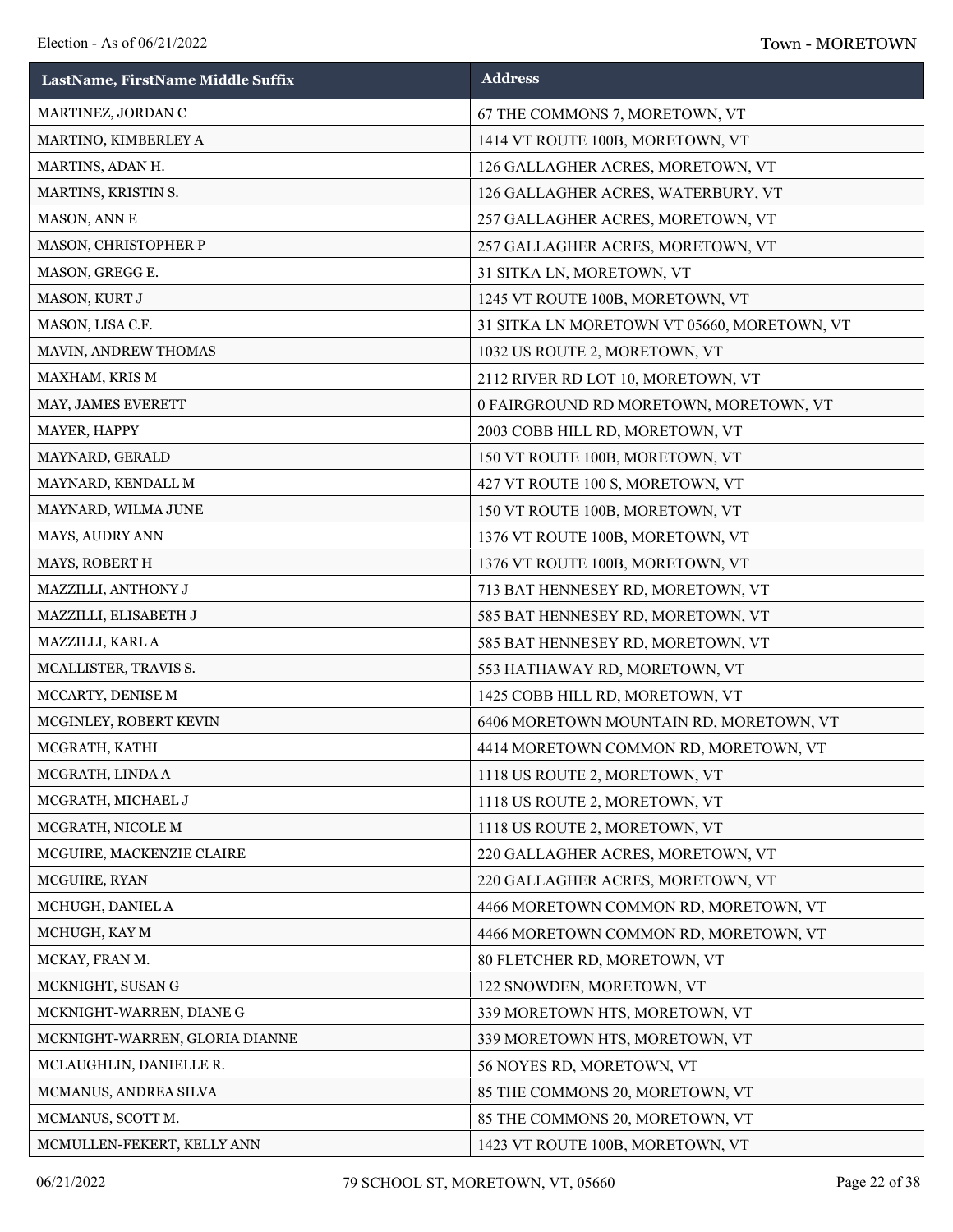| LastName, FirstName Middle Suffix | Address |
|---|---|
| MARTINEZ, JORDAN C | 67 THE COMMONS 7, MORETOWN, VT |
| MARTINO, KIMBERLEY A | 1414 VT ROUTE 100B, MORETOWN, VT |
| MARTINS, ADAN H. | 126 GALLAGHER ACRES, MORETOWN, VT |
| MARTINS, KRISTIN S. | 126 GALLAGHER ACRES, WATERBURY, VT |
| MASON, ANN E | 257 GALLAGHER ACRES, MORETOWN, VT |
| MASON, CHRISTOPHER P | 257 GALLAGHER ACRES, MORETOWN, VT |
| MASON, GREGG E. | 31 SITKA LN, MORETOWN, VT |
| MASON, KURT J | 1245 VT ROUTE 100B, MORETOWN, VT |
| MASON, LISA C.F. | 31 SITKA LN MORETOWN VT 05660, MORETOWN, VT |
| MAVIN, ANDREW THOMAS | 1032 US ROUTE 2, MORETOWN, VT |
| MAXHAM, KRIS M | 2112 RIVER RD LOT 10, MORETOWN, VT |
| MAY, JAMES EVERETT | 0 FAIRGROUND RD MORETOWN, MORETOWN, VT |
| MAYER, HAPPY | 2003 COBB HILL RD, MORETOWN, VT |
| MAYNARD, GERALD | 150 VT ROUTE 100B, MORETOWN, VT |
| MAYNARD, KENDALL M | 427 VT ROUTE 100 S, MORETOWN, VT |
| MAYNARD, WILMA JUNE | 150 VT ROUTE 100B, MORETOWN, VT |
| MAYS, AUDRY ANN | 1376 VT ROUTE 100B, MORETOWN, VT |
| MAYS, ROBERT H | 1376 VT ROUTE 100B, MORETOWN, VT |
| MAZZILLI, ANTHONY J | 713 BAT HENNESEY RD, MORETOWN, VT |
| MAZZILLI, ELISABETH J | 585 BAT HENNESEY RD, MORETOWN, VT |
| MAZZILLI, KARL A | 585 BAT HENNESEY RD, MORETOWN, VT |
| MCALLISTER, TRAVIS S. | 553 HATHAWAY RD, MORETOWN, VT |
| MCCARTY, DENISE M | 1425 COBB HILL RD, MORETOWN, VT |
| MCGINLEY, ROBERT KEVIN | 6406 MORETOWN MOUNTAIN RD, MORETOWN, VT |
| MCGRATH, KATHI | 4414 MORETOWN COMMON RD, MORETOWN, VT |
| MCGRATH, LINDA A | 1118 US ROUTE 2, MORETOWN, VT |
| MCGRATH, MICHAEL J | 1118 US ROUTE 2, MORETOWN, VT |
| MCGRATH, NICOLE M | 1118 US ROUTE 2, MORETOWN, VT |
| MCGUIRE, MACKENZIE CLAIRE | 220 GALLAGHER ACRES, MORETOWN, VT |
| MCGUIRE, RYAN | 220 GALLAGHER ACRES, MORETOWN, VT |
| MCHUGH, DANIEL A | 4466 MORETOWN COMMON RD, MORETOWN, VT |
| MCHUGH, KAY M | 4466 MORETOWN COMMON RD, MORETOWN, VT |
| MCKAY, FRAN M. | 80 FLETCHER RD, MORETOWN, VT |
| MCKNIGHT, SUSAN G | 122 SNOWDEN, MORETOWN, VT |
| MCKNIGHT-WARREN, DIANE G | 339 MORETOWN HTS, MORETOWN, VT |
| MCKNIGHT-WARREN, GLORIA DIANNE | 339 MORETOWN HTS, MORETOWN, VT |
| MCLAUGHLIN, DANIELLE R. | 56 NOYES RD, MORETOWN, VT |
| MCMANUS, ANDREA SILVA | 85 THE COMMONS 20, MORETOWN, VT |
| MCMANUS, SCOTT M. | 85 THE COMMONS 20, MORETOWN, VT |
| MCMULLEN-FEKERT, KELLY ANN | 1423 VT ROUTE 100B, MORETOWN, VT |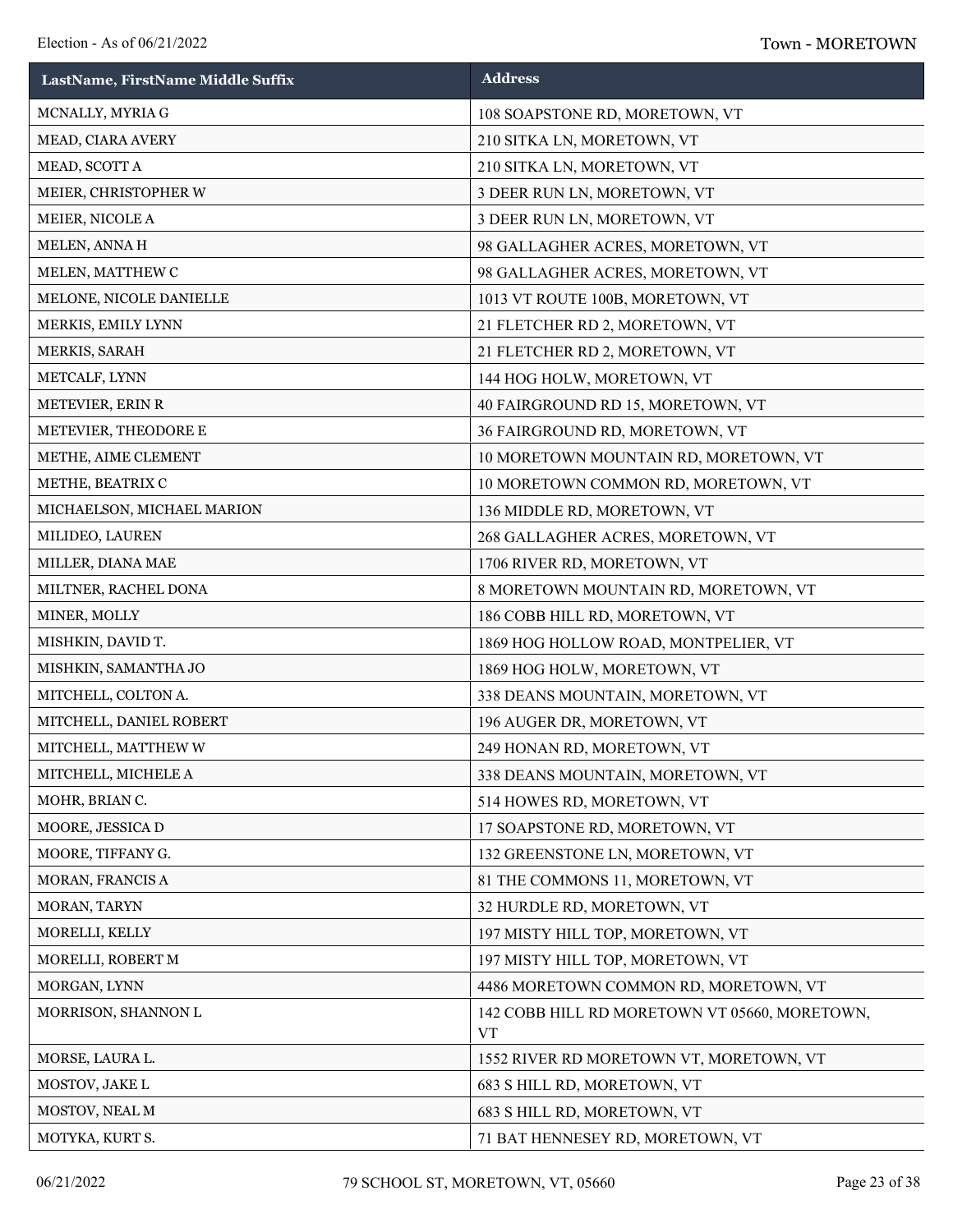| LastName, FirstName Middle Suffix | Address |
| --- | --- |
| MCNALLY, MYRIA G | 108 SOAPSTONE RD, MORETOWN, VT |
| MEAD, CIARA AVERY | 210 SITKA LN, MORETOWN, VT |
| MEAD, SCOTT A | 210 SITKA LN, MORETOWN, VT |
| MEIER, CHRISTOPHER W | 3 DEER RUN LN, MORETOWN, VT |
| MEIER, NICOLE A | 3 DEER RUN LN, MORETOWN, VT |
| MELEN, ANNA H | 98 GALLAGHER ACRES, MORETOWN, VT |
| MELEN, MATTHEW C | 98 GALLAGHER ACRES, MORETOWN, VT |
| MELONE, NICOLE DANIELLE | 1013 VT ROUTE 100B, MORETOWN, VT |
| MERKIS, EMILY LYNN | 21 FLETCHER RD 2, MORETOWN, VT |
| MERKIS, SARAH | 21 FLETCHER RD 2, MORETOWN, VT |
| METCALF, LYNN | 144 HOG HOLW, MORETOWN, VT |
| METEVIER, ERIN R | 40 FAIRGROUND RD 15, MORETOWN, VT |
| METEVIER, THEODORE E | 36 FAIRGROUND RD, MORETOWN, VT |
| METHE, AIME CLEMENT | 10 MORETOWN MOUNTAIN RD, MORETOWN, VT |
| METHE, BEATRIX C | 10 MORETOWN COMMON RD, MORETOWN, VT |
| MICHAELSON, MICHAEL MARION | 136 MIDDLE RD, MORETOWN, VT |
| MILIDEO, LAUREN | 268 GALLAGHER ACRES, MORETOWN, VT |
| MILLER, DIANA MAE | 1706 RIVER RD, MORETOWN, VT |
| MILTNER, RACHEL DONA | 8 MORETOWN MOUNTAIN RD, MORETOWN, VT |
| MINER, MOLLY | 186 COBB HILL RD, MORETOWN, VT |
| MISHKIN, DAVID T. | 1869 HOG HOLLOW ROAD, MONTPELIER, VT |
| MISHKIN, SAMANTHA JO | 1869 HOG HOLW, MORETOWN, VT |
| MITCHELL, COLTON A. | 338 DEANS MOUNTAIN, MORETOWN, VT |
| MITCHELL, DANIEL ROBERT | 196 AUGER DR, MORETOWN, VT |
| MITCHELL, MATTHEW W | 249 HONAN RD, MORETOWN, VT |
| MITCHELL, MICHELE A | 338 DEANS MOUNTAIN, MORETOWN, VT |
| MOHR, BRIAN C. | 514 HOWES RD, MORETOWN, VT |
| MOORE, JESSICA D | 17 SOAPSTONE RD, MORETOWN, VT |
| MOORE, TIFFANY G. | 132 GREENSTONE LN, MORETOWN, VT |
| MORAN, FRANCIS A | 81 THE COMMONS 11, MORETOWN, VT |
| MORAN, TARYN | 32 HURDLE RD, MORETOWN, VT |
| MORELLI, KELLY | 197 MISTY HILL TOP, MORETOWN, VT |
| MORELLI, ROBERT M | 197 MISTY HILL TOP, MORETOWN, VT |
| MORGAN, LYNN | 4486 MORETOWN COMMON RD, MORETOWN, VT |
| MORRISON, SHANNON L | 142 COBB HILL RD MORETOWN VT 05660, MORETOWN, VT |
| MORSE, LAURA L. | 1552 RIVER RD MORETOWN VT, MORETOWN, VT |
| MOSTOV, JAKE L | 683 S HILL RD, MORETOWN, VT |
| MOSTOV, NEAL M | 683 S HILL RD, MORETOWN, VT |
| MOTYKA, KURT S. | 71 BAT HENNESEY RD, MORETOWN, VT |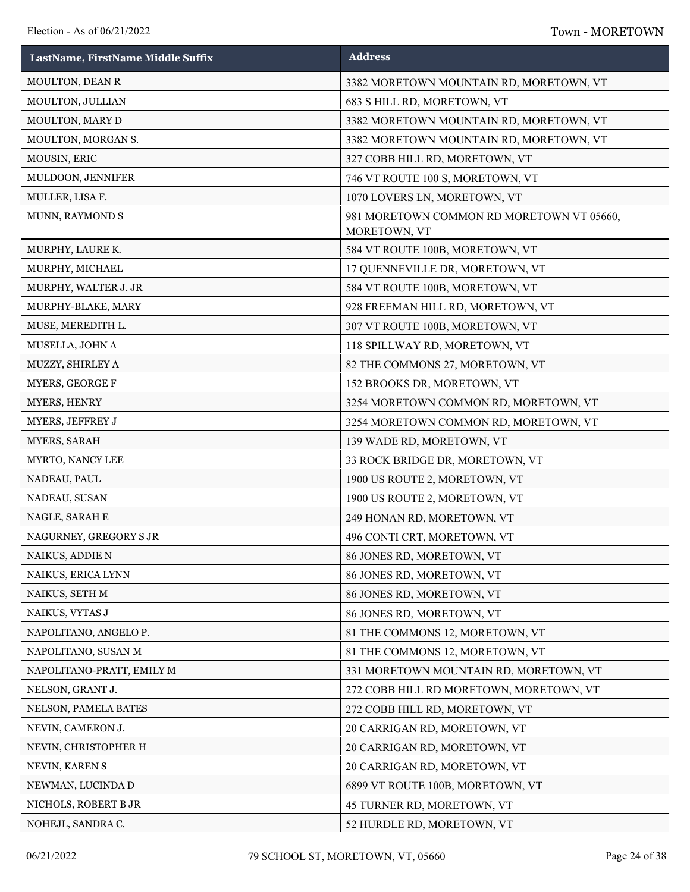| LastName, FirstName Middle Suffix | Address |
|---|---|
| MOULTON, DEAN R | 3382 MORETOWN MOUNTAIN RD, MORETOWN, VT |
| MOULTON, JULLIAN | 683 S HILL RD, MORETOWN, VT |
| MOULTON, MARY D | 3382 MORETOWN MOUNTAIN RD, MORETOWN, VT |
| MOULTON, MORGAN S. | 3382 MORETOWN MOUNTAIN RD, MORETOWN, VT |
| MOUSIN, ERIC | 327 COBB HILL RD, MORETOWN, VT |
| MULDOON, JENNIFER | 746 VT ROUTE 100 S, MORETOWN, VT |
| MULLER, LISA F. | 1070 LOVERS LN, MORETOWN, VT |
| MUNN, RAYMOND S | 981 MORETOWN COMMON RD MORETOWN VT 05660, MORETOWN, VT |
| MURPHY, LAURE K. | 584 VT ROUTE 100B, MORETOWN, VT |
| MURPHY, MICHAEL | 17 QUENNEVILLE DR, MORETOWN, VT |
| MURPHY, WALTER J. JR | 584 VT ROUTE 100B, MORETOWN, VT |
| MURPHY-BLAKE, MARY | 928 FREEMAN HILL RD, MORETOWN, VT |
| MUSE, MEREDITH L. | 307 VT ROUTE 100B, MORETOWN, VT |
| MUSELLA, JOHN A | 118 SPILLWAY RD, MORETOWN, VT |
| MUZZY, SHIRLEY A | 82 THE COMMONS 27, MORETOWN, VT |
| MYERS, GEORGE F | 152 BROOKS DR, MORETOWN, VT |
| MYERS, HENRY | 3254 MORETOWN COMMON RD, MORETOWN, VT |
| MYERS, JEFFREY J | 3254 MORETOWN COMMON RD, MORETOWN, VT |
| MYERS, SARAH | 139 WADE RD, MORETOWN, VT |
| MYRTO, NANCY LEE | 33 ROCK BRIDGE DR, MORETOWN, VT |
| NADEAU, PAUL | 1900 US ROUTE 2, MORETOWN, VT |
| NADEAU, SUSAN | 1900 US ROUTE 2, MORETOWN, VT |
| NAGLE, SARAH E | 249 HONAN RD, MORETOWN, VT |
| NAGURNEY, GREGORY S JR | 496 CONTI CRT, MORETOWN, VT |
| NAIKUS, ADDIE N | 86 JONES RD, MORETOWN, VT |
| NAIKUS, ERICA LYNN | 86 JONES RD, MORETOWN, VT |
| NAIKUS, SETH M | 86 JONES RD, MORETOWN, VT |
| NAIKUS, VYTAS J | 86 JONES RD, MORETOWN, VT |
| NAPOLITANO, ANGELO P. | 81 THE COMMONS 12, MORETOWN, VT |
| NAPOLITANO, SUSAN M | 81 THE COMMONS 12, MORETOWN, VT |
| NAPOLITANO-PRATT, EMILY M | 331 MORETOWN MOUNTAIN RD, MORETOWN, VT |
| NELSON, GRANT J. | 272 COBB HILL RD MORETOWN, MORETOWN, VT |
| NELSON, PAMELA BATES | 272 COBB HILL RD, MORETOWN, VT |
| NEVIN, CAMERON J. | 20 CARRIGAN RD, MORETOWN, VT |
| NEVIN, CHRISTOPHER H | 20 CARRIGAN RD, MORETOWN, VT |
| NEVIN, KAREN S | 20 CARRIGAN RD, MORETOWN, VT |
| NEWMAN, LUCINDA D | 6899 VT ROUTE 100B, MORETOWN, VT |
| NICHOLS, ROBERT B JR | 45 TURNER RD, MORETOWN, VT |
| NOHEJL, SANDRA C. | 52 HURDLE RD, MORETOWN, VT |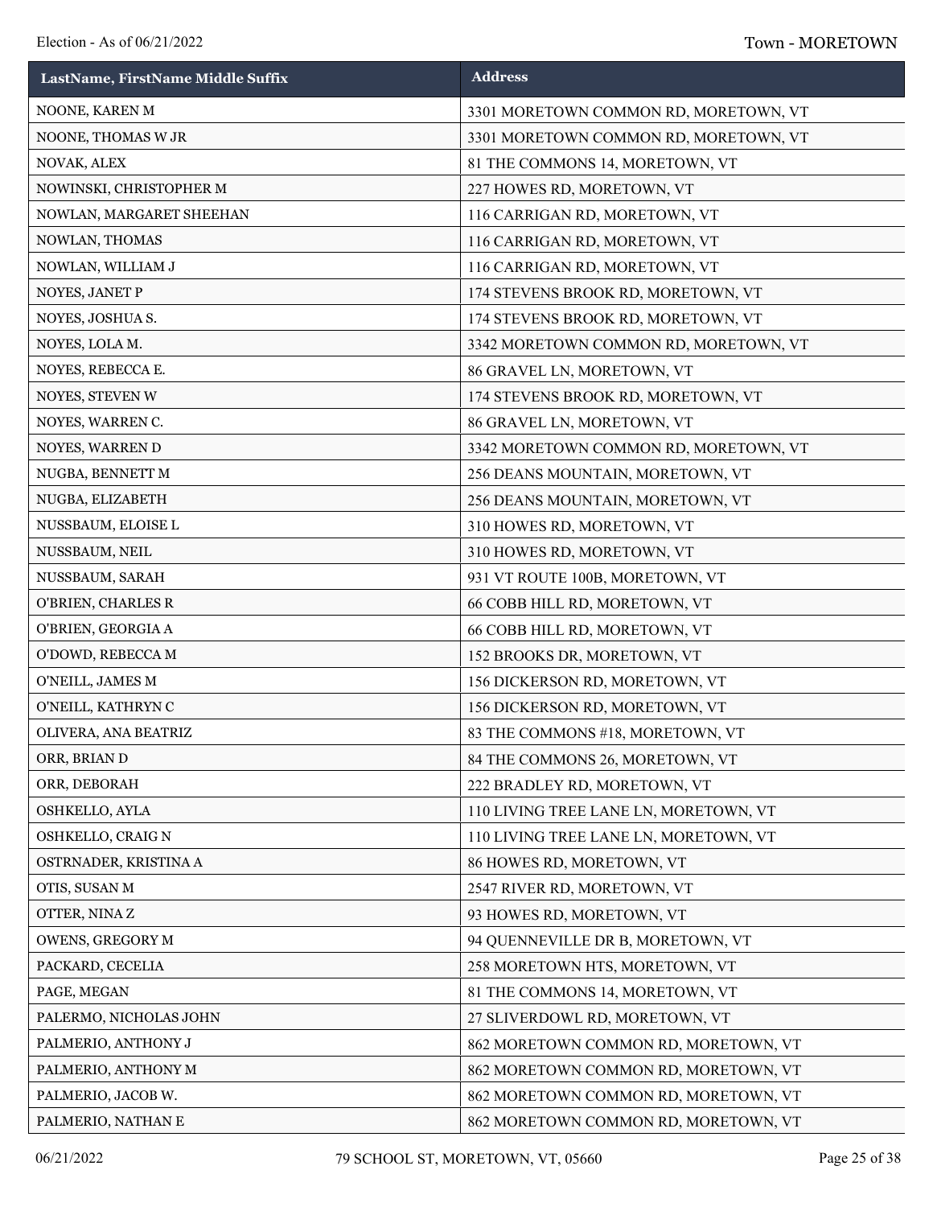| LastName, FirstName Middle Suffix | Address |
|---|---|
| NOONE, KAREN M | 3301 MORETOWN COMMON RD, MORETOWN, VT |
| NOONE, THOMAS W JR | 3301 MORETOWN COMMON RD, MORETOWN, VT |
| NOVAK, ALEX | 81 THE COMMONS 14, MORETOWN, VT |
| NOWINSKI, CHRISTOPHER M | 227 HOWES RD, MORETOWN, VT |
| NOWLAN, MARGARET SHEEHAN | 116 CARRIGAN RD, MORETOWN, VT |
| NOWLAN, THOMAS | 116 CARRIGAN RD, MORETOWN, VT |
| NOWLAN, WILLIAM J | 116 CARRIGAN RD, MORETOWN, VT |
| NOYES, JANET P | 174 STEVENS BROOK RD, MORETOWN, VT |
| NOYES, JOSHUA S. | 174 STEVENS BROOK RD, MORETOWN, VT |
| NOYES, LOLA M. | 3342 MORETOWN COMMON RD, MORETOWN, VT |
| NOYES, REBECCA E. | 86 GRAVEL LN, MORETOWN, VT |
| NOYES, STEVEN W | 174 STEVENS BROOK RD, MORETOWN, VT |
| NOYES, WARREN C. | 86 GRAVEL LN, MORETOWN, VT |
| NOYES, WARREN D | 3342 MORETOWN COMMON RD, MORETOWN, VT |
| NUGBA, BENNETT M | 256 DEANS MOUNTAIN, MORETOWN, VT |
| NUGBA, ELIZABETH | 256 DEANS MOUNTAIN, MORETOWN, VT |
| NUSSBAUM, ELOISE L | 310 HOWES RD, MORETOWN, VT |
| NUSSBAUM, NEIL | 310 HOWES RD, MORETOWN, VT |
| NUSSBAUM, SARAH | 931 VT ROUTE 100B, MORETOWN, VT |
| O'BRIEN, CHARLES R | 66 COBB HILL RD, MORETOWN, VT |
| O'BRIEN, GEORGIA A | 66 COBB HILL RD, MORETOWN, VT |
| O'DOWD, REBECCA M | 152 BROOKS DR, MORETOWN, VT |
| O'NEILL, JAMES M | 156 DICKERSON RD, MORETOWN, VT |
| O'NEILL, KATHRYN C | 156 DICKERSON RD, MORETOWN, VT |
| OLIVERA, ANA BEATRIZ | 83 THE COMMONS #18, MORETOWN, VT |
| ORR, BRIAN D | 84 THE COMMONS 26, MORETOWN, VT |
| ORR, DEBORAH | 222 BRADLEY RD, MORETOWN, VT |
| OSHKELLO, AYLA | 110 LIVING TREE LANE LN, MORETOWN, VT |
| OSHKELLO, CRAIG N | 110 LIVING TREE LANE LN, MORETOWN, VT |
| OSTRNADER, KRISTINA A | 86 HOWES RD, MORETOWN, VT |
| OTIS, SUSAN M | 2547 RIVER RD, MORETOWN, VT |
| OTTER, NINA Z | 93 HOWES RD, MORETOWN, VT |
| OWENS, GREGORY M | 94 QUENNEVILLE DR B, MORETOWN, VT |
| PACKARD, CECELIA | 258 MORETOWN HTS, MORETOWN, VT |
| PAGE, MEGAN | 81 THE COMMONS 14, MORETOWN, VT |
| PALERMO, NICHOLAS JOHN | 27 SLIVERDOWL RD, MORETOWN, VT |
| PALMERIO, ANTHONY J | 862 MORETOWN COMMON RD, MORETOWN, VT |
| PALMERIO, ANTHONY M | 862 MORETOWN COMMON RD, MORETOWN, VT |
| PALMERIO, JACOB W. | 862 MORETOWN COMMON RD, MORETOWN, VT |
| PALMERIO, NATHAN E | 862 MORETOWN COMMON RD, MORETOWN, VT |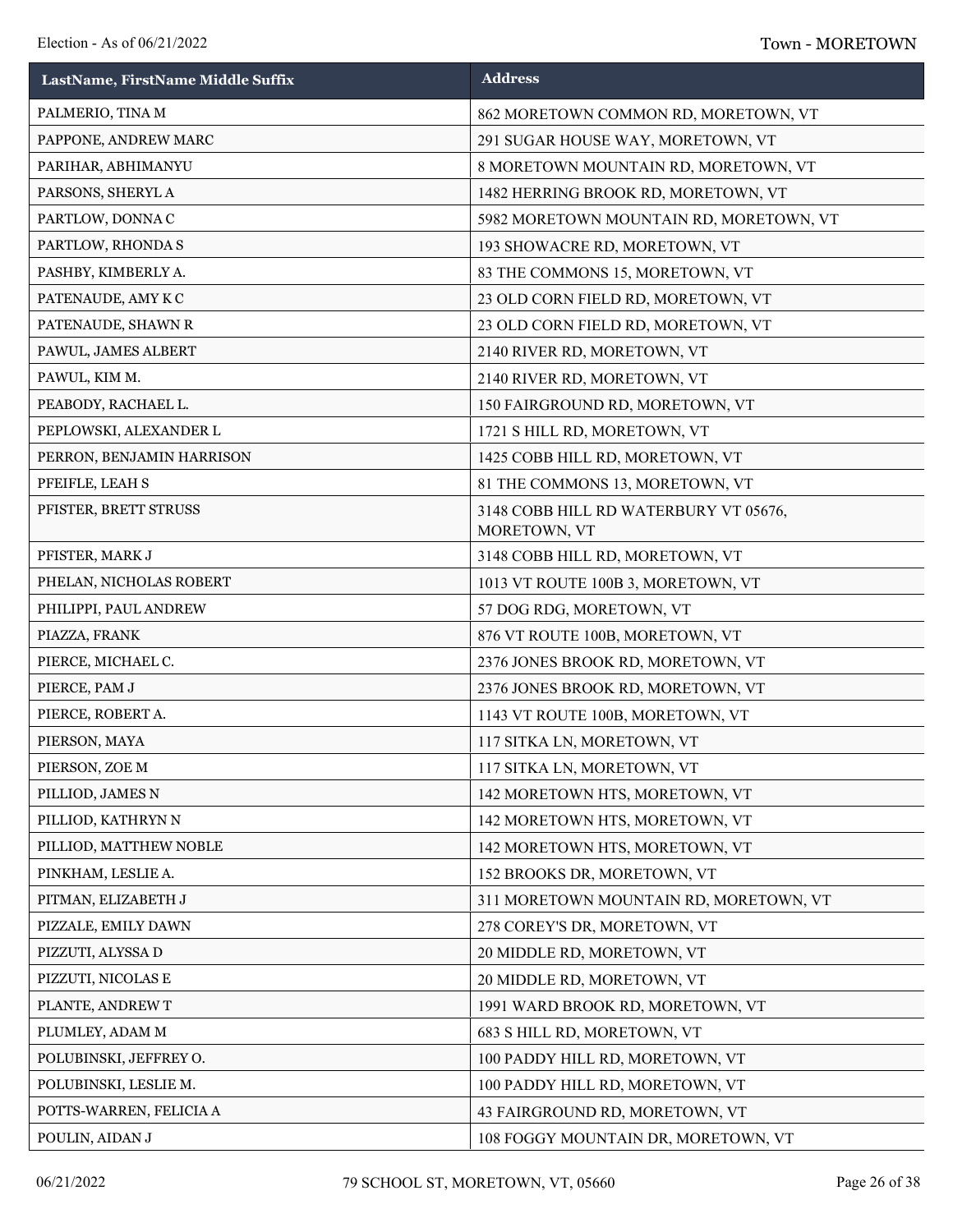| LastName, FirstName Middle Suffix | Address |
|---|---|
| PALMERIO, TINA M | 862 MORETOWN COMMON RD, MORETOWN, VT |
| PAPPONE, ANDREW MARC | 291 SUGAR HOUSE WAY, MORETOWN, VT |
| PARIHAR, ABHIMANYU | 8 MORETOWN MOUNTAIN RD, MORETOWN, VT |
| PARSONS, SHERYL A | 1482 HERRING BROOK RD, MORETOWN, VT |
| PARTLOW, DONNA C | 5982 MORETOWN MOUNTAIN RD, MORETOWN, VT |
| PARTLOW, RHONDA S | 193 SHOWACRE RD, MORETOWN, VT |
| PASHBY, KIMBERLY A. | 83 THE COMMONS 15, MORETOWN, VT |
| PATENAUDE, AMY K C | 23 OLD CORN FIELD RD, MORETOWN, VT |
| PATENAUDE, SHAWN R | 23 OLD CORN FIELD RD, MORETOWN, VT |
| PAWUL, JAMES ALBERT | 2140 RIVER RD, MORETOWN, VT |
| PAWUL, KIM M. | 2140 RIVER RD, MORETOWN, VT |
| PEABODY, RACHAEL L. | 150 FAIRGROUND RD, MORETOWN, VT |
| PEPLOWSKI, ALEXANDER L | 1721 S HILL RD, MORETOWN, VT |
| PERRON, BENJAMIN HARRISON | 1425 COBB HILL RD, MORETOWN, VT |
| PFEIFLE, LEAH S | 81 THE COMMONS 13, MORETOWN, VT |
| PFISTER, BRETT STRUSS | 3148 COBB HILL RD WATERBURY VT 05676, MORETOWN, VT |
| PFISTER, MARK J | 3148 COBB HILL RD, MORETOWN, VT |
| PHELAN, NICHOLAS ROBERT | 1013 VT ROUTE 100B 3, MORETOWN, VT |
| PHILIPPI, PAUL ANDREW | 57 DOG RDG, MORETOWN, VT |
| PIAZZA, FRANK | 876 VT ROUTE 100B, MORETOWN, VT |
| PIERCE, MICHAEL C. | 2376 JONES BROOK RD, MORETOWN, VT |
| PIERCE, PAM J | 2376 JONES BROOK RD, MORETOWN, VT |
| PIERCE, ROBERT A. | 1143 VT ROUTE 100B, MORETOWN, VT |
| PIERSON, MAYA | 117 SITKA LN, MORETOWN, VT |
| PIERSON, ZOE M | 117 SITKA LN, MORETOWN, VT |
| PILLIOD, JAMES N | 142 MORETOWN HTS, MORETOWN, VT |
| PILLIOD, KATHRYN N | 142 MORETOWN HTS, MORETOWN, VT |
| PILLIOD, MATTHEW NOBLE | 142 MORETOWN HTS, MORETOWN, VT |
| PINKHAM, LESLIE A. | 152 BROOKS DR, MORETOWN, VT |
| PITMAN, ELIZABETH J | 311 MORETOWN MOUNTAIN RD, MORETOWN, VT |
| PIZZALE, EMILY DAWN | 278 COREY'S DR, MORETOWN, VT |
| PIZZUTI, ALYSSA D | 20 MIDDLE RD, MORETOWN, VT |
| PIZZUTI, NICOLAS E | 20 MIDDLE RD, MORETOWN, VT |
| PLANTE, ANDREW T | 1991 WARD BROOK RD, MORETOWN, VT |
| PLUMLEY, ADAM M | 683 S HILL RD, MORETOWN, VT |
| POLUBINSKI, JEFFREY O. | 100 PADDY HILL RD, MORETOWN, VT |
| POLUBINSKI, LESLIE M. | 100 PADDY HILL RD, MORETOWN, VT |
| POTTS-WARREN, FELICIA A | 43 FAIRGROUND RD, MORETOWN, VT |
| POULIN, AIDAN J | 108 FOGGY MOUNTAIN DR, MORETOWN, VT |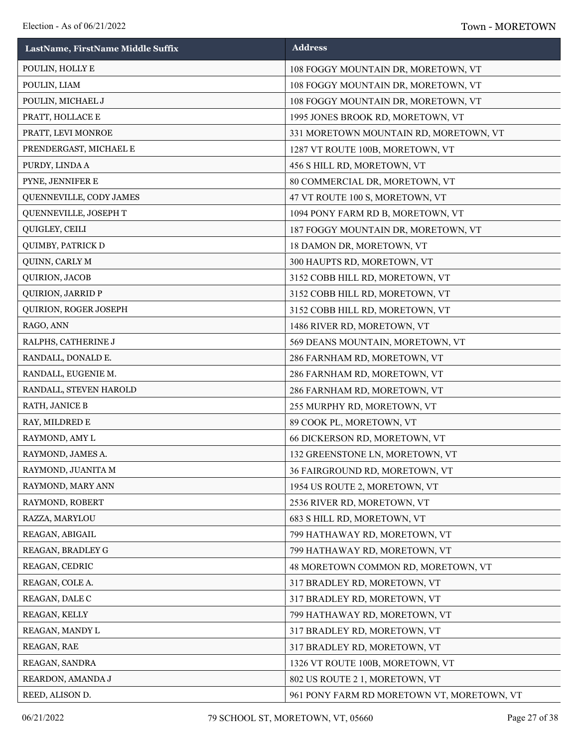| LastName, FirstName Middle Suffix | Address |
|---|---|
| POULIN, HOLLY E | 108 FOGGY MOUNTAIN DR, MORETOWN, VT |
| POULIN, LIAM | 108 FOGGY MOUNTAIN DR, MORETOWN, VT |
| POULIN, MICHAEL J | 108 FOGGY MOUNTAIN DR, MORETOWN, VT |
| PRATT, HOLLACE E | 1995 JONES BROOK RD, MORETOWN, VT |
| PRATT, LEVI MONROE | 331 MORETOWN MOUNTAIN RD, MORETOWN, VT |
| PRENDERGAST, MICHAEL E | 1287 VT ROUTE 100B, MORETOWN, VT |
| PURDY, LINDA A | 456 S HILL RD, MORETOWN, VT |
| PYNE, JENNIFER E | 80 COMMERCIAL DR, MORETOWN, VT |
| QUENNEVILLE, CODY JAMES | 47 VT ROUTE 100 S, MORETOWN, VT |
| QUENNEVILLE, JOSEPH T | 1094 PONY FARM RD B, MORETOWN, VT |
| QUIGLEY, CEILI | 187 FOGGY MOUNTAIN DR, MORETOWN, VT |
| QUIMBY, PATRICK D | 18 DAMON DR, MORETOWN, VT |
| QUINN, CARLY M | 300 HAUPTS RD, MORETOWN, VT |
| QUIRION, JACOB | 3152 COBB HILL RD, MORETOWN, VT |
| QUIRION, JARRID P | 3152 COBB HILL RD, MORETOWN, VT |
| QUIRION, ROGER JOSEPH | 3152 COBB HILL RD, MORETOWN, VT |
| RAGO, ANN | 1486 RIVER RD, MORETOWN, VT |
| RALPHS, CATHERINE J | 569 DEANS MOUNTAIN, MORETOWN, VT |
| RANDALL, DONALD E. | 286 FARNHAM RD, MORETOWN, VT |
| RANDALL, EUGENIE M. | 286 FARNHAM RD, MORETOWN, VT |
| RANDALL, STEVEN HAROLD | 286 FARNHAM RD, MORETOWN, VT |
| RATH, JANICE B | 255 MURPHY RD, MORETOWN, VT |
| RAY, MILDRED E | 89 COOK PL, MORETOWN, VT |
| RAYMOND, AMY L | 66 DICKERSON RD, MORETOWN, VT |
| RAYMOND, JAMES A. | 132 GREENSTONE LN, MORETOWN, VT |
| RAYMOND, JUANITA M | 36 FAIRGROUND RD, MORETOWN, VT |
| RAYMOND, MARY ANN | 1954 US ROUTE 2, MORETOWN, VT |
| RAYMOND, ROBERT | 2536 RIVER RD, MORETOWN, VT |
| RAZZA, MARYLOU | 683 S HILL RD, MORETOWN, VT |
| REAGAN, ABIGAIL | 799 HATHAWAY RD, MORETOWN, VT |
| REAGAN, BRADLEY G | 799 HATHAWAY RD, MORETOWN, VT |
| REAGAN, CEDRIC | 48 MORETOWN COMMON RD, MORETOWN, VT |
| REAGAN, COLE A. | 317 BRADLEY RD, MORETOWN, VT |
| REAGAN, DALE C | 317 BRADLEY RD, MORETOWN, VT |
| REAGAN, KELLY | 799 HATHAWAY RD, MORETOWN, VT |
| REAGAN, MANDY L | 317 BRADLEY RD, MORETOWN, VT |
| REAGAN, RAE | 317 BRADLEY RD, MORETOWN, VT |
| REAGAN, SANDRA | 1326 VT ROUTE 100B, MORETOWN, VT |
| REARDON, AMANDA J | 802 US ROUTE 2 1, MORETOWN, VT |
| REED, ALISON D. | 961 PONY FARM RD MORETOWN VT, MORETOWN, VT |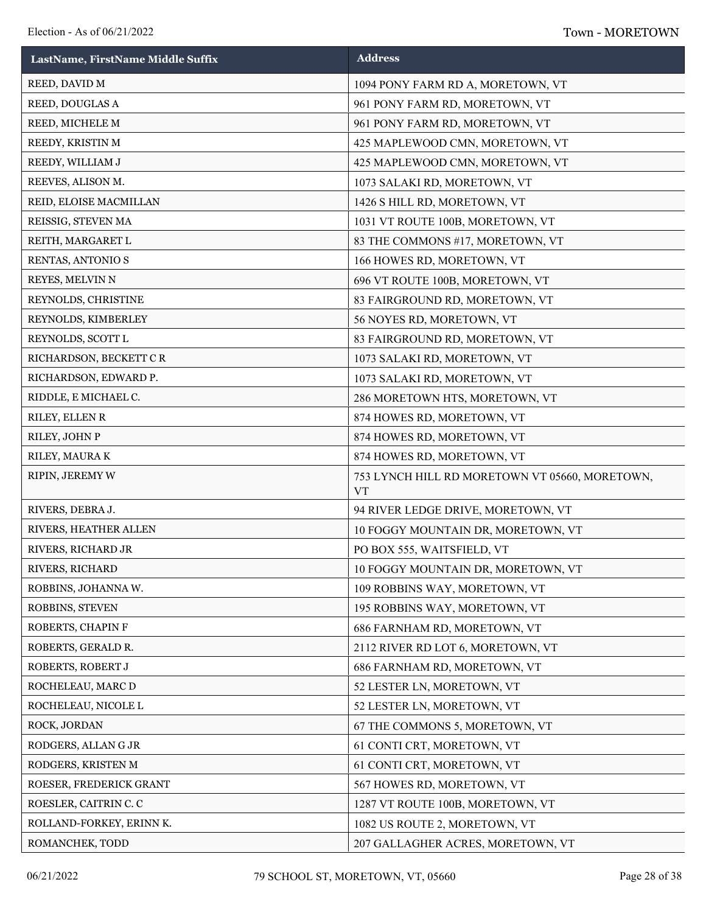| LastName, FirstName Middle Suffix | Address |
| --- | --- |
| REED, DAVID M | 1094 PONY FARM RD A, MORETOWN, VT |
| REED, DOUGLAS A | 961 PONY FARM RD, MORETOWN, VT |
| REED, MICHELE M | 961 PONY FARM RD, MORETOWN, VT |
| REEDY, KRISTIN M | 425 MAPLEWOOD CMN, MORETOWN, VT |
| REEDY, WILLIAM J | 425 MAPLEWOOD CMN, MORETOWN, VT |
| REEVES, ALISON M. | 1073 SALAKI RD, MORETOWN, VT |
| REID, ELOISE MACMILLAN | 1426 S HILL RD, MORETOWN, VT |
| REISSIG, STEVEN MA | 1031 VT ROUTE 100B, MORETOWN, VT |
| REITH, MARGARET L | 83 THE COMMONS #17, MORETOWN, VT |
| RENTAS, ANTONIO S | 166 HOWES RD, MORETOWN, VT |
| REYES, MELVIN N | 696 VT ROUTE 100B, MORETOWN, VT |
| REYNOLDS, CHRISTINE | 83 FAIRGROUND RD, MORETOWN, VT |
| REYNOLDS, KIMBERLEY | 56 NOYES RD, MORETOWN, VT |
| REYNOLDS, SCOTT L | 83 FAIRGROUND RD, MORETOWN, VT |
| RICHARDSON, BECKETT C R | 1073 SALAKI RD, MORETOWN, VT |
| RICHARDSON, EDWARD P. | 1073 SALAKI RD, MORETOWN, VT |
| RIDDLE, E MICHAEL C. | 286 MORETOWN HTS, MORETOWN, VT |
| RILEY, ELLEN R | 874 HOWES RD, MORETOWN, VT |
| RILEY, JOHN P | 874 HOWES RD, MORETOWN, VT |
| RILEY, MAURA K | 874 HOWES RD, MORETOWN, VT |
| RIPIN, JEREMY W | 753 LYNCH HILL RD MORETOWN VT 05660, MORETOWN, VT |
| RIVERS, DEBRA J. | 94 RIVER LEDGE DRIVE, MORETOWN, VT |
| RIVERS, HEATHER ALLEN | 10 FOGGY MOUNTAIN DR, MORETOWN, VT |
| RIVERS, RICHARD JR | PO BOX 555, WAITSFIELD, VT |
| RIVERS, RICHARD | 10 FOGGY MOUNTAIN DR, MORETOWN, VT |
| ROBBINS, JOHANNA W. | 109 ROBBINS WAY, MORETOWN, VT |
| ROBBINS, STEVEN | 195 ROBBINS WAY, MORETOWN, VT |
| ROBERTS, CHAPIN F | 686 FARNHAM RD, MORETOWN, VT |
| ROBERTS, GERALD R. | 2112 RIVER RD LOT 6, MORETOWN, VT |
| ROBERTS, ROBERT J | 686 FARNHAM RD, MORETOWN, VT |
| ROCHELEAU, MARC D | 52 LESTER LN, MORETOWN, VT |
| ROCHELEAU, NICOLE L | 52 LESTER LN, MORETOWN, VT |
| ROCK, JORDAN | 67 THE COMMONS 5, MORETOWN, VT |
| RODGERS, ALLAN G JR | 61 CONTI CRT, MORETOWN, VT |
| RODGERS, KRISTEN M | 61 CONTI CRT, MORETOWN, VT |
| ROESER, FREDERICK GRANT | 567 HOWES RD, MORETOWN, VT |
| ROESLER, CAITRIN C. C | 1287 VT ROUTE 100B, MORETOWN, VT |
| ROLLAND-FORKEY, ERINN K. | 1082 US ROUTE 2, MORETOWN, VT |
| ROMANCHEK, TODD | 207 GALLAGHER ACRES, MORETOWN, VT |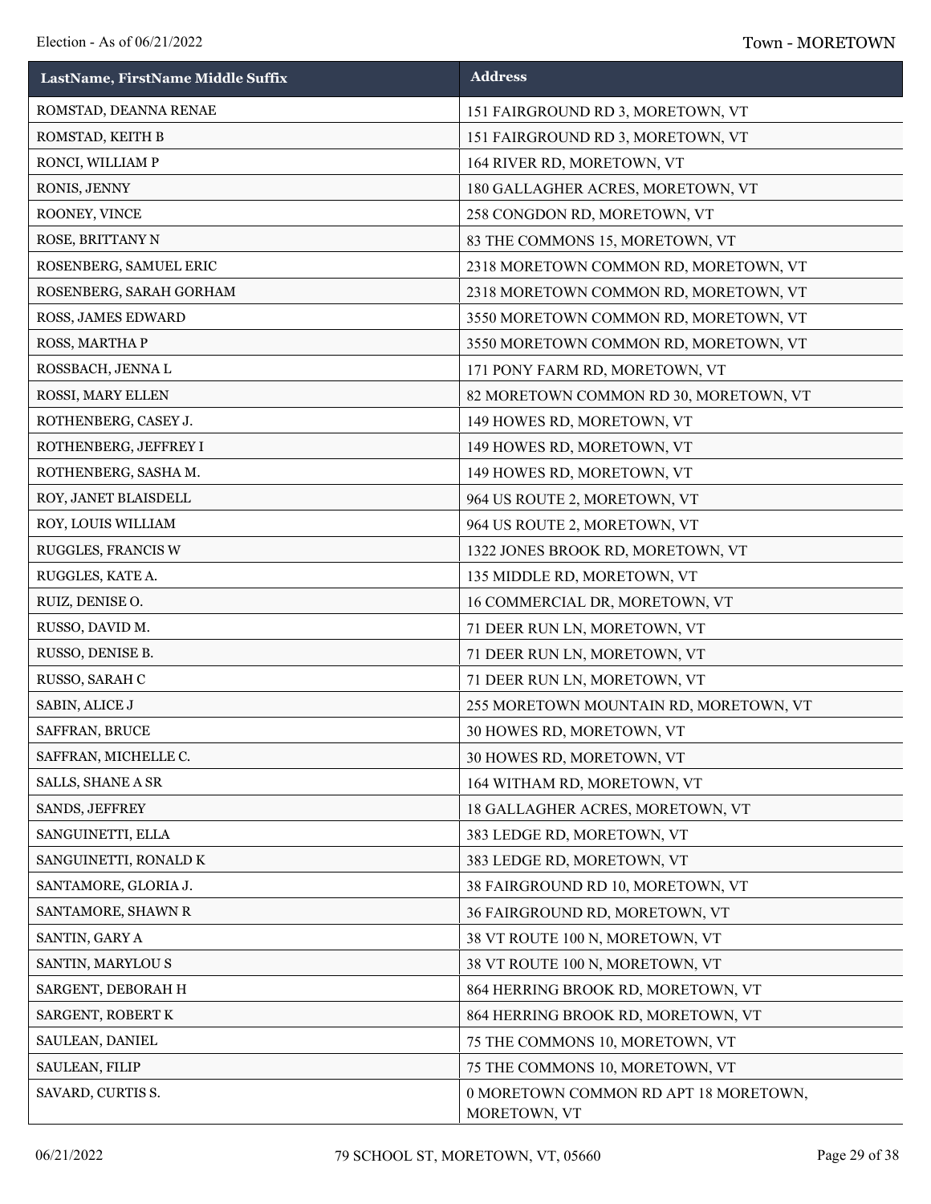| LastName, FirstName Middle Suffix | Address |
| --- | --- |
| ROMSTAD, DEANNA RENAE | 151 FAIRGROUND RD 3, MORETOWN, VT |
| ROMSTAD, KEITH B | 151 FAIRGROUND RD 3, MORETOWN, VT |
| RONCI, WILLIAM P | 164 RIVER RD, MORETOWN, VT |
| RONIS, JENNY | 180 GALLAGHER ACRES, MORETOWN, VT |
| ROONEY, VINCE | 258 CONGDON RD, MORETOWN, VT |
| ROSE, BRITTANY N | 83 THE COMMONS 15, MORETOWN, VT |
| ROSENBERG, SAMUEL ERIC | 2318 MORETOWN COMMON RD, MORETOWN, VT |
| ROSENBERG, SARAH GORHAM | 2318 MORETOWN COMMON RD, MORETOWN, VT |
| ROSS, JAMES EDWARD | 3550 MORETOWN COMMON RD, MORETOWN, VT |
| ROSS, MARTHA P | 3550 MORETOWN COMMON RD, MORETOWN, VT |
| ROSSBACH, JENNA L | 171 PONY FARM RD, MORETOWN, VT |
| ROSSI, MARY ELLEN | 82 MORETOWN COMMON RD 30, MORETOWN, VT |
| ROTHENBERG, CASEY J. | 149 HOWES RD, MORETOWN, VT |
| ROTHENBERG, JEFFREY I | 149 HOWES RD, MORETOWN, VT |
| ROTHENBERG, SASHA M. | 149 HOWES RD, MORETOWN, VT |
| ROY, JANET BLAISDELL | 964 US ROUTE 2, MORETOWN, VT |
| ROY, LOUIS WILLIAM | 964 US ROUTE 2, MORETOWN, VT |
| RUGGLES, FRANCIS W | 1322 JONES BROOK RD, MORETOWN, VT |
| RUGGLES, KATE A. | 135 MIDDLE RD, MORETOWN, VT |
| RUIZ, DENISE O. | 16 COMMERCIAL DR, MORETOWN, VT |
| RUSSO, DAVID M. | 71 DEER RUN LN, MORETOWN, VT |
| RUSSO, DENISE B. | 71 DEER RUN LN, MORETOWN, VT |
| RUSSO, SARAH C | 71 DEER RUN LN, MORETOWN, VT |
| SABIN, ALICE J | 255 MORETOWN MOUNTAIN RD, MORETOWN, VT |
| SAFFRAN, BRUCE | 30 HOWES RD, MORETOWN, VT |
| SAFFRAN, MICHELLE C. | 30 HOWES RD, MORETOWN, VT |
| SALLS, SHANE A SR | 164 WITHAM RD, MORETOWN, VT |
| SANDS, JEFFREY | 18 GALLAGHER ACRES, MORETOWN, VT |
| SANGUINETTI, ELLA | 383 LEDGE RD, MORETOWN, VT |
| SANGUINETTI, RONALD K | 383 LEDGE RD, MORETOWN, VT |
| SANTAMORE, GLORIA J. | 38 FAIRGROUND RD 10, MORETOWN, VT |
| SANTAMORE, SHAWN R | 36 FAIRGROUND RD, MORETOWN, VT |
| SANTIN, GARY A | 38 VT ROUTE 100 N, MORETOWN, VT |
| SANTIN, MARYLOU S | 38 VT ROUTE 100 N, MORETOWN, VT |
| SARGENT, DEBORAH H | 864 HERRING BROOK RD, MORETOWN, VT |
| SARGENT, ROBERT K | 864 HERRING BROOK RD, MORETOWN, VT |
| SAULEAN, DANIEL | 75 THE COMMONS 10, MORETOWN, VT |
| SAULEAN, FILIP | 75 THE COMMONS 10, MORETOWN, VT |
| SAVARD, CURTIS S. | 0 MORETOWN COMMON RD APT 18 MORETOWN, MORETOWN, VT |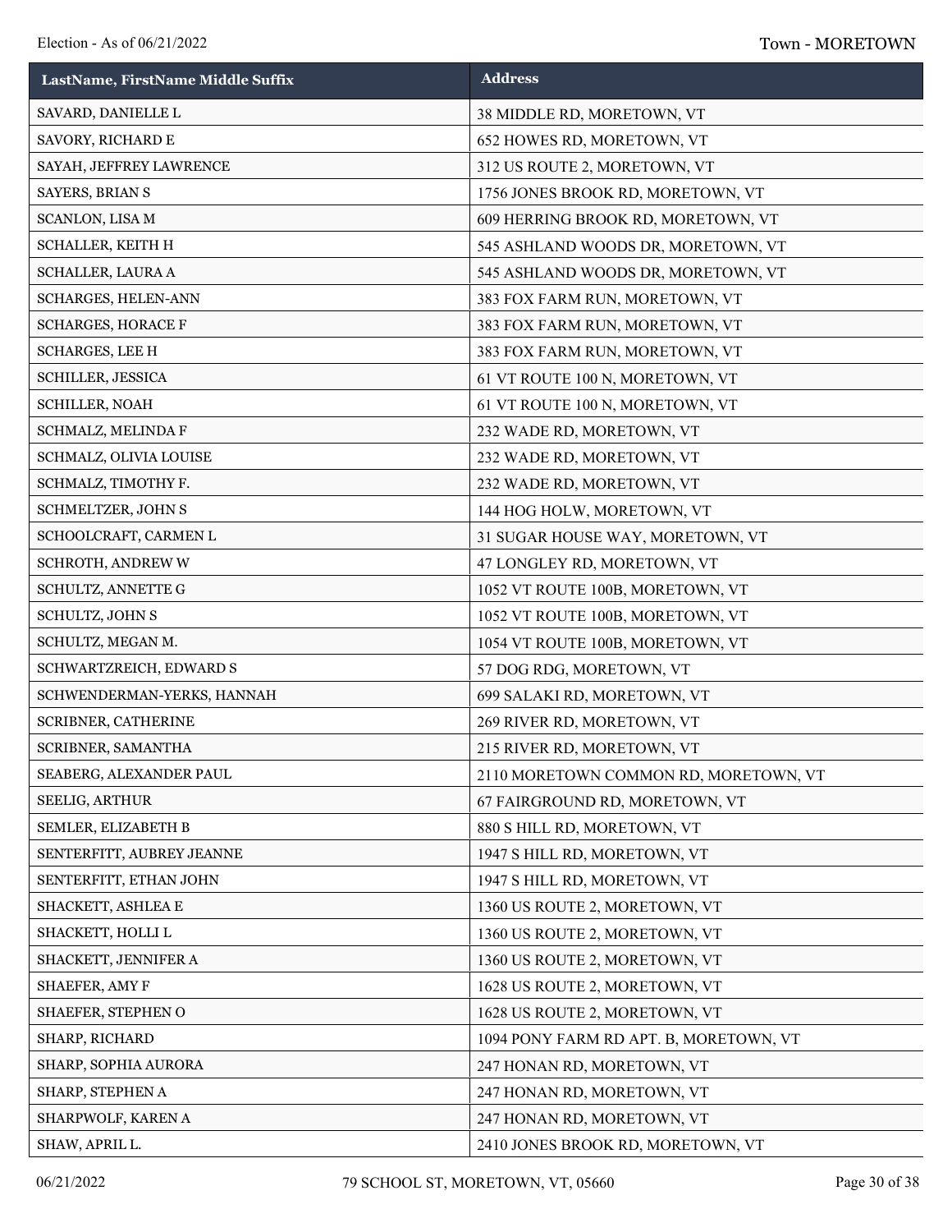| LastName, FirstName Middle Suffix | Address |
| --- | --- |
| SAVARD, DANIELLE L | 38 MIDDLE RD, MORETOWN, VT |
| SAVORY, RICHARD E | 652 HOWES RD, MORETOWN, VT |
| SAYAH, JEFFREY LAWRENCE | 312 US ROUTE 2, MORETOWN, VT |
| SAYERS, BRIAN S | 1756 JONES BROOK RD, MORETOWN, VT |
| SCANLON, LISA M | 609 HERRING BROOK RD, MORETOWN, VT |
| SCHALLER, KEITH H | 545 ASHLAND WOODS DR, MORETOWN, VT |
| SCHALLER, LAURA A | 545 ASHLAND WOODS DR, MORETOWN, VT |
| SCHARGES, HELEN-ANN | 383 FOX FARM RUN, MORETOWN, VT |
| SCHARGES, HORACE F | 383 FOX FARM RUN, MORETOWN, VT |
| SCHARGES, LEE H | 383 FOX FARM RUN, MORETOWN, VT |
| SCHILLER, JESSICA | 61 VT ROUTE 100 N, MORETOWN, VT |
| SCHILLER, NOAH | 61 VT ROUTE 100 N, MORETOWN, VT |
| SCHMALZ, MELINDA F | 232 WADE RD, MORETOWN, VT |
| SCHMALZ, OLIVIA LOUISE | 232 WADE RD, MORETOWN, VT |
| SCHMALZ, TIMOTHY F. | 232 WADE RD, MORETOWN, VT |
| SCHMELTZER, JOHN S | 144 HOG HOLW, MORETOWN, VT |
| SCHOOLCRAFT, CARMEN L | 31 SUGAR HOUSE WAY, MORETOWN, VT |
| SCHROTH, ANDREW W | 47 LONGLEY RD, MORETOWN, VT |
| SCHULTZ, ANNETTE G | 1052 VT ROUTE 100B, MORETOWN, VT |
| SCHULTZ, JOHN S | 1052 VT ROUTE 100B, MORETOWN, VT |
| SCHULTZ, MEGAN M. | 1054 VT ROUTE 100B, MORETOWN, VT |
| SCHWARTZREICH, EDWARD S | 57 DOG RDG, MORETOWN, VT |
| SCHWENDERMAN-YERKS, HANNAH | 699 SALAKI RD, MORETOWN, VT |
| SCRIBNER, CATHERINE | 269 RIVER RD, MORETOWN, VT |
| SCRIBNER, SAMANTHA | 215 RIVER RD, MORETOWN, VT |
| SEABERG, ALEXANDER PAUL | 2110 MORETOWN COMMON RD, MORETOWN, VT |
| SEELIG, ARTHUR | 67 FAIRGROUND RD, MORETOWN, VT |
| SEMLER, ELIZABETH B | 880 S HILL RD, MORETOWN, VT |
| SENTERFITT, AUBREY JEANNE | 1947 S HILL RD, MORETOWN, VT |
| SENTERFITT, ETHAN JOHN | 1947 S HILL RD, MORETOWN, VT |
| SHACKETT, ASHLEA E | 1360 US ROUTE 2, MORETOWN, VT |
| SHACKETT, HOLLI L | 1360 US ROUTE 2, MORETOWN, VT |
| SHACKETT, JENNIFER A | 1360 US ROUTE 2, MORETOWN, VT |
| SHAEFER, AMY F | 1628 US ROUTE 2, MORETOWN, VT |
| SHAEFER, STEPHEN O | 1628 US ROUTE 2, MORETOWN, VT |
| SHARP, RICHARD | 1094 PONY FARM RD APT. B, MORETOWN, VT |
| SHARP, SOPHIA AURORA | 247 HONAN RD, MORETOWN, VT |
| SHARP, STEPHEN A | 247 HONAN RD, MORETOWN, VT |
| SHARPWOLF, KAREN A | 247 HONAN RD, MORETOWN, VT |
| SHAW, APRIL L. | 2410 JONES BROOK RD, MORETOWN, VT |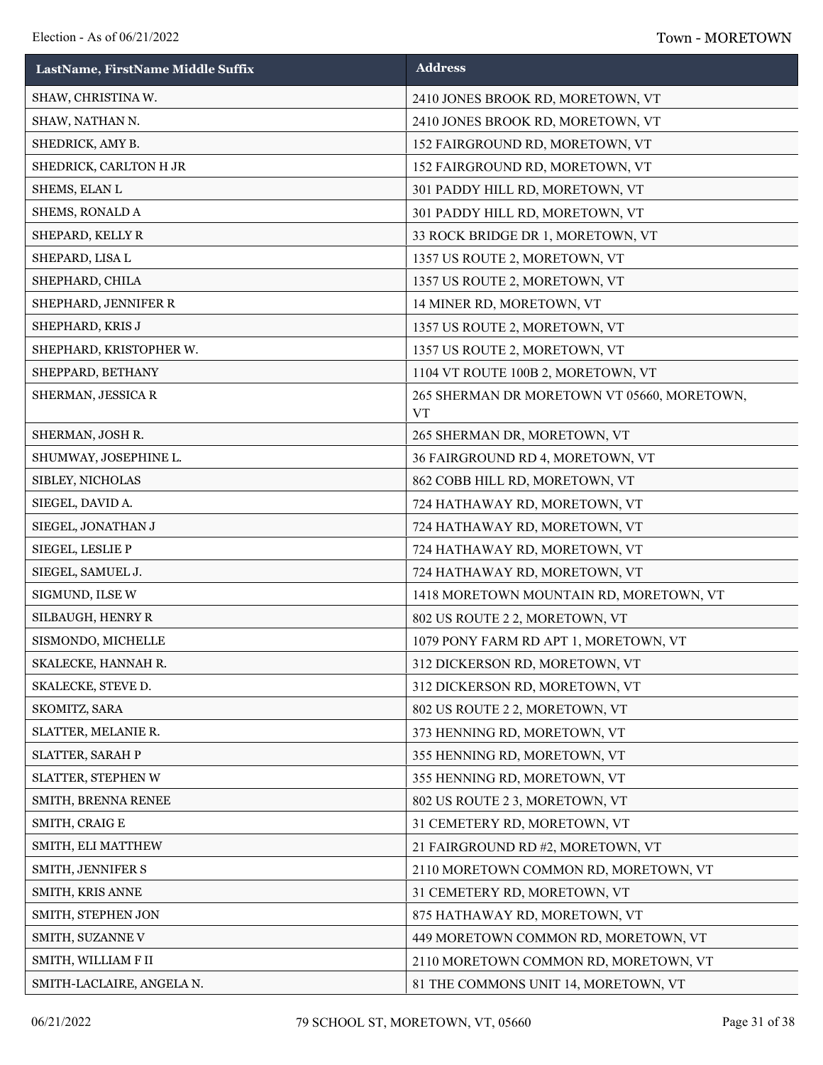| LastName, FirstName Middle Suffix | Address |
|---|---|
| SHAW, CHRISTINA W. | 2410 JONES BROOK RD, MORETOWN, VT |
| SHAW, NATHAN N. | 2410 JONES BROOK RD, MORETOWN, VT |
| SHEDRICK, AMY B. | 152 FAIRGROUND RD, MORETOWN, VT |
| SHEDRICK, CARLTON H JR | 152 FAIRGROUND RD, MORETOWN, VT |
| SHEMS, ELAN L | 301 PADDY HILL RD, MORETOWN, VT |
| SHEMS, RONALD A | 301 PADDY HILL RD, MORETOWN, VT |
| SHEPARD, KELLY R | 33 ROCK BRIDGE DR 1, MORETOWN, VT |
| SHEPARD, LISA L | 1357 US ROUTE 2, MORETOWN, VT |
| SHEPHARD, CHILA | 1357 US ROUTE 2, MORETOWN, VT |
| SHEPHARD, JENNIFER R | 14 MINER RD, MORETOWN, VT |
| SHEPHARD, KRIS J | 1357 US ROUTE 2, MORETOWN, VT |
| SHEPHARD, KRISTOPHER W. | 1357 US ROUTE 2, MORETOWN, VT |
| SHEPPARD, BETHANY | 1104 VT ROUTE 100B 2, MORETOWN, VT |
| SHERMAN, JESSICA R | 265 SHERMAN DR MORETOWN VT 05660, MORETOWN, VT |
| SHERMAN, JOSH R. | 265 SHERMAN DR, MORETOWN, VT |
| SHUMWAY, JOSEPHINE L. | 36 FAIRGROUND RD 4, MORETOWN, VT |
| SIBLEY, NICHOLAS | 862 COBB HILL RD, MORETOWN, VT |
| SIEGEL, DAVID A. | 724 HATHAWAY RD, MORETOWN, VT |
| SIEGEL, JONATHAN J | 724 HATHAWAY RD, MORETOWN, VT |
| SIEGEL, LESLIE P | 724 HATHAWAY RD, MORETOWN, VT |
| SIEGEL, SAMUEL J. | 724 HATHAWAY RD, MORETOWN, VT |
| SIGMUND, ILSE W | 1418 MORETOWN MOUNTAIN RD, MORETOWN, VT |
| SILBAUGH, HENRY R | 802 US ROUTE 2 2, MORETOWN, VT |
| SISMONDO, MICHELLE | 1079 PONY FARM RD APT 1, MORETOWN, VT |
| SKALECKE, HANNAH R. | 312 DICKERSON RD, MORETOWN, VT |
| SKALECKE, STEVE D. | 312 DICKERSON RD, MORETOWN, VT |
| SKOMITZ, SARA | 802 US ROUTE 2 2, MORETOWN, VT |
| SLATTER, MELANIE R. | 373 HENNING RD, MORETOWN, VT |
| SLATTER, SARAH P | 355 HENNING RD, MORETOWN, VT |
| SLATTER, STEPHEN W | 355 HENNING RD, MORETOWN, VT |
| SMITH, BRENNA RENEE | 802 US ROUTE 2 3, MORETOWN, VT |
| SMITH, CRAIG E | 31 CEMETERY RD, MORETOWN, VT |
| SMITH, ELI MATTHEW | 21 FAIRGROUND RD #2, MORETOWN, VT |
| SMITH, JENNIFER S | 2110 MORETOWN COMMON RD, MORETOWN, VT |
| SMITH, KRIS ANNE | 31 CEMETERY RD, MORETOWN, VT |
| SMITH, STEPHEN JON | 875 HATHAWAY RD, MORETOWN, VT |
| SMITH, SUZANNE V | 449 MORETOWN COMMON RD, MORETOWN, VT |
| SMITH, WILLIAM F II | 2110 MORETOWN COMMON RD, MORETOWN, VT |
| SMITH-LACLAIRE, ANGELA N. | 81 THE COMMONS UNIT 14, MORETOWN, VT |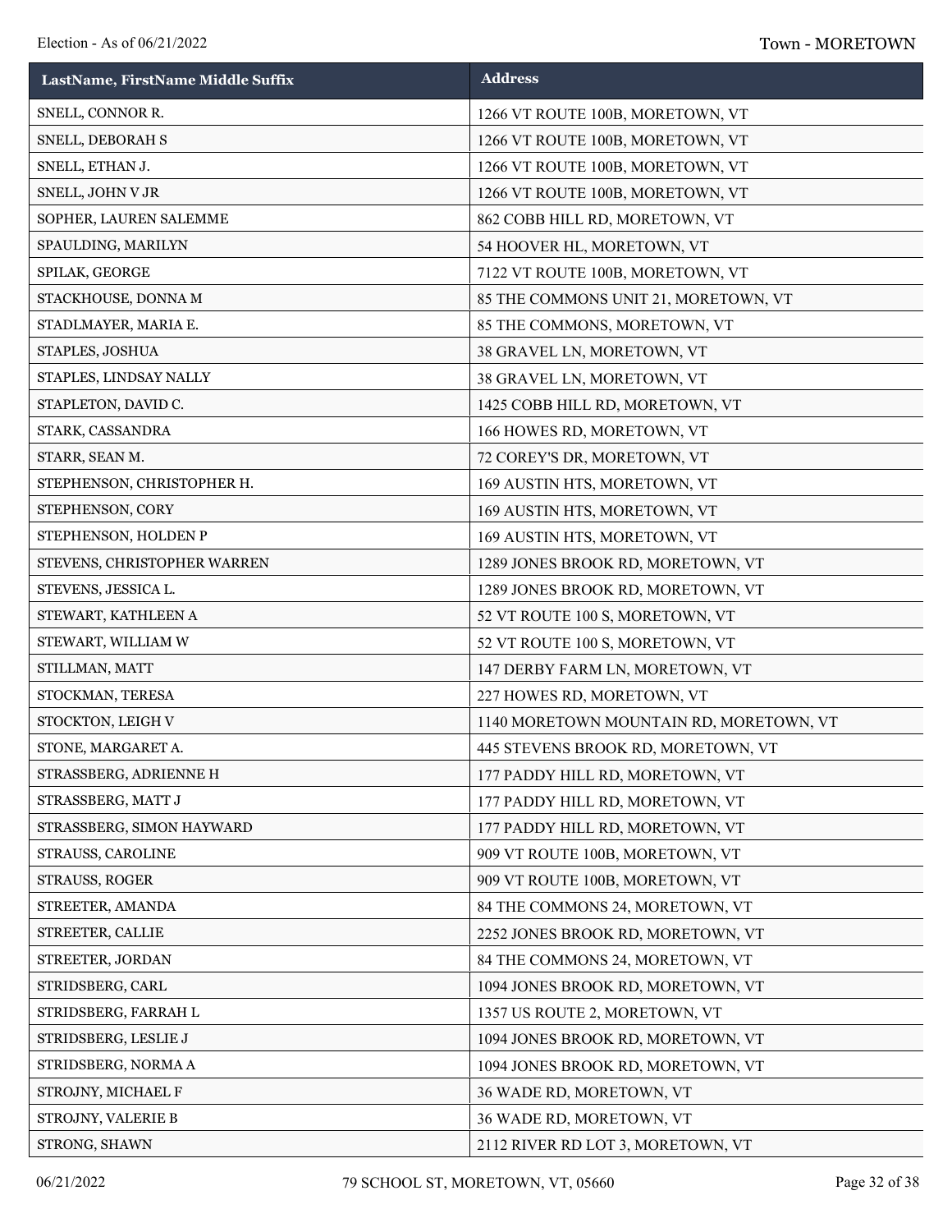| LastName, FirstName Middle Suffix | Address |
|---|---|
| SNELL, CONNOR R. | 1266 VT ROUTE 100B, MORETOWN, VT |
| SNELL, DEBORAH S | 1266 VT ROUTE 100B, MORETOWN, VT |
| SNELL, ETHAN J. | 1266 VT ROUTE 100B, MORETOWN, VT |
| SNELL, JOHN V JR | 1266 VT ROUTE 100B, MORETOWN, VT |
| SOPHER, LAUREN SALEMME | 862 COBB HILL RD, MORETOWN, VT |
| SPAULDING, MARILYN | 54 HOOVER HL, MORETOWN, VT |
| SPILAK, GEORGE | 7122 VT ROUTE 100B, MORETOWN, VT |
| STACKHOUSE, DONNA M | 85 THE COMMONS UNIT 21, MORETOWN, VT |
| STADLMAYER, MARIA E. | 85 THE COMMONS, MORETOWN, VT |
| STAPLES, JOSHUA | 38 GRAVEL LN, MORETOWN, VT |
| STAPLES, LINDSAY NALLY | 38 GRAVEL LN, MORETOWN, VT |
| STAPLETON, DAVID C. | 1425 COBB HILL RD, MORETOWN, VT |
| STARK, CASSANDRA | 166 HOWES RD, MORETOWN, VT |
| STARR, SEAN M. | 72 COREY'S DR, MORETOWN, VT |
| STEPHENSON, CHRISTOPHER H. | 169 AUSTIN HTS, MORETOWN, VT |
| STEPHENSON, CORY | 169 AUSTIN HTS, MORETOWN, VT |
| STEPHENSON, HOLDEN P | 169 AUSTIN HTS, MORETOWN, VT |
| STEVENS, CHRISTOPHER WARREN | 1289 JONES BROOK RD, MORETOWN, VT |
| STEVENS, JESSICA L. | 1289 JONES BROOK RD, MORETOWN, VT |
| STEWART, KATHLEEN A | 52 VT ROUTE 100 S, MORETOWN, VT |
| STEWART, WILLIAM W | 52 VT ROUTE 100 S, MORETOWN, VT |
| STILLMAN, MATT | 147 DERBY FARM LN, MORETOWN, VT |
| STOCKMAN, TERESA | 227 HOWES RD, MORETOWN, VT |
| STOCKTON, LEIGH V | 1140 MORETOWN MOUNTAIN RD, MORETOWN, VT |
| STONE, MARGARET A. | 445 STEVENS BROOK RD, MORETOWN, VT |
| STRASSBERG, ADRIENNE H | 177 PADDY HILL RD, MORETOWN, VT |
| STRASSBERG, MATT J | 177 PADDY HILL RD, MORETOWN, VT |
| STRASSBERG, SIMON HAYWARD | 177 PADDY HILL RD, MORETOWN, VT |
| STRAUSS, CAROLINE | 909 VT ROUTE 100B, MORETOWN, VT |
| STRAUSS, ROGER | 909 VT ROUTE 100B, MORETOWN, VT |
| STREETER, AMANDA | 84 THE COMMONS 24, MORETOWN, VT |
| STREETER, CALLIE | 2252 JONES BROOK RD, MORETOWN, VT |
| STREETER, JORDAN | 84 THE COMMONS 24, MORETOWN, VT |
| STRIDSBERG, CARL | 1094 JONES BROOK RD, MORETOWN, VT |
| STRIDSBERG, FARRAH L | 1357 US ROUTE 2, MORETOWN, VT |
| STRIDSBERG, LESLIE J | 1094 JONES BROOK RD, MORETOWN, VT |
| STRIDSBERG, NORMA A | 1094 JONES BROOK RD, MORETOWN, VT |
| STROJNY, MICHAEL F | 36 WADE RD, MORETOWN, VT |
| STROJNY, VALERIE B | 36 WADE RD, MORETOWN, VT |
| STRONG, SHAWN | 2112 RIVER RD LOT 3, MORETOWN, VT |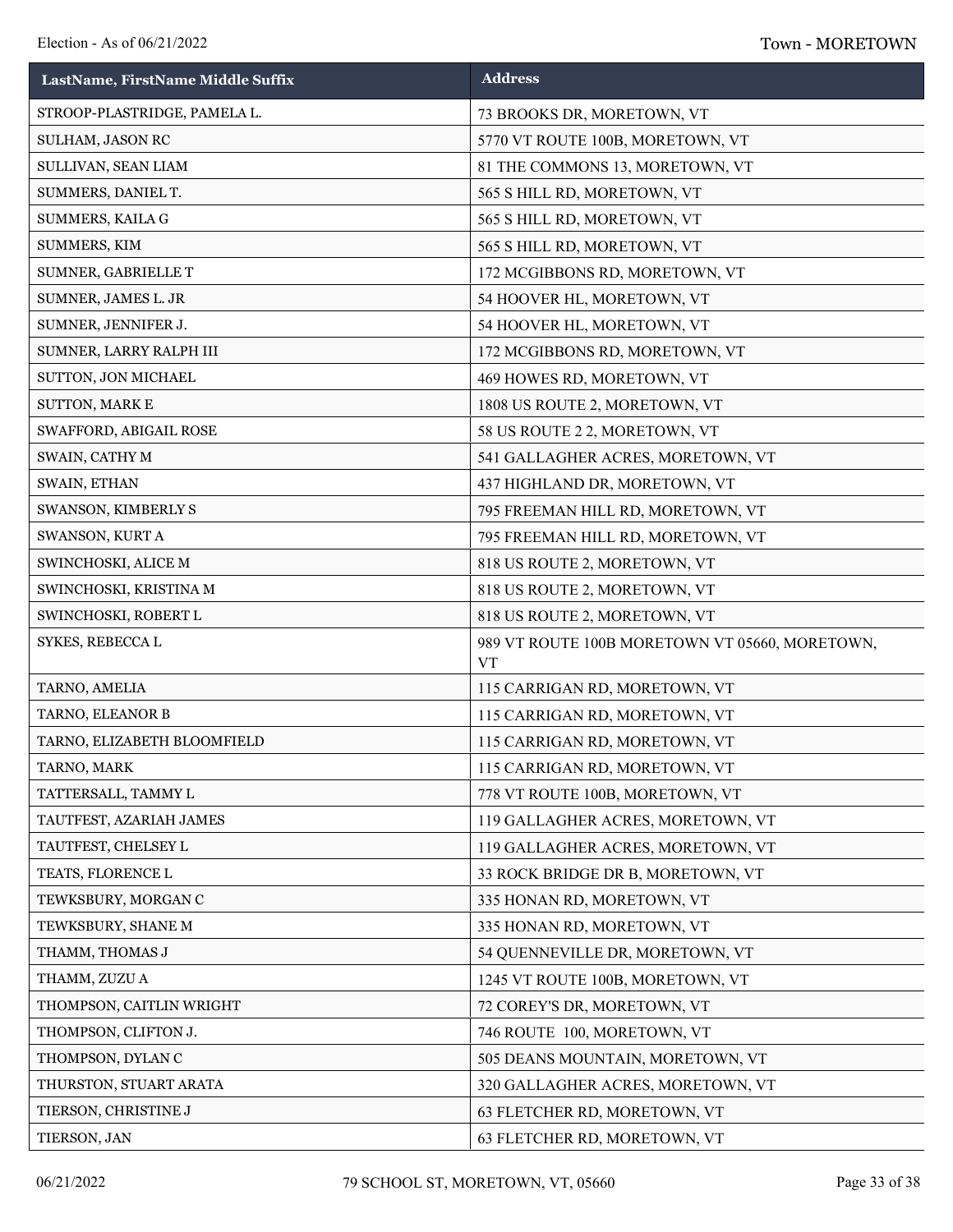| LastName, FirstName Middle Suffix | Address |
|---|---|
| STROOP-PLASTRIDGE, PAMELA L. | 73 BROOKS DR, MORETOWN, VT |
| SULHAM, JASON RC | 5770 VT ROUTE 100B, MORETOWN, VT |
| SULLIVAN, SEAN LIAM | 81 THE COMMONS 13, MORETOWN, VT |
| SUMMERS, DANIEL T. | 565 S HILL RD, MORETOWN, VT |
| SUMMERS, KAILA G | 565 S HILL RD, MORETOWN, VT |
| SUMMERS, KIM | 565 S HILL RD, MORETOWN, VT |
| SUMNER, GABRIELLE T | 172 MCGIBBONS RD, MORETOWN, VT |
| SUMNER, JAMES L. JR | 54 HOOVER HL, MORETOWN, VT |
| SUMNER, JENNIFER J. | 54 HOOVER HL, MORETOWN, VT |
| SUMNER, LARRY RALPH III | 172 MCGIBBONS RD, MORETOWN, VT |
| SUTTON, JON MICHAEL | 469 HOWES RD, MORETOWN, VT |
| SUTTON, MARK E | 1808 US ROUTE 2, MORETOWN, VT |
| SWAFFORD, ABIGAIL ROSE | 58 US ROUTE 2 2, MORETOWN, VT |
| SWAIN, CATHY M | 541 GALLAGHER ACRES, MORETOWN, VT |
| SWAIN, ETHAN | 437 HIGHLAND DR, MORETOWN, VT |
| SWANSON, KIMBERLY S | 795 FREEMAN HILL RD, MORETOWN, VT |
| SWANSON, KURT A | 795 FREEMAN HILL RD, MORETOWN, VT |
| SWINCHOSKI, ALICE M | 818 US ROUTE 2, MORETOWN, VT |
| SWINCHOSKI, KRISTINA M | 818 US ROUTE 2, MORETOWN, VT |
| SWINCHOSKI, ROBERT L | 818 US ROUTE 2, MORETOWN, VT |
| SYKES, REBECCA L | 989 VT ROUTE 100B MORETOWN VT 05660, MORETOWN, VT |
| TARNO, AMELIA | 115 CARRIGAN RD, MORETOWN, VT |
| TARNO, ELEANOR B | 115 CARRIGAN RD, MORETOWN, VT |
| TARNO, ELIZABETH BLOOMFIELD | 115 CARRIGAN RD, MORETOWN, VT |
| TARNO, MARK | 115 CARRIGAN RD, MORETOWN, VT |
| TATTERSALL, TAMMY L | 778 VT ROUTE 100B, MORETOWN, VT |
| TAUTFEST, AZARIAH JAMES | 119 GALLAGHER ACRES, MORETOWN, VT |
| TAUTFEST, CHELSEY L | 119 GALLAGHER ACRES, MORETOWN, VT |
| TEATS, FLORENCE L | 33 ROCK BRIDGE DR B, MORETOWN, VT |
| TEWKSBURY, MORGAN C | 335 HONAN RD, MORETOWN, VT |
| TEWKSBURY, SHANE M | 335 HONAN RD, MORETOWN, VT |
| THAMM, THOMAS J | 54 QUENNEVILLE DR, MORETOWN, VT |
| THAMM, ZUZU A | 1245 VT ROUTE 100B, MORETOWN, VT |
| THOMPSON, CAITLIN WRIGHT | 72 COREY'S DR, MORETOWN, VT |
| THOMPSON, CLIFTON J. | 746 ROUTE 100, MORETOWN, VT |
| THOMPSON, DYLAN C | 505 DEANS MOUNTAIN, MORETOWN, VT |
| THURSTON, STUART ARATA | 320 GALLAGHER ACRES, MORETOWN, VT |
| TIERSON, CHRISTINE J | 63 FLETCHER RD, MORETOWN, VT |
| TIERSON, JAN | 63 FLETCHER RD, MORETOWN, VT |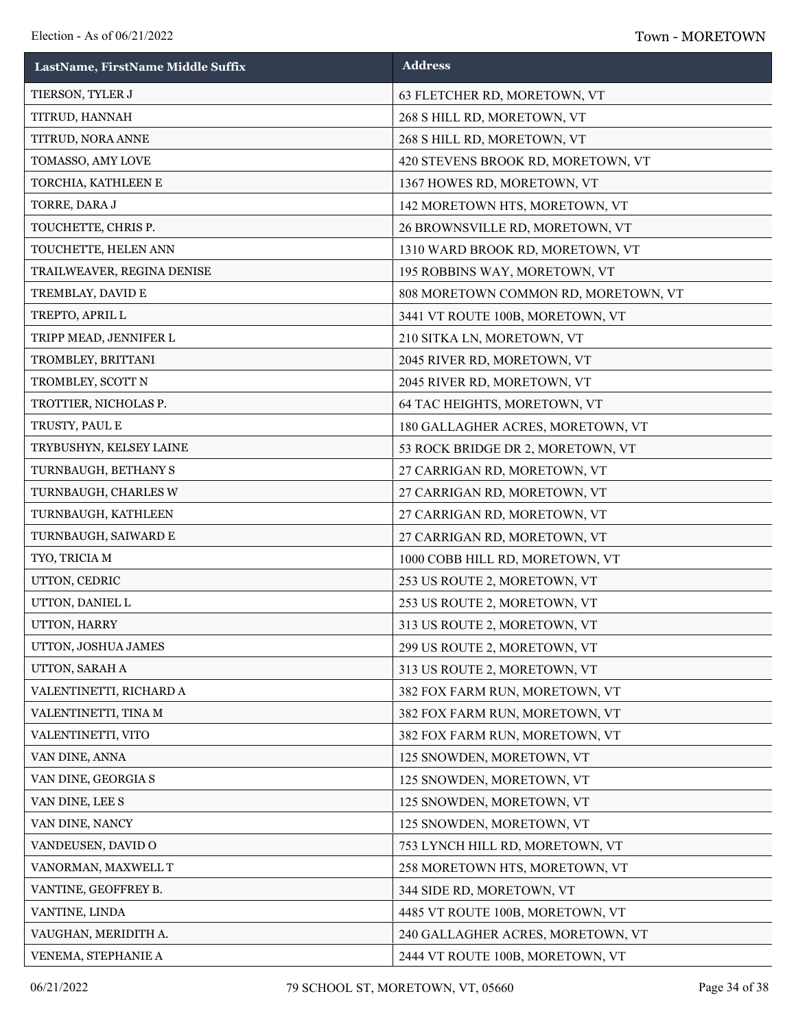| LastName, FirstName Middle Suffix | Address |
|---|---|
| TIERSON, TYLER J | 63 FLETCHER RD, MORETOWN, VT |
| TITRUD, HANNAH | 268 S HILL RD, MORETOWN, VT |
| TITRUD, NORA ANNE | 268 S HILL RD, MORETOWN, VT |
| TOMASSO, AMY LOVE | 420 STEVENS BROOK RD, MORETOWN, VT |
| TORCHIA, KATHLEEN E | 1367 HOWES RD, MORETOWN, VT |
| TORRE, DARA J | 142 MORETOWN HTS, MORETOWN, VT |
| TOUCHETTE, CHRIS P. | 26 BROWNSVILLE RD, MORETOWN, VT |
| TOUCHETTE, HELEN ANN | 1310 WARD BROOK RD, MORETOWN, VT |
| TRAILWEAVER, REGINA DENISE | 195 ROBBINS WAY, MORETOWN, VT |
| TREMBLAY, DAVID E | 808 MORETOWN COMMON RD, MORETOWN, VT |
| TREPTO, APRIL L | 3441 VT ROUTE 100B, MORETOWN, VT |
| TRIPP MEAD, JENNIFER L | 210 SITKA LN, MORETOWN, VT |
| TROMBLEY, BRITTANI | 2045 RIVER RD, MORETOWN, VT |
| TROMBLEY, SCOTT N | 2045 RIVER RD, MORETOWN, VT |
| TROTTIER, NICHOLAS P. | 64 TAC HEIGHTS, MORETOWN, VT |
| TRUSTY, PAUL E | 180 GALLAGHER ACRES, MORETOWN, VT |
| TRYBUSHYN, KELSEY LAINE | 53 ROCK BRIDGE DR 2, MORETOWN, VT |
| TURNBAUGH, BETHANY S | 27 CARRIGAN RD, MORETOWN, VT |
| TURNBAUGH, CHARLES W | 27 CARRIGAN RD, MORETOWN, VT |
| TURNBAUGH, KATHLEEN | 27 CARRIGAN RD, MORETOWN, VT |
| TURNBAUGH, SAIWARD E | 27 CARRIGAN RD, MORETOWN, VT |
| TYO, TRICIA M | 1000 COBB HILL RD, MORETOWN, VT |
| UTTON, CEDRIC | 253 US ROUTE 2, MORETOWN, VT |
| UTTON, DANIEL L | 253 US ROUTE 2, MORETOWN, VT |
| UTTON, HARRY | 313 US ROUTE 2, MORETOWN, VT |
| UTTON, JOSHUA JAMES | 299 US ROUTE 2, MORETOWN, VT |
| UTTON, SARAH A | 313 US ROUTE 2, MORETOWN, VT |
| VALENTINETTI, RICHARD A | 382 FOX FARM RUN, MORETOWN, VT |
| VALENTINETTI, TINA M | 382 FOX FARM RUN, MORETOWN, VT |
| VALENTINETTI, VITO | 382 FOX FARM RUN, MORETOWN, VT |
| VAN DINE, ANNA | 125 SNOWDEN, MORETOWN, VT |
| VAN DINE, GEORGIA S | 125 SNOWDEN, MORETOWN, VT |
| VAN DINE, LEE S | 125 SNOWDEN, MORETOWN, VT |
| VAN DINE, NANCY | 125 SNOWDEN, MORETOWN, VT |
| VANDEUSEN, DAVID O | 753 LYNCH HILL RD, MORETOWN, VT |
| VANORMAN, MAXWELL T | 258 MORETOWN HTS, MORETOWN, VT |
| VANTINE, GEOFFREY B. | 344 SIDE RD, MORETOWN, VT |
| VANTINE, LINDA | 4485 VT ROUTE 100B, MORETOWN, VT |
| VAUGHAN, MERIDITH A. | 240 GALLAGHER ACRES, MORETOWN, VT |
| VENEMA, STEPHANIE A | 2444 VT ROUTE 100B, MORETOWN, VT |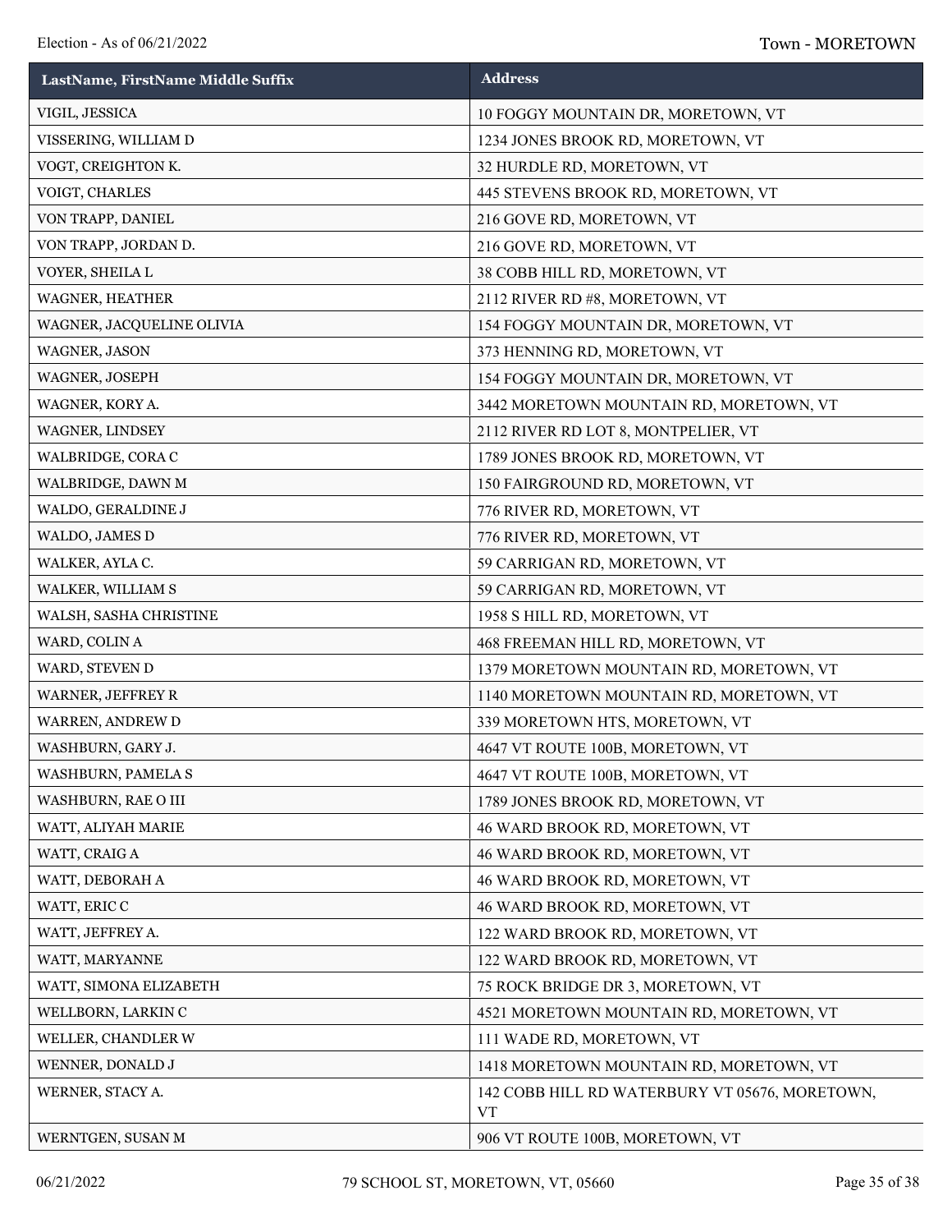| LastName, FirstName Middle Suffix | Address |
| --- | --- |
| VIGIL, JESSICA | 10 FOGGY MOUNTAIN DR, MORETOWN, VT |
| VISSERING, WILLIAM D | 1234 JONES BROOK RD, MORETOWN, VT |
| VOGT, CREIGHTON K. | 32 HURDLE RD, MORETOWN, VT |
| VOIGT, CHARLES | 445 STEVENS BROOK RD, MORETOWN, VT |
| VON TRAPP, DANIEL | 216 GOVE RD, MORETOWN, VT |
| VON TRAPP, JORDAN D. | 216 GOVE RD, MORETOWN, VT |
| VOYER, SHEILA L | 38 COBB HILL RD, MORETOWN, VT |
| WAGNER, HEATHER | 2112 RIVER RD #8, MORETOWN, VT |
| WAGNER, JACQUELINE OLIVIA | 154 FOGGY MOUNTAIN DR, MORETOWN, VT |
| WAGNER, JASON | 373 HENNING RD, MORETOWN, VT |
| WAGNER, JOSEPH | 154 FOGGY MOUNTAIN DR, MORETOWN, VT |
| WAGNER, KORY A. | 3442 MORETOWN MOUNTAIN RD, MORETOWN, VT |
| WAGNER, LINDSEY | 2112 RIVER RD LOT 8, MONTPELIER, VT |
| WALBRIDGE, CORA C | 1789 JONES BROOK RD, MORETOWN, VT |
| WALBRIDGE, DAWN M | 150 FAIRGROUND RD, MORETOWN, VT |
| WALDO, GERALDINE J | 776 RIVER RD, MORETOWN, VT |
| WALDO, JAMES D | 776 RIVER RD, MORETOWN, VT |
| WALKER, AYLA C. | 59 CARRIGAN RD, MORETOWN, VT |
| WALKER, WILLIAM S | 59 CARRIGAN RD, MORETOWN, VT |
| WALSH, SASHA CHRISTINE | 1958 S HILL RD, MORETOWN, VT |
| WARD, COLIN A | 468 FREEMAN HILL RD, MORETOWN, VT |
| WARD, STEVEN D | 1379 MORETOWN MOUNTAIN RD, MORETOWN, VT |
| WARNER, JEFFREY R | 1140 MORETOWN MOUNTAIN RD, MORETOWN, VT |
| WARREN, ANDREW D | 339 MORETOWN HTS, MORETOWN, VT |
| WASHBURN, GARY J. | 4647 VT ROUTE 100B, MORETOWN, VT |
| WASHBURN, PAMELA S | 4647 VT ROUTE 100B, MORETOWN, VT |
| WASHBURN, RAE O III | 1789 JONES BROOK RD, MORETOWN, VT |
| WATT, ALIYAH MARIE | 46 WARD BROOK RD, MORETOWN, VT |
| WATT, CRAIG A | 46 WARD BROOK RD, MORETOWN, VT |
| WATT, DEBORAH A | 46 WARD BROOK RD, MORETOWN, VT |
| WATT, ERIC C | 46 WARD BROOK RD, MORETOWN, VT |
| WATT, JEFFREY A. | 122 WARD BROOK RD, MORETOWN, VT |
| WATT, MARYANNE | 122 WARD BROOK RD, MORETOWN, VT |
| WATT, SIMONA ELIZABETH | 75 ROCK BRIDGE DR 3, MORETOWN, VT |
| WELLBORN, LARKIN C | 4521 MORETOWN MOUNTAIN RD, MORETOWN, VT |
| WELLER, CHANDLER W | 111 WADE RD, MORETOWN, VT |
| WENNER, DONALD J | 1418 MORETOWN MOUNTAIN RD, MORETOWN, VT |
| WERNER, STACY A. | 142 COBB HILL RD WATERBURY VT 05676, MORETOWN, VT |
| WERNTGEN, SUSAN M | 906 VT ROUTE 100B, MORETOWN, VT |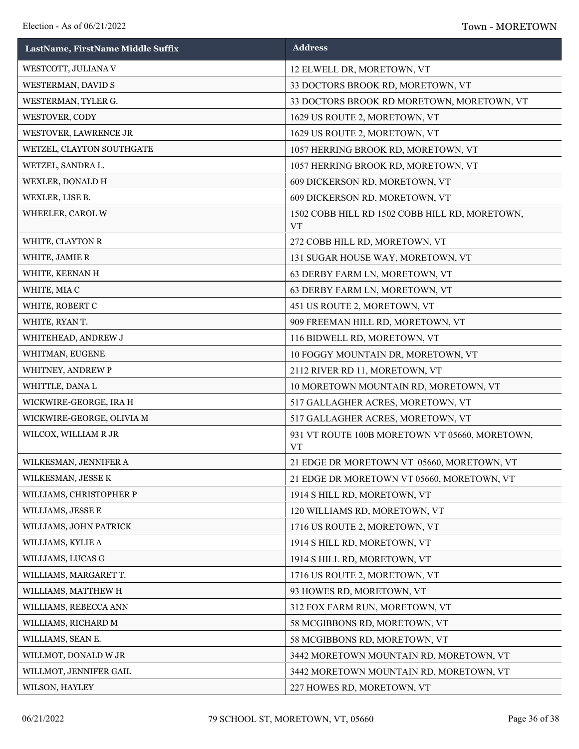| LastName, FirstName Middle Suffix | Address |
|---|---|
| WESTCOTT, JULIANA V | 12 ELWELL DR, MORETOWN, VT |
| WESTERMAN, DAVID S | 33 DOCTORS BROOK RD, MORETOWN, VT |
| WESTERMAN, TYLER G. | 33 DOCTORS BROOK RD MORETOWN, MORETOWN, VT |
| WESTOVER, CODY | 1629 US ROUTE 2, MORETOWN, VT |
| WESTOVER, LAWRENCE JR | 1629 US ROUTE 2, MORETOWN, VT |
| WETZEL, CLAYTON SOUTHGATE | 1057 HERRING BROOK RD, MORETOWN, VT |
| WETZEL, SANDRA L. | 1057 HERRING BROOK RD, MORETOWN, VT |
| WEXLER, DONALD H | 609 DICKERSON RD, MORETOWN, VT |
| WEXLER, LISE B. | 609 DICKERSON RD, MORETOWN, VT |
| WHEELER, CAROL W | 1502 COBB HILL RD 1502 COBB HILL RD, MORETOWN, VT |
| WHITE, CLAYTON R | 272 COBB HILL RD, MORETOWN, VT |
| WHITE, JAMIE R | 131 SUGAR HOUSE WAY, MORETOWN, VT |
| WHITE, KEENAN H | 63 DERBY FARM LN, MORETOWN, VT |
| WHITE, MIA C | 63 DERBY FARM LN, MORETOWN, VT |
| WHITE, ROBERT C | 451 US ROUTE 2, MORETOWN, VT |
| WHITE, RYAN T. | 909 FREEMAN HILL RD, MORETOWN, VT |
| WHITEHEAD, ANDREW J | 116 BIDWELL RD, MORETOWN, VT |
| WHITMAN, EUGENE | 10 FOGGY MOUNTAIN DR, MORETOWN, VT |
| WHITNEY, ANDREW P | 2112 RIVER RD 11, MORETOWN, VT |
| WHITTLE, DANA L | 10 MORETOWN MOUNTAIN RD, MORETOWN, VT |
| WICKWIRE-GEORGE, IRA H | 517 GALLAGHER ACRES, MORETOWN, VT |
| WICKWIRE-GEORGE, OLIVIA M | 517 GALLAGHER ACRES, MORETOWN, VT |
| WILCOX, WILLIAM R JR | 931 VT ROUTE 100B MORETOWN VT 05660, MORETOWN, VT |
| WILKESMAN, JENNIFER A | 21 EDGE DR MORETOWN VT 05660, MORETOWN, VT |
| WILKESMAN, JESSE K | 21 EDGE DR MORETOWN VT 05660, MORETOWN, VT |
| WILLIAMS, CHRISTOPHER P | 1914 S HILL RD, MORETOWN, VT |
| WILLIAMS, JESSE E | 120 WILLIAMS RD, MORETOWN, VT |
| WILLIAMS, JOHN PATRICK | 1716 US ROUTE 2, MORETOWN, VT |
| WILLIAMS, KYLIE A | 1914 S HILL RD, MORETOWN, VT |
| WILLIAMS, LUCAS G | 1914 S HILL RD, MORETOWN, VT |
| WILLIAMS, MARGARET T. | 1716 US ROUTE 2, MORETOWN, VT |
| WILLIAMS, MATTHEW H | 93 HOWES RD, MORETOWN, VT |
| WILLIAMS, REBECCA ANN | 312 FOX FARM RUN, MORETOWN, VT |
| WILLIAMS, RICHARD M | 58 MCGIBBONS RD, MORETOWN, VT |
| WILLIAMS, SEAN E. | 58 MCGIBBONS RD, MORETOWN, VT |
| WILLMOT, DONALD W JR | 3442 MORETOWN MOUNTAIN RD, MORETOWN, VT |
| WILLMOT, JENNIFER GAIL | 3442 MORETOWN MOUNTAIN RD, MORETOWN, VT |
| WILSON, HAYLEY | 227 HOWES RD, MORETOWN, VT |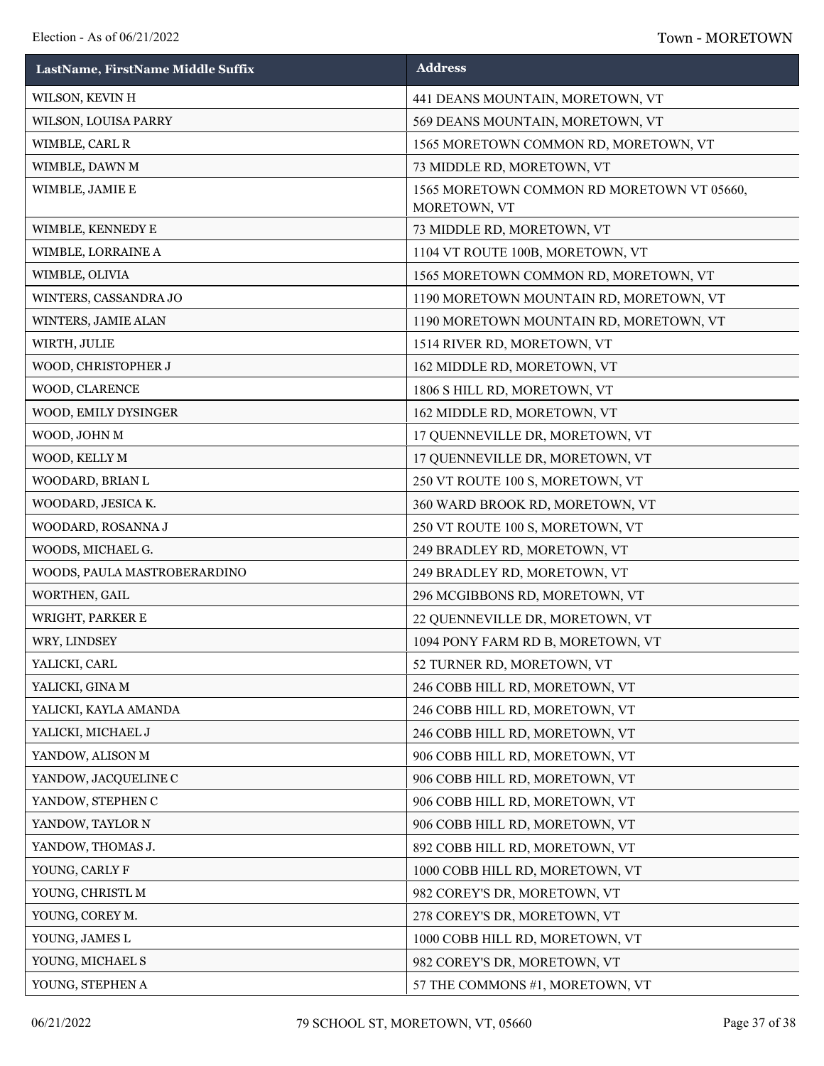| LastName, FirstName Middle Suffix | Address |
|---|---|
| WILSON, KEVIN H | 441 DEANS MOUNTAIN, MORETOWN, VT |
| WILSON, LOUISA PARRY | 569 DEANS MOUNTAIN, MORETOWN, VT |
| WIMBLE, CARL R | 1565 MORETOWN COMMON RD, MORETOWN, VT |
| WIMBLE, DAWN M | 73 MIDDLE RD, MORETOWN, VT |
| WIMBLE, JAMIE E | 1565 MORETOWN COMMON RD MORETOWN VT 05660, MORETOWN, VT |
| WIMBLE, KENNEDY E | 73 MIDDLE RD, MORETOWN, VT |
| WIMBLE, LORRAINE A | 1104 VT ROUTE 100B, MORETOWN, VT |
| WIMBLE, OLIVIA | 1565 MORETOWN COMMON RD, MORETOWN, VT |
| WINTERS, CASSANDRA JO | 1190 MORETOWN MOUNTAIN RD, MORETOWN, VT |
| WINTERS, JAMIE ALAN | 1190 MORETOWN MOUNTAIN RD, MORETOWN, VT |
| WIRTH, JULIE | 1514 RIVER RD, MORETOWN, VT |
| WOOD, CHRISTOPHER J | 162 MIDDLE RD, MORETOWN, VT |
| WOOD, CLARENCE | 1806 S HILL RD, MORETOWN, VT |
| WOOD, EMILY DYSINGER | 162 MIDDLE RD, MORETOWN, VT |
| WOOD, JOHN M | 17 QUENNEVILLE DR, MORETOWN, VT |
| WOOD, KELLY M | 17 QUENNEVILLE DR, MORETOWN, VT |
| WOODARD, BRIAN L | 250 VT ROUTE 100 S, MORETOWN, VT |
| WOODARD, JESICA K. | 360 WARD BROOK RD, MORETOWN, VT |
| WOODARD, ROSANNA J | 250 VT ROUTE 100 S, MORETOWN, VT |
| WOODS, MICHAEL G. | 249 BRADLEY RD, MORETOWN, VT |
| WOODS, PAULA MASTROBERARDINO | 249 BRADLEY RD, MORETOWN, VT |
| WORTHEN, GAIL | 296 MCGIBBONS RD, MORETOWN, VT |
| WRIGHT, PARKER E | 22 QUENNEVILLE DR, MORETOWN, VT |
| WRY, LINDSEY | 1094 PONY FARM RD B, MORETOWN, VT |
| YALICKI, CARL | 52 TURNER RD, MORETOWN, VT |
| YALICKI, GINA M | 246 COBB HILL RD, MORETOWN, VT |
| YALICKI, KAYLA AMANDA | 246 COBB HILL RD, MORETOWN, VT |
| YALICKI, MICHAEL J | 246 COBB HILL RD, MORETOWN, VT |
| YANDOW, ALISON M | 906 COBB HILL RD, MORETOWN, VT |
| YANDOW, JACQUELINE C | 906 COBB HILL RD, MORETOWN, VT |
| YANDOW, STEPHEN C | 906 COBB HILL RD, MORETOWN, VT |
| YANDOW, TAYLOR N | 906 COBB HILL RD, MORETOWN, VT |
| YANDOW, THOMAS J. | 892 COBB HILL RD, MORETOWN, VT |
| YOUNG, CARLY F | 1000 COBB HILL RD, MORETOWN, VT |
| YOUNG, CHRISTL M | 982 COREY'S DR, MORETOWN, VT |
| YOUNG, COREY M. | 278 COREY'S DR, MORETOWN, VT |
| YOUNG, JAMES L | 1000 COBB HILL RD, MORETOWN, VT |
| YOUNG, MICHAEL S | 982 COREY'S DR, MORETOWN, VT |
| YOUNG, STEPHEN A | 57 THE COMMONS #1, MORETOWN, VT |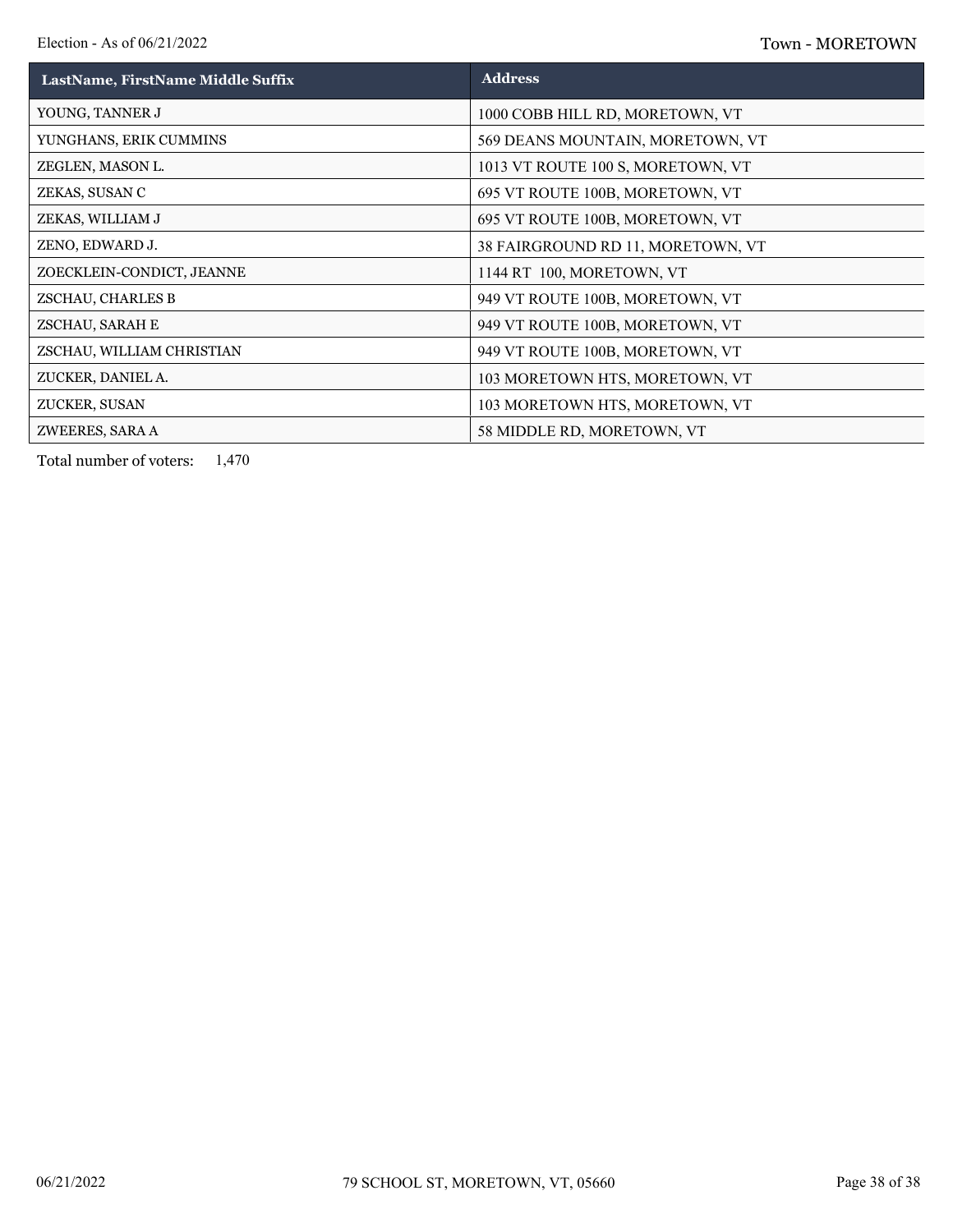| LastName, FirstName Middle Suffix | Address |
| --- | --- |
| YOUNG, TANNER J | 1000 COBB HILL RD, MORETOWN, VT |
| YUNGHANS, ERIK CUMMINS | 569 DEANS MOUNTAIN, MORETOWN, VT |
| ZEGLEN, MASON L. | 1013 VT ROUTE 100 S, MORETOWN, VT |
| ZEKAS, SUSAN C | 695 VT ROUTE 100B, MORETOWN, VT |
| ZEKAS, WILLIAM J | 695 VT ROUTE 100B, MORETOWN, VT |
| ZENO, EDWARD J. | 38 FAIRGROUND RD 11, MORETOWN, VT |
| ZOECKLEIN-CONDICT, JEANNE | 1144 RT 100, MORETOWN, VT |
| ZSCHAU, CHARLES B | 949 VT ROUTE 100B, MORETOWN, VT |
| ZSCHAU, SARAH E | 949 VT ROUTE 100B, MORETOWN, VT |
| ZSCHAU, WILLIAM CHRISTIAN | 949 VT ROUTE 100B, MORETOWN, VT |
| ZUCKER, DANIEL A. | 103 MORETOWN HTS, MORETOWN, VT |
| ZUCKER, SUSAN | 103 MORETOWN HTS, MORETOWN, VT |
| ZWEERES, SARA A | 58 MIDDLE RD, MORETOWN, VT |

Total number of voters: 1,470